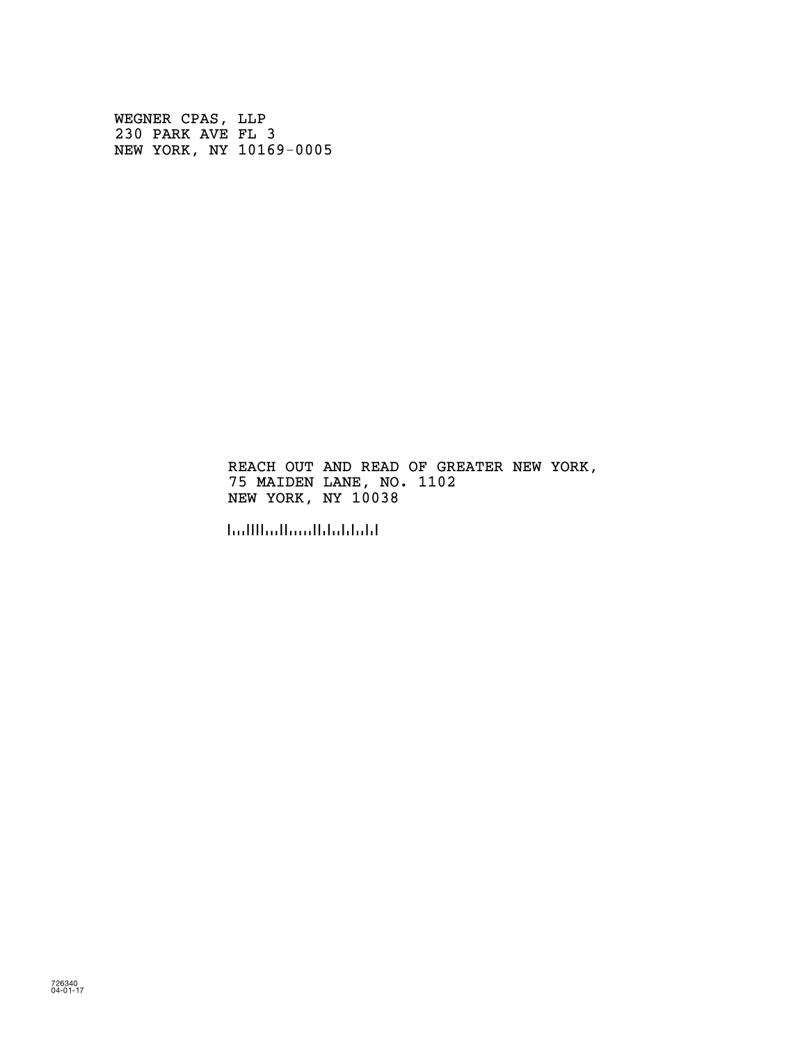WEGNER CPAS, LLP
230 PARK AVE FL 3
NEW YORK, NY 10169-0005

REACH OUT AND READ OF GREATER NEW YORK,
75 MAIDEN LANE, NO. 1102
NEW YORK, NY 10038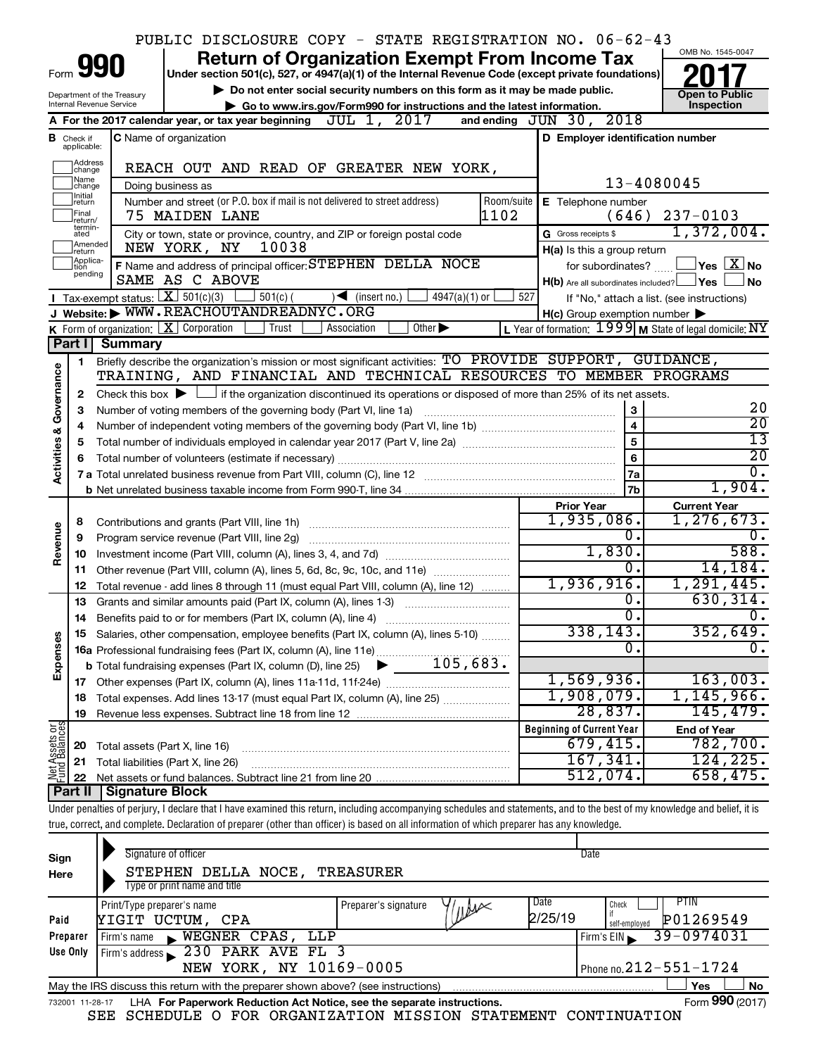PUBLIC DISCLOSURE COPY - STATE REGISTRATION NO. 06-62-43

# Form 990 — Return of Organization Exempt From Income Tax (2017)

Under section 501(c), 527, or 4947(a)(1) of the Internal Revenue Code (except private foundations)

▶ Do not enter social security numbers on this form as it may be made public.

▶ Go to www.irs.gov/Form990 for instructions and the latest information.

Department of the Treasury, Internal Revenue Service

OMB No. 1545-0047 — Open to Public Inspection

**A** For the 2017 calendar year, or tax year beginning JUL 1, 2017 and ending JUN 30, 2018

**B** Check if applicable: Address change, Name change, Initial return, Final return/terminated, Amended return, Application pending

**C** Name of organization: REACH OUT AND READ OF GREATER NEW YORK,

Doing business as

Number and street (or P.O. box if mail is not delivered to street address): 75 MAIDEN LANE — Room/suite: 1102

City or town, state or province, country, and ZIP or foreign postal code: NEW YORK, NY 10038

**D** Employer identification number: 13-4080045

**E** Telephone number: (646) 237-0103

**G** Gross receipts $ 1,372,004.

**F** Name and address of principal officer: STEPHEN DELLA NOCE, SAME AS C ABOVE

**H(a)** Is this a group return for subordinates? Yes [ ] No [X]

**H(b)** Are all subordinates included? Yes [ ] No [ ] If "No," attach a list. (see instructions)

**H(c)** Group exemption number ▶

**I** Tax-exempt status: [X] 501(c)(3) [ ] 501(c)( ) ◀ (insert no.) [ ] 4947(a)(1) or [ ] 527

**J** Website: ▶ WWW.REACHOUTANDREADNYC.ORG

**K** Form of organization: [X] Corporation [ ] Trust [ ] Association [ ] Other ▶

**L** Year of formation: 1999 **M** State of legal domicile: NY

## Part I Summary

**Activities & Governance**

1. Briefly describe the organization's mission or most significant activities: TO PROVIDE SUPPORT, GUIDANCE, TRAINING, AND FINANCIAL AND TECHNICAL RESOURCES TO MEMBER PROGRAMS
2. Check this box ▶ [ ] if the organization discontinued its operations or disposed of more than 25% of its net assets.

| Line | Description | | Value |
|---|---|---|---|
| 3 | Number of voting members of the governing body (Part VI, line 1a) | 3 | 20 |
| 4 | Number of independent voting members of the governing body (Part VI, line 1b) | 4 | 20 |
| 5 | Total number of individuals employed in calendar year 2017 (Part V, line 2a) | 5 | 13 |
| 6 | Total number of volunteers (estimate if necessary) | 6 | 20 |
| 7a | Total unrelated business revenue from Part VIII, column (C), line 12 | 7a | 0. |
| 7b | Net unrelated business taxable income from Form 990-T, line 34 | 7b | 1,904. |

| Line | Description | Prior Year | Current Year |
|---|---|---|---|
| **Revenue** | | | |
| 8 | Contributions and grants (Part VIII, line 1h) | 1,935,086. | 1,276,673. |
| 9 | Program service revenue (Part VIII, line 2g) | 0. | 0. |
| 10 | Investment income (Part VIII, column (A), lines 3, 4, and 7d) | 1,830. | 588. |
| 11 | Other revenue (Part VIII, column (A), lines 5, 6d, 8c, 9c, 10c, and 11e) | 0. | 14,184. |
| 12 | Total revenue - add lines 8 through 11 (must equal Part VIII, column (A), line 12) | 1,936,916. | 1,291,445. |
| **Expenses** | | | |
| 13 | Grants and similar amounts paid (Part IX, column (A), lines 1-3) | 0. | 630,314. |
| 14 | Benefits paid to or for members (Part IX, column (A), line 4) | 0. | 0. |
| 15 | Salaries, other compensation, employee benefits (Part IX, column (A), lines 5-10) | 338,143. | 352,649. |
| 16a | Professional fundraising fees (Part IX, column (A), line 11e) | 0. | 0. |
| b | Total fundraising expenses (Part IX, column (D), line 25) ▶ 105,683. | | |
| 17 | Other expenses (Part IX, column (A), lines 11a-11d, 11f-24e) | 1,569,936. | 163,003. |
| 18 | Total expenses. Add lines 13-17 (must equal Part IX, column (A), line 25) | 1,908,079. | 1,145,966. |
| 19 | Revenue less expenses. Subtract line 18 from line 12 | 28,837. | 145,479. |
| **Net Assets or Fund Balances** | | **Beginning of Current Year** | **End of Year** |
| 20 | Total assets (Part X, line 16) | 679,415. | 782,700. |
| 21 | Total liabilities (Part X, line 26) | 167,341. | 124,225. |
| 22 | Net assets or fund balances. Subtract line 21 from line 20 | 512,074. | 658,475. |

## Part II Signature Block

Under penalties of perjury, I declare that I have examined this return, including accompanying schedules and statements, and to the best of my knowledge and belief, it is true, correct, and complete. Declaration of preparer (other than officer) is based on all information of which preparer has any knowledge.

**Sign Here**

Signature of officer — Date

STEPHEN DELLA NOCE, TREASURER

Type or print name and title

**Paid Preparer Use Only**

| Print/Type preparer's name | Preparer's signature | Date | Check if self-employed | PTIN |
|---|---|---|---|---|
| YIGIT UCTUM, CPA | | 2/25/19 | [ ] | P01269549 |

Firm's name ▶ WEGNER CPAS, LLP — Firm's EIN ▶ 39-0974031

Firm's address ▶ 230 PARK AVE FL 3, NEW YORK, NY 10169-0005 — Phone no. 212-551-1724

May the IRS discuss this return with the preparer shown above? (see instructions) [ ] Yes [ ] No

732001 11-28-17 LHA For Paperwork Reduction Act Notice, see the separate instructions. Form **990** (2017)

SEE SCHEDULE O FOR ORGANIZATION MISSION STATEMENT CONTINUATION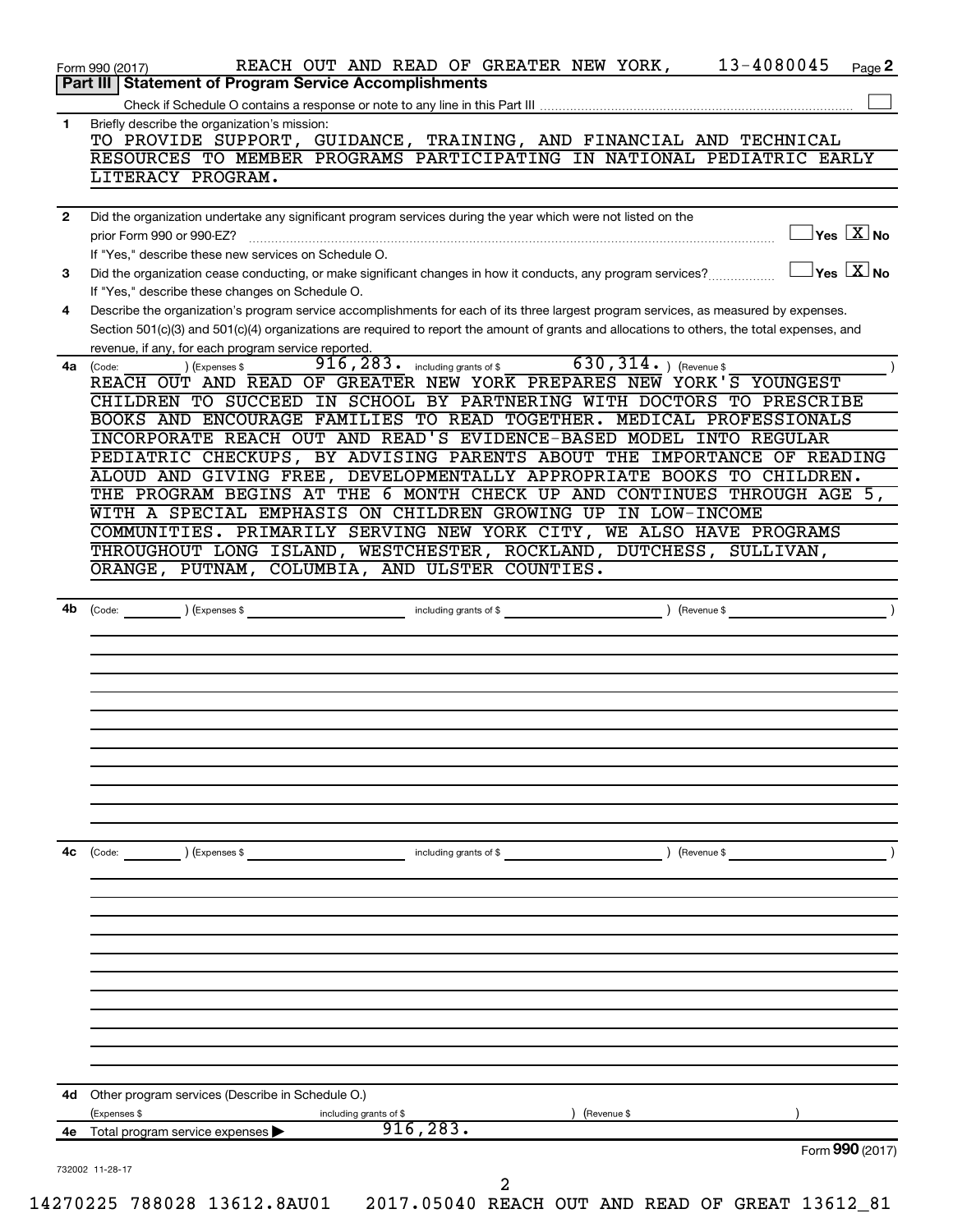Form 990 (2017) REACH OUT AND READ OF GREATER NEW YORK, 13-4080045 Page **2**

**Part III | Statement of Program Service Accomplishments**

Check if Schedule O contains a response or note to any line in this Part III ☐

**1** Briefly describe the organization's mission:

TO PROVIDE SUPPORT, GUIDANCE, TRAINING, AND FINANCIAL AND TECHNICAL RESOURCES TO MEMBER PROGRAMS PARTICIPATING IN NATIONAL PEDIATRIC EARLY LITERACY PROGRAM.

**2** Did the organization undertake any significant program services during the year which were not listed on the prior Form 990 or 990-EZ? ☐ Yes ☒ No

If "Yes," describe these new services on Schedule O.

**3** Did the organization cease conducting, or make significant changes in how it conducts, any program services? ☐ Yes ☒ No

If "Yes," describe these changes on Schedule O.

**4** Describe the organization's program service accomplishments for each of its three largest program services, as measured by expenses. Section 501(c)(3) and 501(c)(4) organizations are required to report the amount of grants and allocations to others, the total expenses, and revenue, if any, for each program service reported.

**4a** (Code: ) (Expenses $ 916,283. including grants of $ 630,314. ) (Revenue $ )

REACH OUT AND READ OF GREATER NEW YORK PREPARES NEW YORK'S YOUNGEST CHILDREN TO SUCCEED IN SCHOOL BY PARTNERING WITH DOCTORS TO PRESCRIBE BOOKS AND ENCOURAGE FAMILIES TO READ TOGETHER. MEDICAL PROFESSIONALS INCORPORATE REACH OUT AND READ'S EVIDENCE-BASED MODEL INTO REGULAR PEDIATRIC CHECKUPS, BY ADVISING PARENTS ABOUT THE IMPORTANCE OF READING ALOUD AND GIVING FREE, DEVELOPMENTALLY APPROPRIATE BOOKS TO CHILDREN. THE PROGRAM BEGINS AT THE 6 MONTH CHECK UP AND CONTINUES THROUGH AGE 5, WITH A SPECIAL EMPHASIS ON CHILDREN GROWING UP IN LOW-INCOME COMMUNITIES. PRIMARILY SERVING NEW YORK CITY, WE ALSO HAVE PROGRAMS THROUGHOUT LONG ISLAND, WESTCHESTER, ROCKLAND, DUTCHESS, SULLIVAN, ORANGE, PUTNAM, COLUMBIA, AND ULSTER COUNTIES.

**4b** (Code: ) (Expenses $ including grants of $ ) (Revenue $ )

**4c** (Code: ) (Expenses $ including grants of $ ) (Revenue $ )

**4d** Other program services (Describe in Schedule O.)

(Expenses $ including grants of $ ) (Revenue $ )

**4e** Total program service expenses ▶ 916,283.

Form **990** (2017)

732002 11-28-17

14270225 788028 13612.8AU01 2017.05040 REACH OUT AND READ OF GREAT 13612_81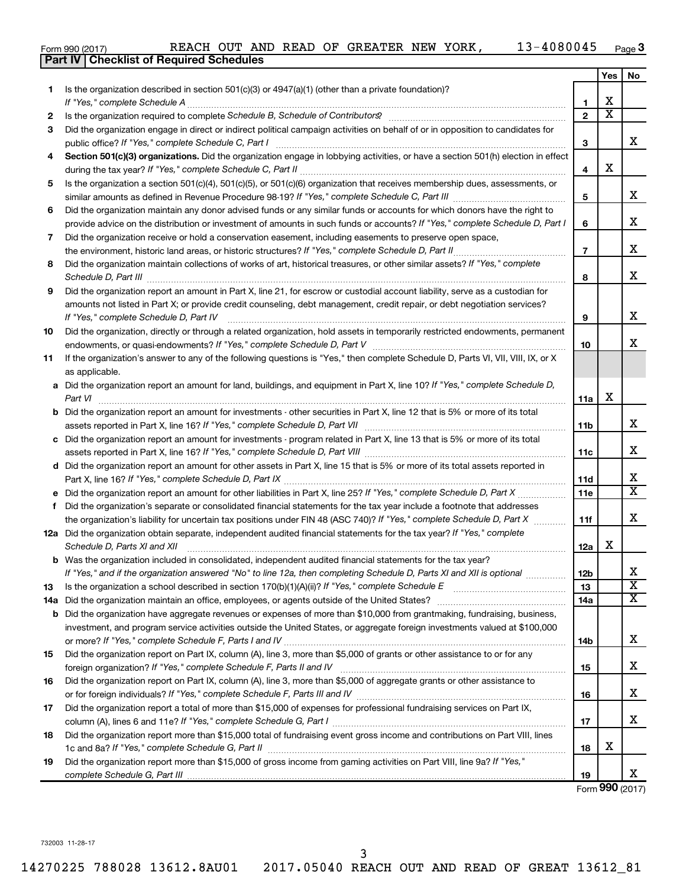Form 990 (2017) REACH OUT AND READ OF GREATER NEW YORK, 13-4080045 Page 3

## Part IV Checklist of Required Schedules

| | | | Yes | No |
|---|---|---|---|---|
| 1 | Is the organization described in section 501(c)(3) or 4947(a)(1) (other than a private foundation)? *If "Yes," complete Schedule A* | 1 | X | |
| 2 | Is the organization required to complete *Schedule B, Schedule of Contributors*? | 2 | X | |
| 3 | Did the organization engage in direct or indirect political campaign activities on behalf of or in opposition to candidates for public office? *If "Yes," complete Schedule C, Part I* | 3 | | X |
| 4 | **Section 501(c)(3) organizations.** Did the organization engage in lobbying activities, or have a section 501(h) election in effect during the tax year? *If "Yes," complete Schedule C, Part II* | 4 | X | |
| 5 | Is the organization a section 501(c)(4), 501(c)(5), or 501(c)(6) organization that receives membership dues, assessments, or similar amounts as defined in Revenue Procedure 98-19? *If "Yes," complete Schedule C, Part III* | 5 | | X |
| 6 | Did the organization maintain any donor advised funds or any similar funds or accounts for which donors have the right to provide advice on the distribution or investment of amounts in such funds or accounts? *If "Yes," complete Schedule D, Part I* | 6 | | X |
| 7 | Did the organization receive or hold a conservation easement, including easements to preserve open space, the environment, historic land areas, or historic structures? *If "Yes," complete Schedule D, Part II* | 7 | | X |
| 8 | Did the organization maintain collections of works of art, historical treasures, or other similar assets? *If "Yes," complete Schedule D, Part III* | 8 | | X |
| 9 | Did the organization report an amount in Part X, line 21, for escrow or custodial account liability, serve as a custodian for amounts not listed in Part X; or provide credit counseling, debt management, credit repair, or debt negotiation services? *If "Yes," complete Schedule D, Part IV* | 9 | | X |
| 10 | Did the organization, directly or through a related organization, hold assets in temporarily restricted endowments, permanent endowments, or quasi-endowments? *If "Yes," complete Schedule D, Part V* | 10 | | X |
| 11 | If the organization's answer to any of the following questions is "Yes," then complete Schedule D, Parts VI, VII, VIII, IX, or X as applicable. | | | |
| a | Did the organization report an amount for land, buildings, and equipment in Part X, line 10? *If "Yes," complete Schedule D, Part VI* | 11a | X | |
| b | Did the organization report an amount for investments - other securities in Part X, line 12 that is 5% or more of its total assets reported in Part X, line 16? *If "Yes," complete Schedule D, Part VII* | 11b | | X |
| c | Did the organization report an amount for investments - program related in Part X, line 13 that is 5% or more of its total assets reported in Part X, line 16? *If "Yes," complete Schedule D, Part VIII* | 11c | | X |
| d | Did the organization report an amount for other assets in Part X, line 15 that is 5% or more of its total assets reported in Part X, line 16? *If "Yes," complete Schedule D, Part IX* | 11d | | X |
| e | Did the organization report an amount for other liabilities in Part X, line 25? *If "Yes," complete Schedule D, Part X* | 11e | | X |
| f | Did the organization's separate or consolidated financial statements for the tax year include a footnote that addresses the organization's liability for uncertain tax positions under FIN 48 (ASC 740)? *If "Yes," complete Schedule D, Part X* | 11f | | X |
| 12a | Did the organization obtain separate, independent audited financial statements for the tax year? *If "Yes," complete Schedule D, Parts XI and XII* | 12a | X | |
| b | Was the organization included in consolidated, independent audited financial statements for the tax year? *If "Yes," and if the organization answered "No" to line 12a, then completing Schedule D, Parts XI and XII is optional* | 12b | | X |
| 13 | Is the organization a school described in section 170(b)(1)(A)(ii)? *If "Yes," complete Schedule E* | 13 | | X |
| 14a | Did the organization maintain an office, employees, or agents outside of the United States? | 14a | | X |
| b | Did the organization have aggregate revenues or expenses of more than $10,000 from grantmaking, fundraising, business, investment, and program service activities outside the United States, or aggregate foreign investments valued at $100,000 or more? *If "Yes," complete Schedule F, Parts I and IV* | 14b | | X |
| 15 | Did the organization report on Part IX, column (A), line 3, more than $5,000 of grants or other assistance to or for any foreign organization? *If "Yes," complete Schedule F, Parts II and IV* | 15 | | X |
| 16 | Did the organization report on Part IX, column (A), line 3, more than $5,000 of aggregate grants or other assistance to or for foreign individuals? *If "Yes," complete Schedule F, Parts III and IV* | 16 | | X |
| 17 | Did the organization report a total of more than $15,000 of expenses for professional fundraising services on Part IX, column (A), lines 6 and 11e? *If "Yes," complete Schedule G, Part I* | 17 | | X |
| 18 | Did the organization report more than $15,000 total of fundraising event gross income and contributions on Part VIII, lines 1c and 8a? *If "Yes," complete Schedule G, Part II* | 18 | X | |
| 19 | Did the organization report more than $15,000 of gross income from gaming activities on Part VIII, line 9a? *If "Yes," complete Schedule G, Part III* | 19 | | X |

Form **990** (2017)

732003 11-28-17

14270225 788028 13612.8AU01 2017.05040 REACH OUT AND READ OF GREAT 13612_81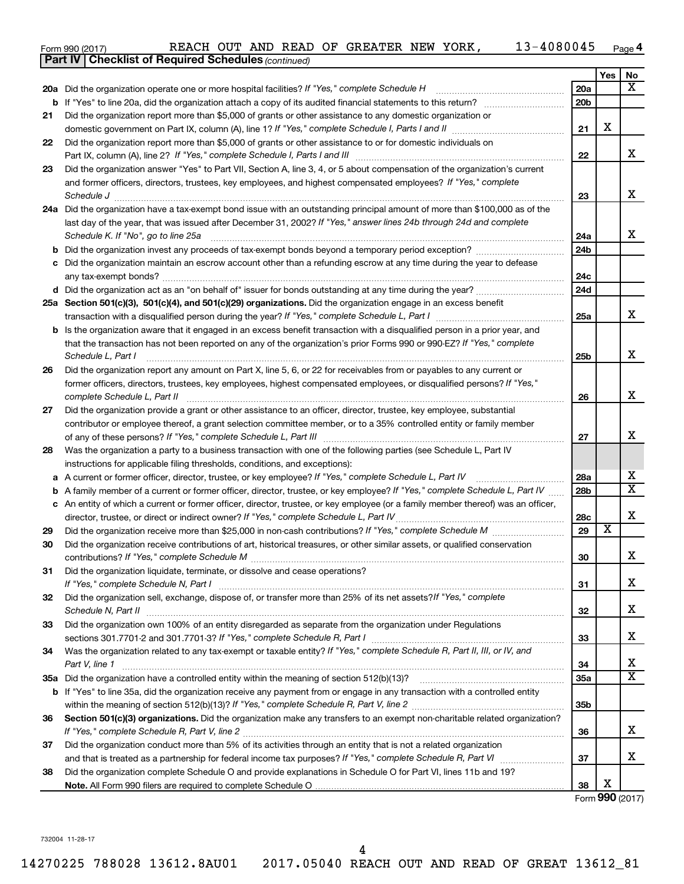Form 990 (2017) REACH OUT AND READ OF GREATER NEW YORK, 13-4080045 Page 4

**Part IV | Checklist of Required Schedules** *(continued)*

| | | | Yes | No |
|---|---|---|---|---|
| 20a | Did the organization operate one or more hospital facilities? *If "Yes," complete Schedule H* | 20a | | X |
| b | If "Yes" to line 20a, did the organization attach a copy of its audited financial statements to this return? | 20b | | |
| 21 | Did the organization report more than $5,000 of grants or other assistance to any domestic organization or domestic government on Part IX, column (A), line 1? *If "Yes," complete Schedule I, Parts I and II* | 21 | X | |
| 22 | Did the organization report more than $5,000 of grants or other assistance to or for domestic individuals on Part IX, column (A), line 2? *If "Yes," complete Schedule I, Parts I and III* | 22 | | X |
| 23 | Did the organization answer "Yes" to Part VII, Section A, line 3, 4, or 5 about compensation of the organization's current and former officers, directors, trustees, key employees, and highest compensated employees? *If "Yes," complete Schedule J* | 23 | | X |
| 24a | Did the organization have a tax-exempt bond issue with an outstanding principal amount of more than $100,000 as of the last day of the year, that was issued after December 31, 2002? *If "Yes," answer lines 24b through 24d and complete Schedule K. If "No", go to line 25a* | 24a | | X |
| b | Did the organization invest any proceeds of tax-exempt bonds beyond a temporary period exception? | 24b | | |
| c | Did the organization maintain an escrow account other than a refunding escrow at any time during the year to defease any tax-exempt bonds? | 24c | | |
| d | Did the organization act as an "on behalf of" issuer for bonds outstanding at any time during the year? | 24d | | |
| 25a | **Section 501(c)(3), 501(c)(4), and 501(c)(29) organizations.** Did the organization engage in an excess benefit transaction with a disqualified person during the year? *If "Yes," complete Schedule L, Part I* | 25a | | X |
| b | Is the organization aware that it engaged in an excess benefit transaction with a disqualified person in a prior year, and that the transaction has not been reported on any of the organization's prior Forms 990 or 990-EZ? *If "Yes," complete Schedule L, Part I* | 25b | | X |
| 26 | Did the organization report any amount on Part X, line 5, 6, or 22 for receivables from or payables to any current or former officers, directors, trustees, key employees, highest compensated employees, or disqualified persons? *If "Yes," complete Schedule L, Part II* | 26 | | X |
| 27 | Did the organization provide a grant or other assistance to an officer, director, trustee, key employee, substantial contributor or employee thereof, a grant selection committee member, or to a 35% controlled entity or family member of any of these persons? *If "Yes," complete Schedule L, Part III* | 27 | | X |
| 28 | Was the organization a party to a business transaction with one of the following parties (see Schedule L, Part IV instructions for applicable filing thresholds, conditions, and exceptions): | | | |
| a | A current or former officer, director, trustee, or key employee? *If "Yes," complete Schedule L, Part IV* | 28a | | X |
| b | A family member of a current or former officer, director, trustee, or key employee? *If "Yes," complete Schedule L, Part IV* | 28b | | X |
| c | An entity of which a current or former officer, director, trustee, or key employee (or a family member thereof) was an officer, director, trustee, or direct or indirect owner? *If "Yes," complete Schedule L, Part IV* | 28c | | X |
| 29 | Did the organization receive more than $25,000 in non-cash contributions? *If "Yes," complete Schedule M* | 29 | X | |
| 30 | Did the organization receive contributions of art, historical treasures, or other similar assets, or qualified conservation contributions? *If "Yes," complete Schedule M* | 30 | | X |
| 31 | Did the organization liquidate, terminate, or dissolve and cease operations? *If "Yes," complete Schedule N, Part I* | 31 | | X |
| 32 | Did the organization sell, exchange, dispose of, or transfer more than 25% of its net assets? *If "Yes," complete Schedule N, Part II* | 32 | | X |
| 33 | Did the organization own 100% of an entity disregarded as separate from the organization under Regulations sections 301.7701-2 and 301.7701-3? *If "Yes," complete Schedule R, Part I* | 33 | | X |
| 34 | Was the organization related to any tax-exempt or taxable entity? *If "Yes," complete Schedule R, Part II, III, or IV, and Part V, line 1* | 34 | | X |
| 35a | Did the organization have a controlled entity within the meaning of section 512(b)(13)? | 35a | | X |
| b | If "Yes" to line 35a, did the organization receive any payment from or engage in any transaction with a controlled entity within the meaning of section 512(b)(13)? *If "Yes," complete Schedule R, Part V, line 2* | 35b | | |
| 36 | **Section 501(c)(3) organizations.** Did the organization make any transfers to an exempt non-charitable related organization? *If "Yes," complete Schedule R, Part V, line 2* | 36 | | X |
| 37 | Did the organization conduct more than 5% of its activities through an entity that is not a related organization and that is treated as a partnership for federal income tax purposes? *If "Yes," complete Schedule R, Part VI* | 37 | | X |
| 38 | Did the organization complete Schedule O and provide explanations in Schedule O for Part VI, lines 11b and 19? **Note.** All Form 990 filers are required to complete Schedule O | 38 | X | |

Form **990** (2017)

732004 11-28-17

14270225 788028 13612.8AU01 2017.05040 REACH OUT AND READ OF GREAT 13612_81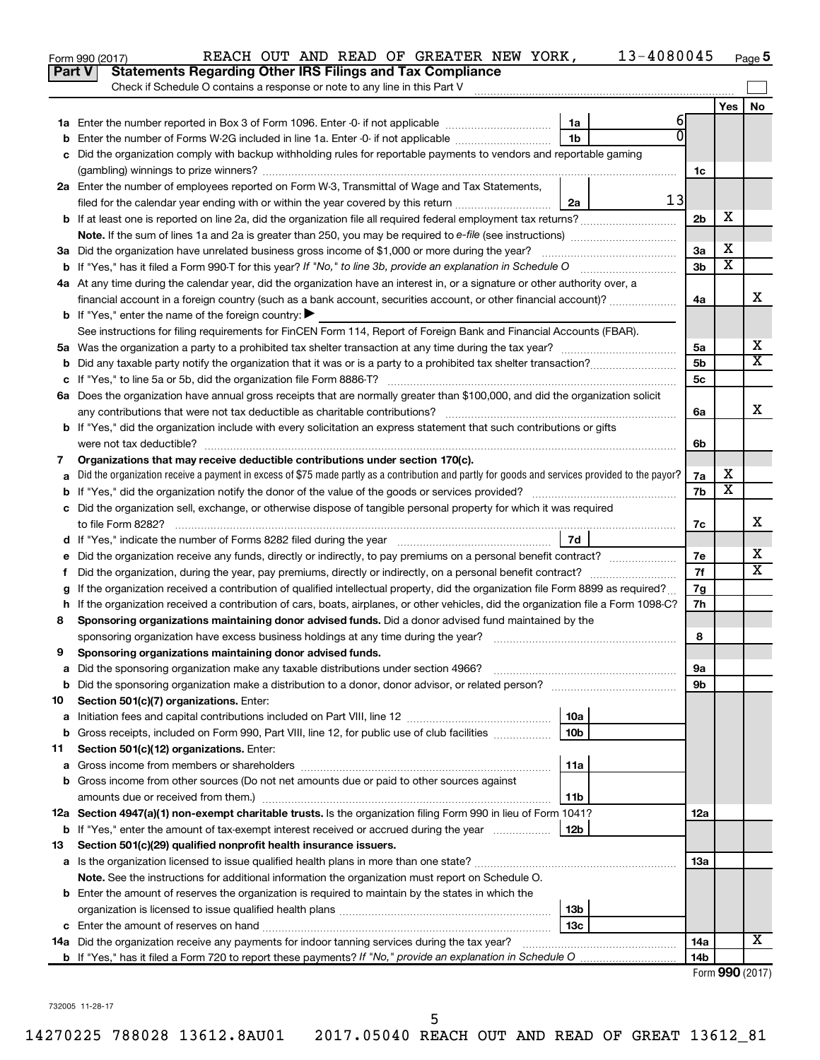Form 990 (2017) REACH OUT AND READ OF GREATER NEW YORK, 13-4080045 Page 5

## Part V Statements Regarding Other IRS Filings and Tax Compliance

Check if Schedule O contains a response or note to any line in this Part V

| | | | | | Yes | No |
|---|---|---|---|---|---|---|
| **1a** | Enter the number reported in Box 3 of Form 1096. Enter -0- if not applicable | 1a | 6 | | | |
| **b** | Enter the number of Forms W-2G included in line 1a. Enter -0- if not applicable | 1b | 0 | | | |
| **c** | Did the organization comply with backup withholding rules for reportable payments to vendors and reportable gaming (gambling) winnings to prize winners? | | | 1c | | |
| **2a** | Enter the number of employees reported on Form W-3, Transmittal of Wage and Tax Statements, filed for the calendar year ending with or within the year covered by this return | 2a | 13 | | | |
| **b** | If at least one is reported on line 2a, did the organization file all required federal employment tax returns? | | | 2b | X | |
| | **Note.** If the sum of lines 1a and 2a is greater than 250, you may be required to *e-file* (see instructions) | | | | | |
| **3a** | Did the organization have unrelated business gross income of $1,000 or more during the year? | | | 3a | X | |
| **b** | If "Yes," has it filed a Form 990-T for this year? *If "No," to line 3b, provide an explanation in Schedule O* | | | 3b | X | |
| **4a** | At any time during the calendar year, did the organization have an interest in, or a signature or other authority over, a financial account in a foreign country (such as a bank account, securities account, or other financial account)? | | | 4a | | X |
| **b** | If "Yes," enter the name of the foreign country: ▶ | | | | | |
| | See instructions for filing requirements for FinCEN Form 114, Report of Foreign Bank and Financial Accounts (FBAR). | | | | | |
| **5a** | Was the organization a party to a prohibited tax shelter transaction at any time during the tax year? | | | 5a | | X |
| **b** | Did any taxable party notify the organization that it was or is a party to a prohibited tax shelter transaction? | | | 5b | | X |
| **c** | If "Yes," to line 5a or 5b, did the organization file Form 8886-T? | | | 5c | | |
| **6a** | Does the organization have annual gross receipts that are normally greater than $100,000, and did the organization solicit any contributions that were not tax deductible as charitable contributions? | | | 6a | | X |
| **b** | If "Yes," did the organization include with every solicitation an express statement that such contributions or gifts were not tax deductible? | | | 6b | | |
| **7** | **Organizations that may receive deductible contributions under section 170(c).** | | | | | |
| **a** | Did the organization receive a payment in excess of $75 made partly as a contribution and partly for goods and services provided to the payor? | | | 7a | X | |
| **b** | If "Yes," did the organization notify the donor of the value of the goods or services provided? | | | 7b | X | |
| **c** | Did the organization sell, exchange, or otherwise dispose of tangible personal property for which it was required to file Form 8282? | | | 7c | | X |
| **d** | If "Yes," indicate the number of Forms 8282 filed during the year | 7d | | | | |
| **e** | Did the organization receive any funds, directly or indirectly, to pay premiums on a personal benefit contract? | | | 7e | | X |
| **f** | Did the organization, during the year, pay premiums, directly or indirectly, on a personal benefit contract? | | | 7f | | X |
| **g** | If the organization received a contribution of qualified intellectual property, did the organization file Form 8899 as required? | | | 7g | | |
| **h** | If the organization received a contribution of cars, boats, airplanes, or other vehicles, did the organization file a Form 1098-C? | | | 7h | | |
| **8** | **Sponsoring organizations maintaining donor advised funds.** Did a donor advised fund maintained by the sponsoring organization have excess business holdings at any time during the year? | | | 8 | | |
| **9** | **Sponsoring organizations maintaining donor advised funds.** | | | | | |
| **a** | Did the sponsoring organization make any taxable distributions under section 4966? | | | 9a | | |
| **b** | Did the sponsoring organization make a distribution to a donor, donor advisor, or related person? | | | 9b | | |
| **10** | **Section 501(c)(7) organizations.** Enter: | | | | | |
| **a** | Initiation fees and capital contributions included on Part VIII, line 12 | 10a | | | | |
| **b** | Gross receipts, included on Form 990, Part VIII, line 12, for public use of club facilities | 10b | | | | |
| **11** | **Section 501(c)(12) organizations.** Enter: | | | | | |
| **a** | Gross income from members or shareholders | 11a | | | | |
| **b** | Gross income from other sources (Do not net amounts due or paid to other sources against amounts due or received from them.) | 11b | | | | |
| **12a** | **Section 4947(a)(1) non-exempt charitable trusts.** Is the organization filing Form 990 in lieu of Form 1041? | | | 12a | | |
| **b** | If "Yes," enter the amount of tax-exempt interest received or accrued during the year | 12b | | | | |
| **13** | **Section 501(c)(29) qualified nonprofit health insurance issuers.** | | | | | |
| **a** | Is the organization licensed to issue qualified health plans in more than one state? | | | 13a | | |
| | **Note.** See the instructions for additional information the organization must report on Schedule O. | | | | | |
| **b** | Enter the amount of reserves the organization is required to maintain by the states in which the organization is licensed to issue qualified health plans | 13b | | | | |
| **c** | Enter the amount of reserves on hand | 13c | | | | |
| **14a** | Did the organization receive any payments for indoor tanning services during the tax year? | | | 14a | | X |
| **b** | If "Yes," has it filed a Form 720 to report these payments? *If "No," provide an explanation in Schedule O* | | | 14b | | |

Form **990** (2017)

732005 11-28-17

14270225 788028 13612.8AU01 2017.05040 REACH OUT AND READ OF GREAT 13612_81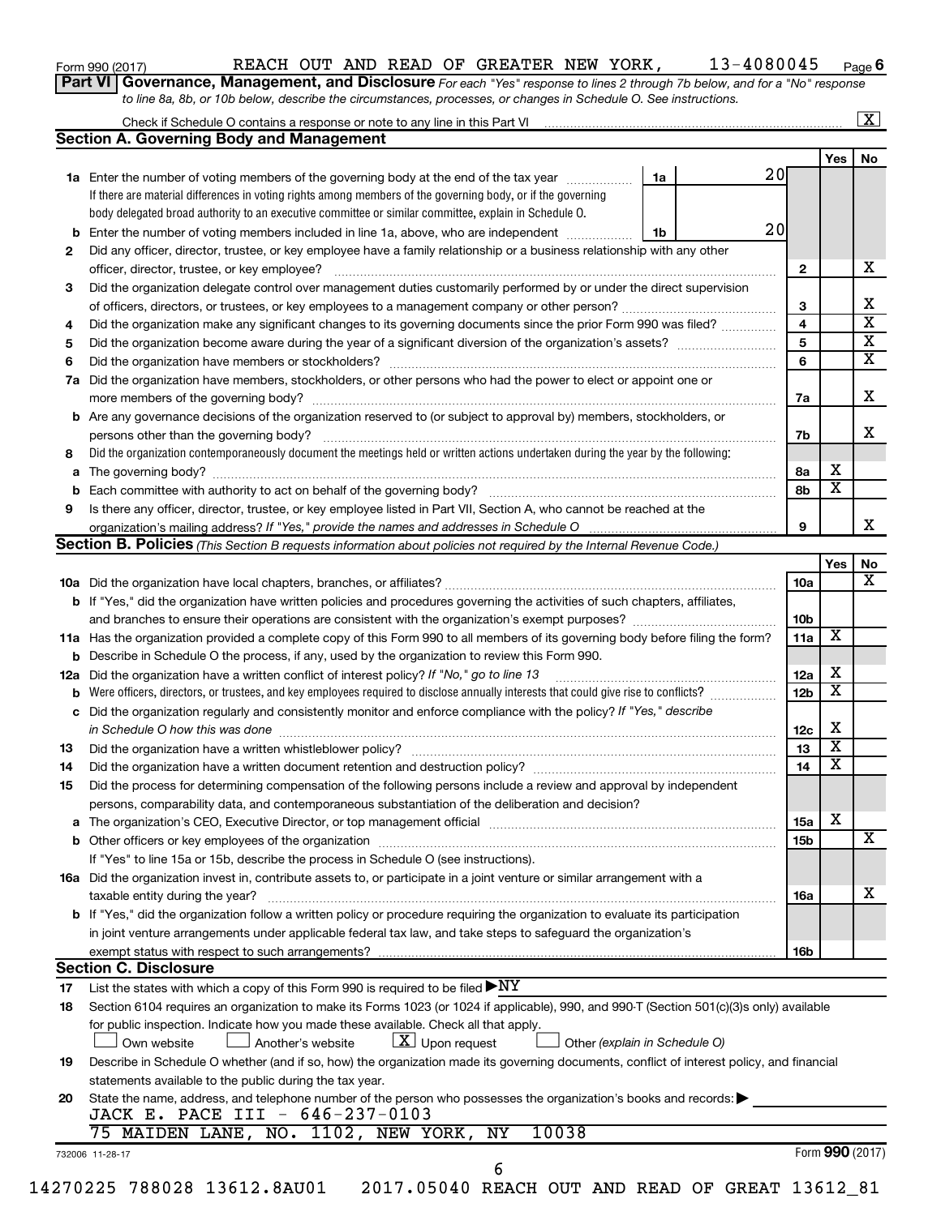Form 990 (2017) REACH OUT AND READ OF GREATER NEW YORK, 13-4080045 Page 6

**Part VI Governance, Management, and Disclosure** *For each "Yes" response to lines 2 through 7b below, and for a "No" response to line 8a, 8b, or 10b below, describe the circumstances, processes, or changes in Schedule O. See instructions.*

Check if Schedule O contains a response or note to any line in this Part VI [X]

## Section A. Governing Body and Management

| | | | | Yes | No |
|---|---|---|---|---|---|
| 1a | Enter the number of voting members of the governing body at the end of the tax year. If there are material differences in voting rights among members of the governing body, or if the governing body delegated broad authority to an executive committee or similar committee, explain in Schedule O. | 1a | 20 | | |
| b | Enter the number of voting members included in line 1a, above, who are independent | 1b | 20 | | |
| 2 | Did any officer, director, trustee, or key employee have a family relationship or a business relationship with any other officer, director, trustee, or key employee? | | 2 | | X |
| 3 | Did the organization delegate control over management duties customarily performed by or under the direct supervision of officers, directors, or trustees, or key employees to a management company or other person? | | 3 | | X |
| 4 | Did the organization make any significant changes to its governing documents since the prior Form 990 was filed? | | 4 | | X |
| 5 | Did the organization become aware during the year of a significant diversion of the organization's assets? | | 5 | | X |
| 6 | Did the organization have members or stockholders? | | 6 | | X |
| 7a | Did the organization have members, stockholders, or other persons who had the power to elect or appoint one or more members of the governing body? | | 7a | | X |
| b | Are any governance decisions of the organization reserved to (or subject to approval by) members, stockholders, or persons other than the governing body? | | 7b | | X |
| 8 | Did the organization contemporaneously document the meetings held or written actions undertaken during the year by the following: | | | | |
| a | The governing body? | | 8a | X | |
| b | Each committee with authority to act on behalf of the governing body? | | 8b | X | |
| 9 | Is there any officer, director, trustee, or key employee listed in Part VII, Section A, who cannot be reached at the organization's mailing address? *If "Yes," provide the names and addresses in Schedule O* | | 9 | | X |

## Section B. Policies *(This Section B requests information about policies not required by the Internal Revenue Code.)*

| | | | Yes | No |
|---|---|---|---|---|
| 10a | Did the organization have local chapters, branches, or affiliates? | 10a | | X |
| b | If "Yes," did the organization have written policies and procedures governing the activities of such chapters, affiliates, and branches to ensure their operations are consistent with the organization's exempt purposes? | 10b | | |
| 11a | Has the organization provided a complete copy of this Form 990 to all members of its governing body before filing the form? | 11a | X | |
| b | Describe in Schedule O the process, if any, used by the organization to review this Form 990. | | | |
| 12a | Did the organization have a written conflict of interest policy? *If "No," go to line 13* | 12a | X | |
| b | Were officers, directors, or trustees, and key employees required to disclose annually interests that could give rise to conflicts? | 12b | X | |
| c | Did the organization regularly and consistently monitor and enforce compliance with the policy? *If "Yes," describe in Schedule O how this was done* | 12c | X | |
| 13 | Did the organization have a written whistleblower policy? | 13 | X | |
| 14 | Did the organization have a written document retention and destruction policy? | 14 | X | |
| 15 | Did the process for determining compensation of the following persons include a review and approval by independent persons, comparability data, and contemporaneous substantiation of the deliberation and decision? | | | |
| a | The organization's CEO, Executive Director, or top management official | 15a | X | |
| b | Other officers or key employees of the organization | 15b | | X |
| | If "Yes" to line 15a or 15b, describe the process in Schedule O (see instructions). | | | |
| 16a | Did the organization invest in, contribute assets to, or participate in a joint venture or similar arrangement with a taxable entity during the year? | 16a | | X |
| b | If "Yes," did the organization follow a written policy or procedure requiring the organization to evaluate its participation in joint venture arrangements under applicable federal tax law, and take steps to safeguard the organization's exempt status with respect to such arrangements? | 16b | | |

## Section C. Disclosure

17 List the states with which a copy of this Form 990 is required to be filed ▶NY

18 Section 6104 requires an organization to make its Forms 1023 (or 1024 if applicable), 990, and 990-T (Section 501(c)(3)s only) available for public inspection. Indicate how you made these available. Check all that apply.

[ ] Own website [ ] Another's website [X] Upon request [ ] Other *(explain in Schedule O)*

19 Describe in Schedule O whether (and if so, how) the organization made its governing documents, conflict of interest policy, and financial statements available to the public during the tax year.

20 State the name, address, and telephone number of the person who possesses the organization's books and records: ▶

JACK E. PACE III - 646-237-0103
75 MAIDEN LANE, NO. 1102, NEW YORK, NY 10038

732006 11-28-17 Form **990** (2017)

14270225 788028 13612.8AU01 2017.05040 REACH OUT AND READ OF GREAT 13612_81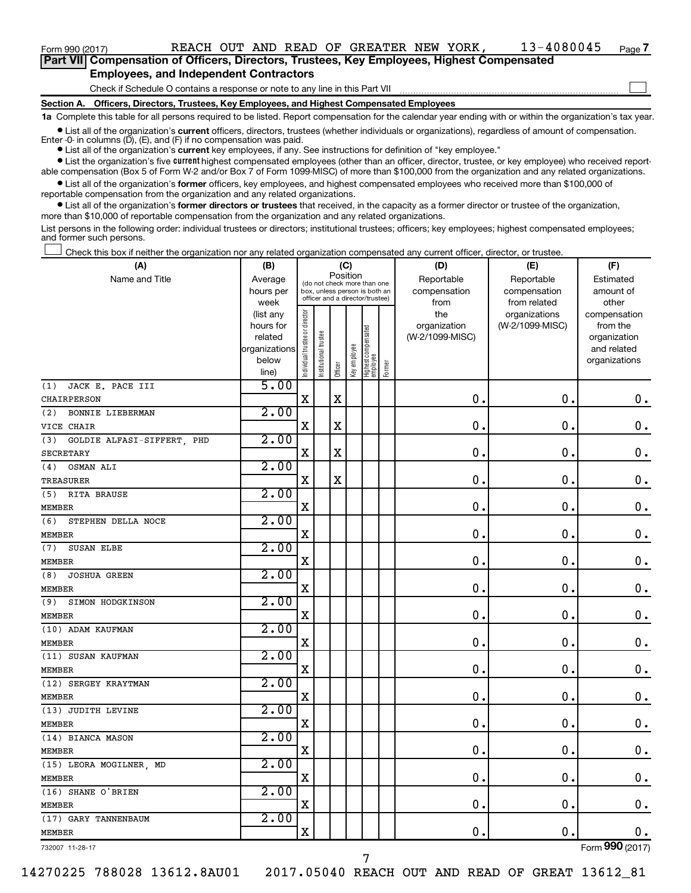Form 990 (2017) REACH OUT AND READ OF GREATER NEW YORK, 13-4080045 Page 7

## Part VII Compensation of Officers, Directors, Trustees, Key Employees, Highest Compensated Employees, and Independent Contractors

Check if Schedule O contains a response or note to any line in this Part VII ☐

**Section A. Officers, Directors, Trustees, Key Employees, and Highest Compensated Employees**

**1a** Complete this table for all persons required to be listed. Report compensation for the calendar year ending with or within the organization's tax year.

- List all of the organization's **current** officers, directors, trustees (whether individuals or organizations), regardless of amount of compensation. Enter -0- in columns (D), (E), and (F) if no compensation was paid.
- List all of the organization's **current** key employees, if any. See instructions for definition of "key employee."
- List the organization's five **current** highest compensated employees (other than an officer, director, trustee, or key employee) who received reportable compensation (Box 5 of Form W-2 and/or Box 7 of Form 1099-MISC) of more than $100,000 from the organization and any related organizations.
- List all of the organization's **former** officers, key employees, and highest compensated employees who received more than $100,000 of reportable compensation from the organization and any related organizations.
- List all of the organization's **former directors or trustees** that received, in the capacity as a former director or trustee of the organization, more than $10,000 of reportable compensation from the organization and any related organizations.

List persons in the following order: individual trustees or directors; institutional trustees; officers; key employees; highest compensated employees; and former such persons.

☐ Check this box if neither the organization nor any related organization compensated any current officer, director, or trustee.

| (A) Name and Title | (B) Average hours per week (list any hours for related organizations below line) | (C) Position: Individual trustee or director | Institutional trustee | Officer | Key employee | Highest compensated employee | Former | (D) Reportable compensation from the organization (W-2/1099-MISC) | (E) Reportable compensation from related organizations (W-2/1099-MISC) | (F) Estimated amount of other compensation from the organization and related organizations |
|---|---|---|---|---|---|---|---|---|---|---|
| (1) JACK E. PACE III<br>CHAIRPERSON | 5.00 | X | | X | | | | 0. | 0. | 0. |
| (2) BONNIE LIEBERMAN<br>VICE CHAIR | 2.00 | X | | X | | | | 0. | 0. | 0. |
| (3) GOLDIE ALFASI-SIFFERT, PHD<br>SECRETARY | 2.00 | X | | X | | | | 0. | 0. | 0. |
| (4) OSMAN ALI<br>TREASURER | 2.00 | X | | X | | | | 0. | 0. | 0. |
| (5) RITA BRAUSE<br>MEMBER | 2.00 | X | | | | | | 0. | 0. | 0. |
| (6) STEPHEN DELLA NOCE<br>MEMBER | 2.00 | X | | | | | | 0. | 0. | 0. |
| (7) SUSAN ELBE<br>MEMBER | 2.00 | X | | | | | | 0. | 0. | 0. |
| (8) JOSHUA GREEN<br>MEMBER | 2.00 | X | | | | | | 0. | 0. | 0. |
| (9) SIMON HODGKINSON<br>MEMBER | 2.00 | X | | | | | | 0. | 0. | 0. |
| (10) ADAM KAUFMAN<br>MEMBER | 2.00 | X | | | | | | 0. | 0. | 0. |
| (11) SUSAN KAUFMAN<br>MEMBER | 2.00 | X | | | | | | 0. | 0. | 0. |
| (12) SERGEY KRAYTMAN<br>MEMBER | 2.00 | X | | | | | | 0. | 0. | 0. |
| (13) JUDITH LEVINE<br>MEMBER | 2.00 | X | | | | | | 0. | 0. | 0. |
| (14) BIANCA MASON<br>MEMBER | 2.00 | X | | | | | | 0. | 0. | 0. |
| (15) LEORA MOGILNER, MD<br>MEMBER | 2.00 | X | | | | | | 0. | 0. | 0. |
| (16) SHANE O'BRIEN<br>MEMBER | 2.00 | X | | | | | | 0. | 0. | 0. |
| (17) GARY TANNENBAUM<br>MEMBER | 2.00 | X | | | | | | 0. | 0. | 0. |

732007 11-28-17 Form 990 (2017)

14270225 788028 13612.8AU01 2017.05040 REACH OUT AND READ OF GREAT 13612_81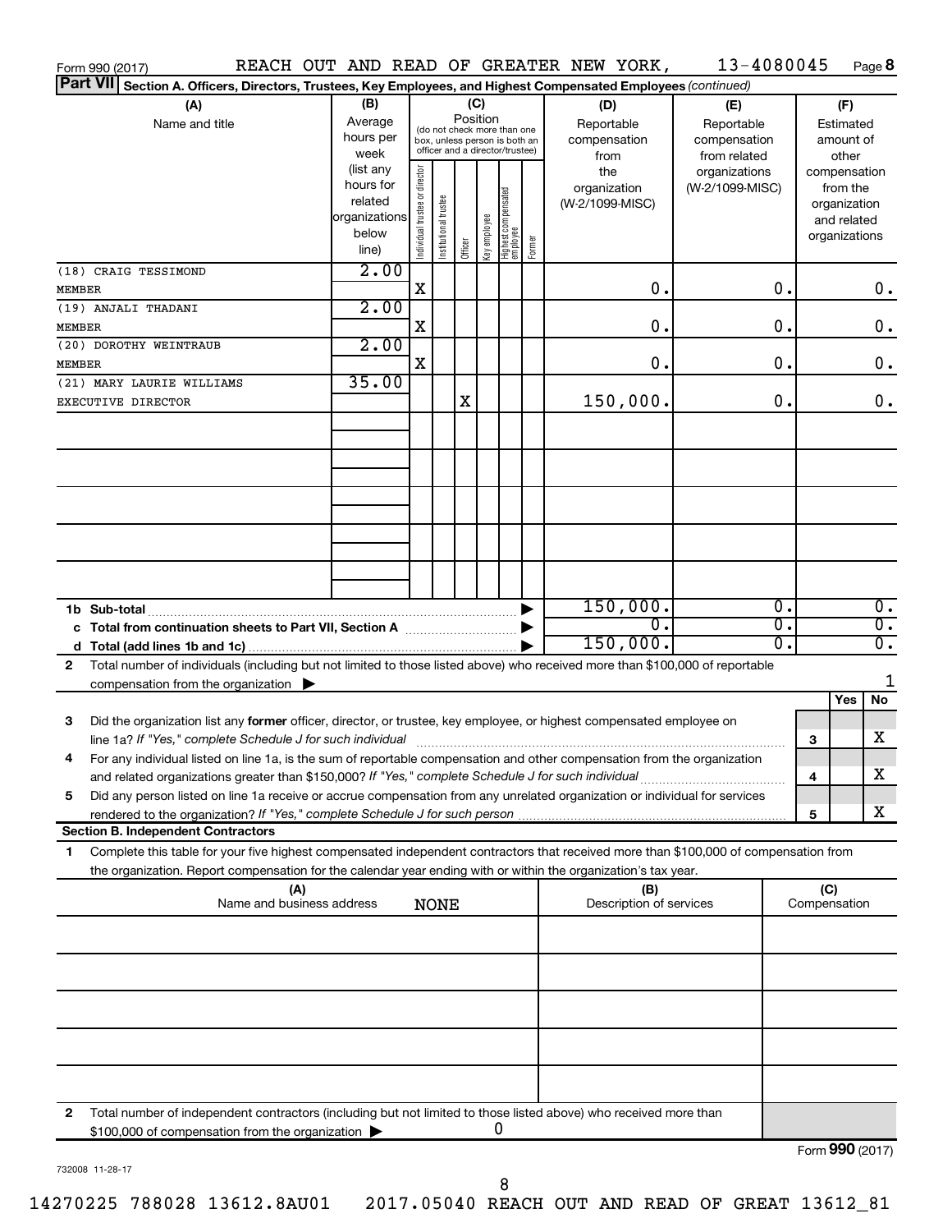Form 990 (2017) REACH OUT AND READ OF GREATER NEW YORK, 13-4080045 Page 8

**Part VII Section A. Officers, Directors, Trustees, Key Employees, and Highest Compensated Employees** *(continued)*

| (A) Name and title | (B) Average hours per week (list any hours for related organizations below line) | (C) Position: Individual trustee or director | Institutional trustee | Officer | Key employee | Highest compensated employee | Former | (D) Reportable compensation from the organization (W-2/1099-MISC) | (E) Reportable compensation from related organizations (W-2/1099-MISC) | (F) Estimated amount of other compensation from the organization and related organizations |
|---|---|---|---|---|---|---|---|---|---|---|
| (18) CRAIG TESSIMOND MEMBER | 2.00 | X | | | | | | 0. | 0. | 0. |
| (19) ANJALI THADANI MEMBER | 2.00 | X | | | | | | 0. | 0. | 0. |
| (20) DOROTHY WEINTRAUB MEMBER | 2.00 | X | | | | | | 0. | 0. | 0. |
| (21) MARY LAURIE WILLIAMS EXECUTIVE DIRECTOR | 35.00 | | | X | | | | 150,000. | 0. | 0. |
| **1b Sub-total** | | | | | | | | 150,000. | 0. | 0. |
| **c Total from continuation sheets to Part VII, Section A** | | | | | | | | 0. | 0. | 0. |
| **d Total (add lines 1b and 1c)** | | | | | | | | 150,000. | 0. | 0. |

**2** Total number of individuals (including but not limited to those listed above) who received more than $100,000 of reportable compensation from the organization ▶ 1

| | | Yes | No |
|---|---|---|---|
| **3** Did the organization list any **former** officer, director, or trustee, key employee, or highest compensated employee on line 1a? *If "Yes," complete Schedule J for such individual* | 3 | | X |
| **4** For any individual listed on line 1a, is the sum of reportable compensation and other compensation from the organization and related organizations greater than $150,000? *If "Yes," complete Schedule J for such individual* | 4 | | X |
| **5** Did any person listed on line 1a receive or accrue compensation from any unrelated organization or individual for services rendered to the organization? *If "Yes," complete Schedule J for such person* | 5 | | X |

**Section B. Independent Contractors**

**1** Complete this table for your five highest compensated independent contractors that received more than $100,000 of compensation from the organization. Report compensation for the calendar year ending with or within the organization's tax year.

| (A) Name and business address | (B) Description of services | (C) Compensation |
|---|---|---|
| NONE | | |

**2** Total number of independent contractors (including but not limited to those listed above) who received more than $100,000 of compensation from the organization ▶ 0

Form **990** (2017)

732008 11-28-17

14270225 788028 13612.8AU01 2017.05040 REACH OUT AND READ OF GREAT 13612_81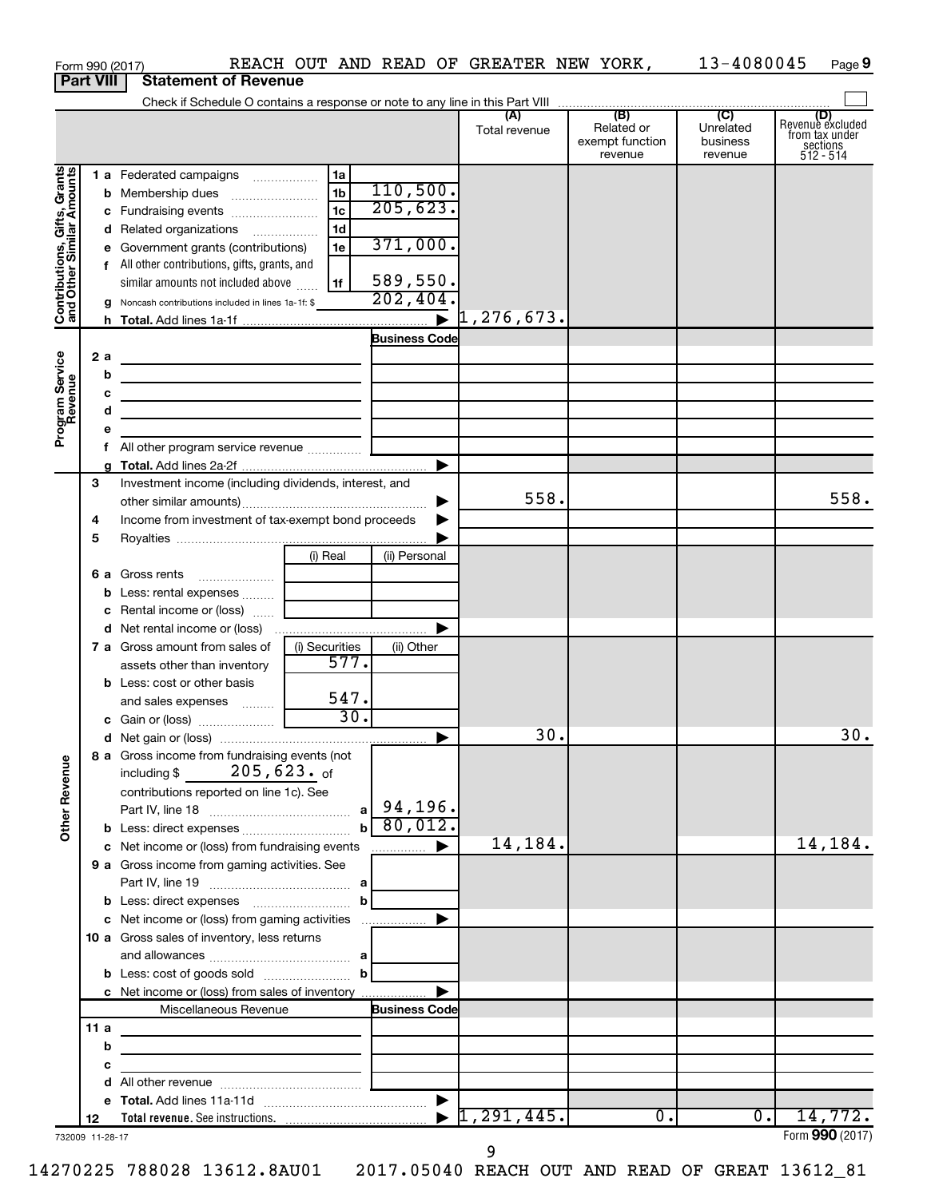Form 990 (2017) REACH OUT AND READ OF GREATER NEW YORK, 13-4080045 Page 9

**Part VIII Statement of Revenue**

Check if Schedule O contains a response or note to any line in this Part VIII

| | | | (A) Total revenue | (B) Related or exempt function revenue | (C) Unrelated business revenue | (D) Revenue excluded from tax under sections 512 - 514 |
|---|---|---|---|---|---|---|
| **Contributions, Gifts, Grants and Other Similar Amounts** | 1a Federated campaigns | 1a | | | | |
| | b Membership dues | 1b 110,500. | | | | |
| | c Fundraising events | 1c 205,623. | | | | |
| | d Related organizations | 1d | | | | |
| | e Government grants (contributions) | 1e 371,000. | | | | |
| | f All other contributions, gifts, grants, and similar amounts not included above | 1f 589,550. | | | | |
| | g Noncash contributions included in lines 1a-1f: $ | 202,404. | | | | |
| | h Total. Add lines 1a-1f | | 1,276,673. | | | |
| **Program Service Revenue** | | Business Code | | | | |
| | 2a | | | | | |
| | b | | | | | |
| | c | | | | | |
| | d | | | | | |
| | e | | | | | |
| | f All other program service revenue | | | | | |
| | g Total. Add lines 2a-2f | | | | | |
| **Other Revenue** | 3 Investment income (including dividends, interest, and other similar amounts) | | 558. | | | 558. |
| | 4 Income from investment of tax-exempt bond proceeds | | | | | |
| | 5 Royalties | | | | | |
| | | (i) Real / (ii) Personal | | | | |
| | 6a Gross rents | | | | | |
| | b Less: rental expenses | | | | | |
| | c Rental income or (loss) | | | | | |
| | d Net rental income or (loss) | | | | | |
| | 7a Gross amount from sales of assets other than inventory | (i) Securities 577. / (ii) Other | | | | |
| | b Less: cost or other basis and sales expenses | 547. | | | | |
| | c Gain or (loss) | 30. | | | | |
| | d Net gain or (loss) | | 30. | | | 30. |
| | 8a Gross income from fundraising events (not including $ 205,623. of contributions reported on line 1c). See Part IV, line 18 | a 94,196. | | | | |
| | b Less: direct expenses | b 80,012. | | | | |
| | c Net income or (loss) from fundraising events | | 14,184. | | | 14,184. |
| | 9a Gross income from gaming activities. See Part IV, line 19 | a | | | | |
| | b Less: direct expenses | b | | | | |
| | c Net income or (loss) from gaming activities | | | | | |
| | 10a Gross sales of inventory, less returns and allowances | a | | | | |
| | b Less: cost of goods sold | b | | | | |
| | c Net income or (loss) from sales of inventory | | | | | |
| | Miscellaneous Revenue | Business Code | | | | |
| | 11a | | | | | |
| | b | | | | | |
| | c | | | | | |
| | d All other revenue | | | | | |
| | e Total. Add lines 11a-11d | | | | | |
| | 12 Total revenue. See instructions. | | 1,291,445. | 0. | 0. | 14,772. |

732009 11-28-17 Form 990 (2017)

14270225 788028 13612.8AU01 2017.05040 REACH OUT AND READ OF GREAT 13612_81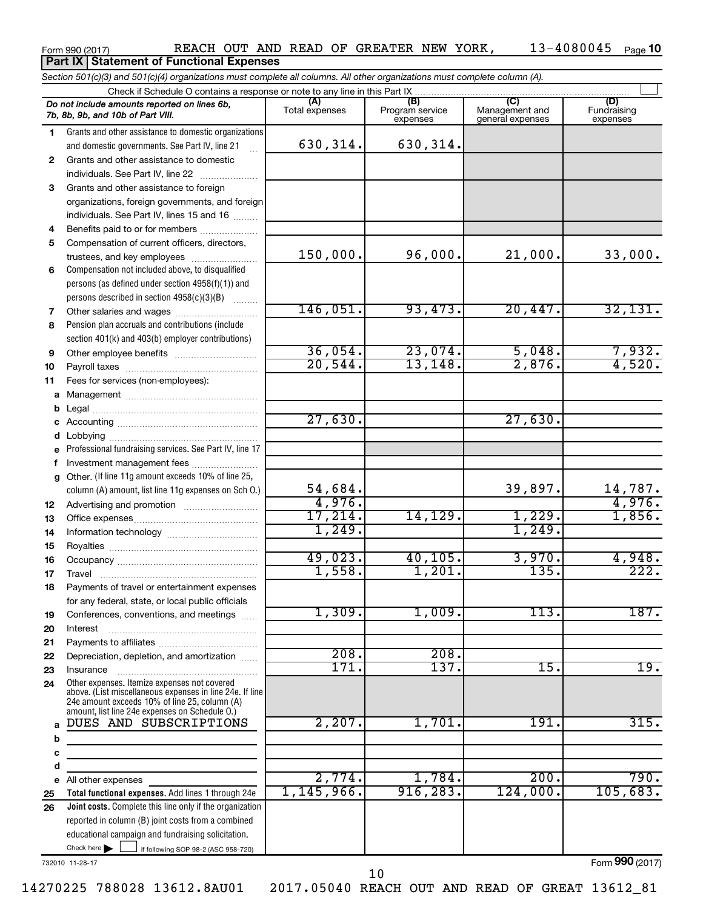Form 990 (2017) REACH OUT AND READ OF GREATER NEW YORK, 13-4080045 Page **10**

## Part IX Statement of Functional Expenses

*Section 501(c)(3) and 501(c)(4) organizations must complete all columns. All other organizations must complete column (A).*

Check if Schedule O contains a response or note to any line in this Part IX

| | *Do not include amounts reported on lines 6b, 7b, 8b, 9b, and 10b of Part VIII.* | (A) Total expenses | (B) Program service expenses | (C) Management and general expenses | (D) Fundraising expenses |
|---|---|---|---|---|---|
| 1 | Grants and other assistance to domestic organizations and domestic governments. See Part IV, line 21 | 630,314. | 630,314. | | |
| 2 | Grants and other assistance to domestic individuals. See Part IV, line 22 | | | | |
| 3 | Grants and other assistance to foreign organizations, foreign governments, and foreign individuals. See Part IV, lines 15 and 16 | | | | |
| 4 | Benefits paid to or for members | | | | |
| 5 | Compensation of current officers, directors, trustees, and key employees | 150,000. | 96,000. | 21,000. | 33,000. |
| 6 | Compensation not included above, to disqualified persons (as defined under section 4958(f)(1)) and persons described in section 4958(c)(3)(B) | | | | |
| 7 | Other salaries and wages | 146,051. | 93,473. | 20,447. | 32,131. |
| 8 | Pension plan accruals and contributions (include section 401(k) and 403(b) employer contributions) | | | | |
| 9 | Other employee benefits | 36,054. | 23,074. | 5,048. | 7,932. |
| 10 | Payroll taxes | 20,544. | 13,148. | 2,876. | 4,520. |
| 11 | Fees for services (non-employees): | | | | |
| a | Management | | | | |
| b | Legal | | | | |
| c | Accounting | 27,630. | | 27,630. | |
| d | Lobbying | | | | |
| e | Professional fundraising services. See Part IV, line 17 | | | | |
| f | Investment management fees | | | | |
| g | Other. (If line 11g amount exceeds 10% of line 25, column (A) amount, list line 11g expenses on Sch O.) | 54,684. | | 39,897. | 14,787. |
| 12 | Advertising and promotion | 4,976. | | | 4,976. |
| 13 | Office expenses | 17,214. | 14,129. | 1,229. | 1,856. |
| 14 | Information technology | 1,249. | | 1,249. | |
| 15 | Royalties | | | | |
| 16 | Occupancy | 49,023. | 40,105. | 3,970. | 4,948. |
| 17 | Travel | 1,558. | 1,201. | 135. | 222. |
| 18 | Payments of travel or entertainment expenses for any federal, state, or local public officials | | | | |
| 19 | Conferences, conventions, and meetings | 1,309. | 1,009. | 113. | 187. |
| 20 | Interest | | | | |
| 21 | Payments to affiliates | | | | |
| 22 | Depreciation, depletion, and amortization | 208. | 208. | | |
| 23 | Insurance | 171. | 137. | 15. | 19. |
| 24 | Other expenses. Itemize expenses not covered above. (List miscellaneous expenses in line 24e. If line 24e amount exceeds 10% of line 25, column (A) amount, list line 24e expenses on Schedule O.) | | | | |
| a | DUES AND SUBSCRIPTIONS | 2,207. | 1,701. | 191. | 315. |
| b | | | | | |
| c | | | | | |
| d | | | | | |
| e | All other expenses | 2,774. | 1,784. | 200. | 790. |
| 25 | **Total functional expenses.** Add lines 1 through 24e | 1,145,966. | 916,283. | 124,000. | 105,683. |
| 26 | **Joint costs.** Complete this line only if the organization reported in column (B) joint costs from a combined educational campaign and fundraising solicitation. Check here ☐ if following SOP 98-2 (ASC 958-720) | | | | |

732010 11-28-17

Form **990** (2017)

14270225 788028 13612.8AU01 2017.05040 REACH OUT AND READ OF GREAT 13612_81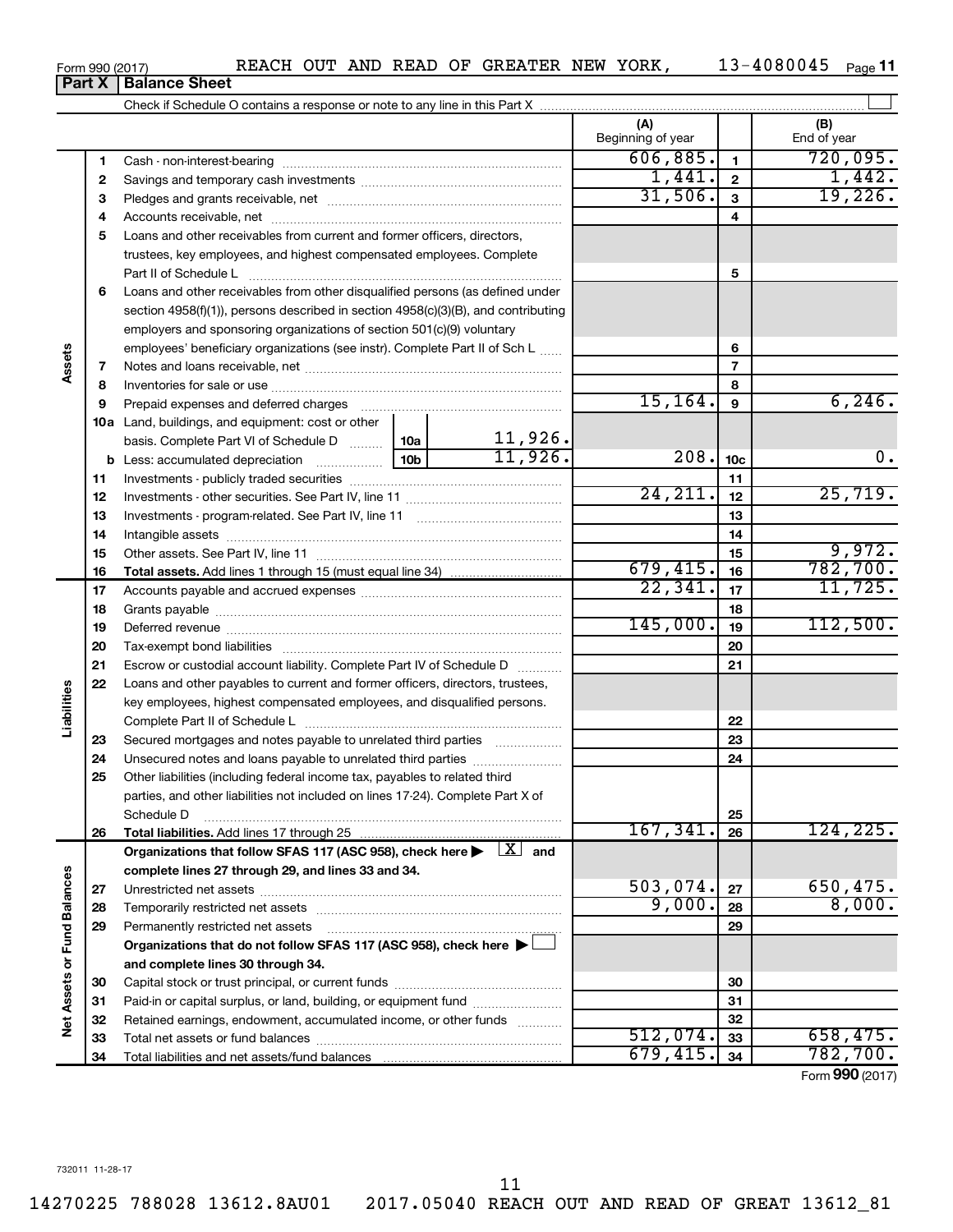Form 990 (2017) REACH OUT AND READ OF GREATER NEW YORK, 13-4080045 Page 11

## Part X Balance Sheet

Check if Schedule O contains a response or note to any line in this Part X

| | | | | | (A) Beginning of year | | (B) End of year |
|---|---|---|---|---|---|---|---|
| Assets | 1 | Cash - non-interest-bearing | | | 606,885. | 1 | 720,095. |
| | 2 | Savings and temporary cash investments | | | 1,441. | 2 | 1,442. |
| | 3 | Pledges and grants receivable, net | | | 31,506. | 3 | 19,226. |
| | 4 | Accounts receivable, net | | | | 4 | |
| | 5 | Loans and other receivables from current and former officers, directors, trustees, key employees, and highest compensated employees. Complete Part II of Schedule L | | | | 5 | |
| | 6 | Loans and other receivables from other disqualified persons (as defined under section 4958(f)(1)), persons described in section 4958(c)(3)(B), and contributing employers and sponsoring organizations of section 501(c)(9) voluntary employees' beneficiary organizations (see instr). Complete Part II of Sch L | | | | 6 | |
| | 7 | Notes and loans receivable, net | | | | 7 | |
| | 8 | Inventories for sale or use | | | | 8 | |
| | 9 | Prepaid expenses and deferred charges | | | 15,164. | 9 | 6,246. |
| | 10a | Land, buildings, and equipment: cost or other basis. Complete Part VI of Schedule D | 10a | 11,926. | | | |
| | b | Less: accumulated depreciation | 10b | 11,926. | 208. | 10c | 0. |
| | 11 | Investments - publicly traded securities | | | | 11 | |
| | 12 | Investments - other securities. See Part IV, line 11 | | | 24,211. | 12 | 25,719. |
| | 13 | Investments - program-related. See Part IV, line 11 | | | | 13 | |
| | 14 | Intangible assets | | | | 14 | |
| | 15 | Other assets. See Part IV, line 11 | | | | 15 | 9,972. |
| | 16 | **Total assets.** Add lines 1 through 15 (must equal line 34) | | | 679,415. | 16 | 782,700. |
| Liabilities | 17 | Accounts payable and accrued expenses | | | 22,341. | 17 | 11,725. |
| | 18 | Grants payable | | | | 18 | |
| | 19 | Deferred revenue | | | 145,000. | 19 | 112,500. |
| | 20 | Tax-exempt bond liabilities | | | | 20 | |
| | 21 | Escrow or custodial account liability. Complete Part IV of Schedule D | | | | 21 | |
| | 22 | Loans and other payables to current and former officers, directors, trustees, key employees, highest compensated employees, and disqualified persons. Complete Part II of Schedule L | | | | 22 | |
| | 23 | Secured mortgages and notes payable to unrelated third parties | | | | 23 | |
| | 24 | Unsecured notes and loans payable to unrelated third parties | | | | 24 | |
| | 25 | Other liabilities (including federal income tax, payables to related third parties, and other liabilities not included on lines 17-24). Complete Part X of Schedule D | | | | 25 | |
| | 26 | **Total liabilities.** Add lines 17 through 25 | | | 167,341. | 26 | 124,225. |
| Net Assets or Fund Balances | | **Organizations that follow SFAS 117 (ASC 958), check here ▶** [X] **and complete lines 27 through 29, and lines 33 and 34.** | | | | | |
| | 27 | Unrestricted net assets | | | 503,074. | 27 | 650,475. |
| | 28 | Temporarily restricted net assets | | | 9,000. | 28 | 8,000. |
| | 29 | Permanently restricted net assets | | | | 29 | |
| | | **Organizations that do not follow SFAS 117 (ASC 958), check here ▶** [ ] **and complete lines 30 through 34.** | | | | | |
| | 30 | Capital stock or trust principal, or current funds | | | | 30 | |
| | 31 | Paid-in or capital surplus, or land, building, or equipment fund | | | | 31 | |
| | 32 | Retained earnings, endowment, accumulated income, or other funds | | | | 32 | |
| | 33 | Total net assets or fund balances | | | 512,074. | 33 | 658,475. |
| | 34 | Total liabilities and net assets/fund balances | | | 679,415. | 34 | 782,700. |

Form **990** (2017)

732011 11-28-17

14270225 788028 13612.8AU01 2017.05040 REACH OUT AND READ OF GREAT 13612_81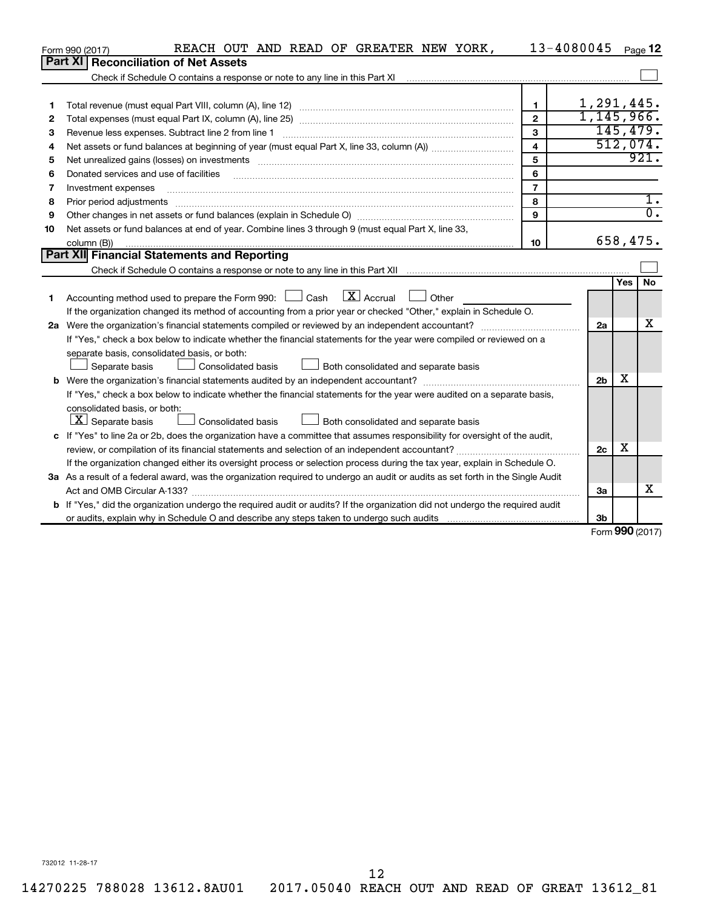Form 990 (2017) REACH OUT AND READ OF GREATER NEW YORK, 13-4080045 Page **12**

## Part XI Reconciliation of Net Assets

Check if Schedule O contains a response or note to any line in this Part XI ☐

| | | | |
|---|---|---|---|
| 1 | Total revenue (must equal Part VIII, column (A), line 12) | 1 | 1,291,445. |
| 2 | Total expenses (must equal Part IX, column (A), line 25) | 2 | 1,145,966. |
| 3 | Revenue less expenses. Subtract line 2 from line 1 | 3 | 145,479. |
| 4 | Net assets or fund balances at beginning of year (must equal Part X, line 33, column (A)) | 4 | 512,074. |
| 5 | Net unrealized gains (losses) on investments | 5 | 921. |
| 6 | Donated services and use of facilities | 6 | |
| 7 | Investment expenses | 7 | |
| 8 | Prior period adjustments | 8 | 1. |
| 9 | Other changes in net assets or fund balances (explain in Schedule O) | 9 | 0. |
| 10 | Net assets or fund balances at end of year. Combine lines 3 through 9 (must equal Part X, line 33, column (B)) | 10 | 658,475. |

## Part XII Financial Statements and Reporting

Check if Schedule O contains a response or note to any line in this Part XII ☐

| | | | Yes | No |
|---|---|---|---|---|
| 1 | Accounting method used to prepare the Form 990: ☐ Cash ☒ Accrual ☐ Other<br>If the organization changed its method of accounting from a prior year or checked "Other," explain in Schedule O. | | | |
| 2a | Were the organization's financial statements compiled or reviewed by an independent accountant?<br>If "Yes," check a box below to indicate whether the financial statements for the year were compiled or reviewed on a separate basis, consolidated basis, or both:<br>☐ Separate basis ☐ Consolidated basis ☐ Both consolidated and separate basis | 2a | | X |
| b | Were the organization's financial statements audited by an independent accountant?<br>If "Yes," check a box below to indicate whether the financial statements for the year were audited on a separate basis, consolidated basis, or both:<br>☒ Separate basis ☐ Consolidated basis ☐ Both consolidated and separate basis | 2b | X | |
| c | If "Yes" to line 2a or 2b, does the organization have a committee that assumes responsibility for oversight of the audit, review, or compilation of its financial statements and selection of an independent accountant?<br>If the organization changed either its oversight process or selection process during the tax year, explain in Schedule O. | 2c | X | |
| 3a | As a result of a federal award, was the organization required to undergo an audit or audits as set forth in the Single Audit Act and OMB Circular A-133? | 3a | | X |
| b | If "Yes," did the organization undergo the required audit or audits? If the organization did not undergo the required audit or audits, explain why in Schedule O and describe any steps taken to undergo such audits | 3b | | |

Form **990** (2017)

732012 11-28-17

14270225 788028 13612.8AU01 2017.05040 REACH OUT AND READ OF GREAT 13612_81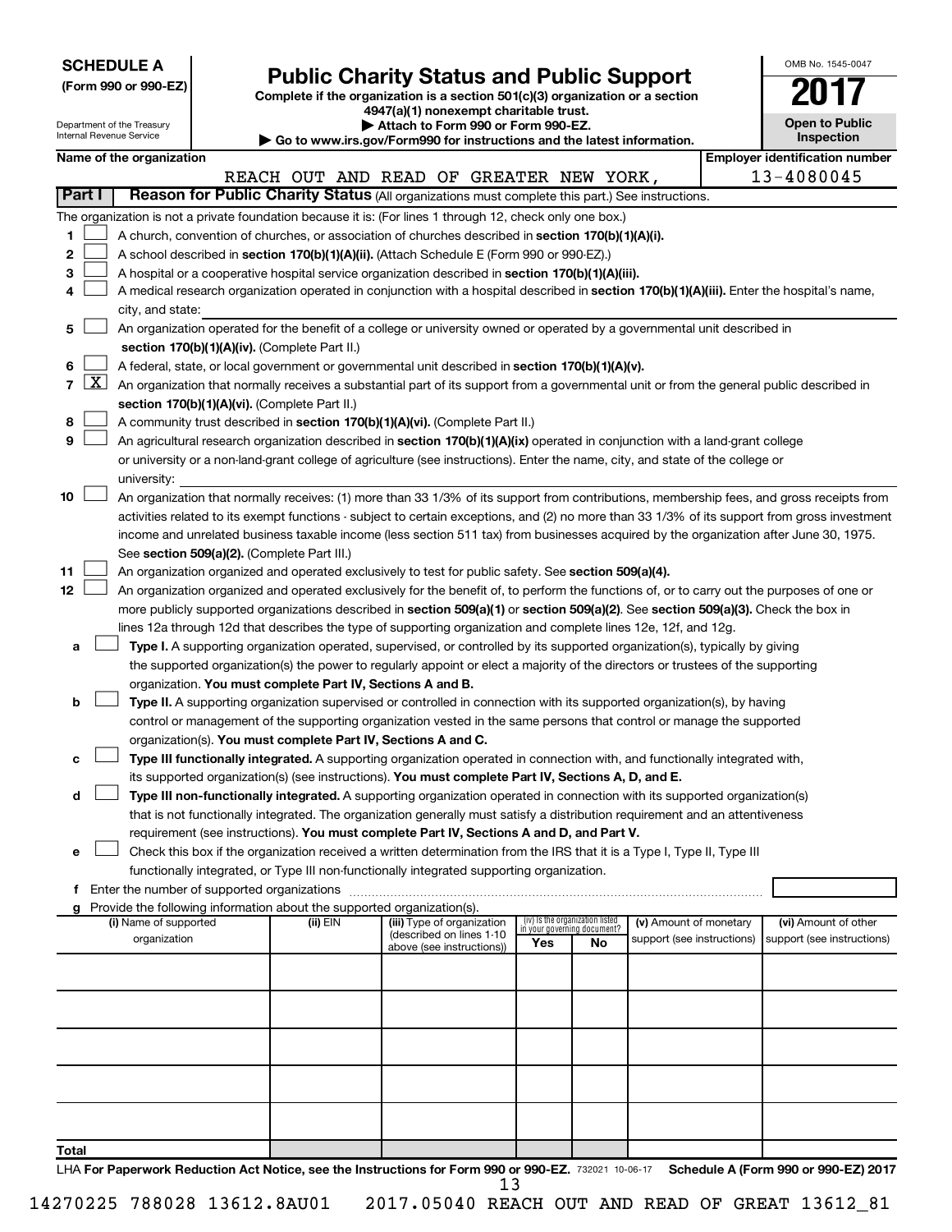**SCHEDULE A**
**(Form 990 or 990-EZ)**

Department of the Treasury
Internal Revenue Service

# Public Charity Status and Public Support

**Complete if the organization is a section 501(c)(3) organization or a section 4947(a)(1) nonexempt charitable trust.**
**▶ Attach to Form 990 or Form 990-EZ.**
**▶ Go to www.irs.gov/Form990 for instructions and the latest information.**

OMB No. 1545-0047

**2017**

**Open to Public Inspection**

**Name of the organization:** REACH OUT AND READ OF GREATER NEW YORK,
**Employer identification number:** 13-4080045

## Part I — Reason for Public Charity Status (All organizations must complete this part.) See instructions.

The organization is not a private foundation because it is: (For lines 1 through 12, check only one box.)

1. ☐ A church, convention of churches, or association of churches described in **section 170(b)(1)(A)(i).**
2. ☐ A school described in **section 170(b)(1)(A)(ii).** (Attach Schedule E (Form 990 or 990-EZ).)
3. ☐ A hospital or a cooperative hospital service organization described in **section 170(b)(1)(A)(iii).**
4. ☐ A medical research organization operated in conjunction with a hospital described in **section 170(b)(1)(A)(iii).** Enter the hospital's name, city, and state: ______
5. ☐ An organization operated for the benefit of a college or university owned or operated by a governmental unit described in **section 170(b)(1)(A)(iv).** (Complete Part II.)
6. ☐ A federal, state, or local government or governmental unit described in **section 170(b)(1)(A)(v).**
7. ☒ An organization that normally receives a substantial part of its support from a governmental unit or from the general public described in **section 170(b)(1)(A)(vi).** (Complete Part II.)
8. ☐ A community trust described in **section 170(b)(1)(A)(vi).** (Complete Part II.)
9. ☐ An agricultural research organization described in **section 170(b)(1)(A)(ix)** operated in conjunction with a land-grant college or university or a non-land-grant college of agriculture (see instructions). Enter the name, city, and state of the college or university: ______
10. ☐ An organization that normally receives: (1) more than 33 1/3% of its support from contributions, membership fees, and gross receipts from activities related to its exempt functions - subject to certain exceptions, and (2) no more than 33 1/3% of its support from gross investment income and unrelated business taxable income (less section 511 tax) from businesses acquired by the organization after June 30, 1975. See **section 509(a)(2).** (Complete Part III.)
11. ☐ An organization organized and operated exclusively to test for public safety. See **section 509(a)(4).**
12. ☐ An organization organized and operated exclusively for the benefit of, to perform the functions of, or to carry out the purposes of one or more publicly supported organizations described in **section 509(a)(1)** or **section 509(a)(2).** See **section 509(a)(3).** Check the box in lines 12a through 12d that describes the type of supporting organization and complete lines 12e, 12f, and 12g.
   - **a** ☐ **Type I.** A supporting organization operated, supervised, or controlled by its supported organization(s), typically by giving the supported organization(s) the power to regularly appoint or elect a majority of the directors or trustees of the supporting organization. **You must complete Part IV, Sections A and B.**
   - **b** ☐ **Type II.** A supporting organization supervised or controlled in connection with its supported organization(s), by having control or management of the supporting organization vested in the same persons that control or manage the supported organization(s). **You must complete Part IV, Sections A and C.**
   - **c** ☐ **Type III functionally integrated.** A supporting organization operated in connection with, and functionally integrated with, its supported organization(s) (see instructions). **You must complete Part IV, Sections A, D, and E.**
   - **d** ☐ **Type III non-functionally integrated.** A supporting organization operated in connection with its supported organization(s) that is not functionally integrated. The organization generally must satisfy a distribution requirement and an attentiveness requirement (see instructions). **You must complete Part IV, Sections A and D, and Part V.**
   - **e** ☐ Check this box if the organization received a written determination from the IRS that it is a Type I, Type II, Type III functionally integrated, or Type III non-functionally integrated supporting organization.
   - **f** Enter the number of supported organizations ______
   - **g** Provide the following information about the supported organization(s).

| (i) Name of supported organization | (ii) EIN | (iii) Type of organization (described on lines 1-10 above (see instructions)) | (iv) Is the organization listed in your governing document? Yes | No | (v) Amount of monetary support (see instructions) | (vi) Amount of other support (see instructions) |
|---|---|---|---|---|---|---|
| | | | | | | |
| | | | | | | |
| | | | | | | |
| | | | | | | |
| | | | | | | |
| **Total** | | | | | | |

LHA **For Paperwork Reduction Act Notice, see the Instructions for Form 990 or 990-EZ.** 732021 10-06-17 **Schedule A (Form 990 or 990-EZ) 2017**

14270225 788028 13612.8AU01 2017.05040 REACH OUT AND READ OF GREAT 13612_81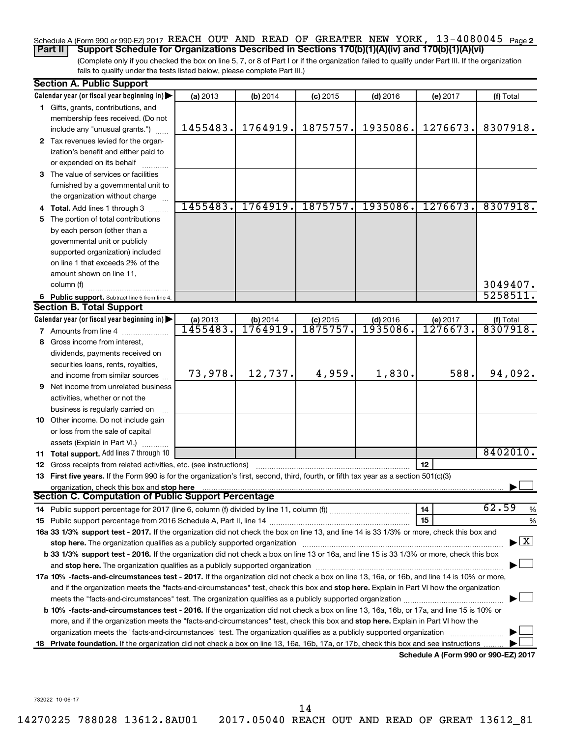Schedule A (Form 990 or 990-EZ) 2017 REACH OUT AND READ OF GREATER NEW YORK, 13-4080045 Page 2

**Part II** **Support Schedule for Organizations Described in Sections 170(b)(1)(A)(iv) and 170(b)(1)(A)(vi)**

(Complete only if you checked the box on line 5, 7, or 8 of Part I or if the organization failed to qualify under Part III. If the organization fails to qualify under the tests listed below, please complete Part III.)

**Section A. Public Support**

| Calendar year (or fiscal year beginning in) ▶ | (a) 2013 | (b) 2014 | (c) 2015 | (d) 2016 | (e) 2017 | (f) Total |
|---|---|---|---|---|---|---|
| 1 Gifts, grants, contributions, and membership fees received. (Do not include any "unusual grants.") | 1455483. | 1764919. | 1875757. | 1935086. | 1276673. | 8307918. |
| 2 Tax revenues levied for the organization's benefit and either paid to or expended on its behalf | | | | | | |
| 3 The value of services or facilities furnished by a governmental unit to the organization without charge | | | | | | |
| 4 **Total.** Add lines 1 through 3 | 1455483. | 1764919. | 1875757. | 1935086. | 1276673. | 8307918. |
| 5 The portion of total contributions by each person (other than a governmental unit or publicly supported organization) included on line 1 that exceeds 2% of the amount shown on line 11, column (f) | | | | | | 3049407. |
| 6 **Public support.** Subtract line 5 from line 4. | | | | | | 5258511. |

**Section B. Total Support**

| Calendar year (or fiscal year beginning in) ▶ | (a) 2013 | (b) 2014 | (c) 2015 | (d) 2016 | (e) 2017 | (f) Total |
|---|---|---|---|---|---|---|
| 7 Amounts from line 4 | 1455483. | 1764919. | 1875757. | 1935086. | 1276673. | 8307918. |
| 8 Gross income from interest, dividends, payments received on securities loans, rents, royalties, and income from similar sources | 73,978. | 12,737. | 4,959. | 1,830. | 588. | 94,092. |
| 9 Net income from unrelated business activities, whether or not the business is regularly carried on | | | | | | |
| 10 Other income. Do not include gain or loss from the sale of capital assets (Explain in Part VI.) | | | | | | |
| 11 **Total support.** Add lines 7 through 10 | | | | | | 8402010. |

12 Gross receipts from related activities, etc. (see instructions) | 12 |

13 **First five years.** If the Form 990 is for the organization's first, second, third, fourth, or fifth tax year as a section 501(c)(3) organization, check this box and **stop here** ▶ ☐

**Section C. Computation of Public Support Percentage**

14 Public support percentage for 2017 (line 6, column (f) divided by line 11, column (f)) | 14 | 62.59 %

15 Public support percentage from 2016 Schedule A, Part II, line 14 | 15 | %

16a **33 1/3% support test - 2017.** If the organization did not check the box on line 13, and line 14 is 33 1/3% or more, check this box and **stop here.** The organization qualifies as a publicly supported organization ▶ ☒

b **33 1/3% support test - 2016.** If the organization did not check a box on line 13 or 16a, and line 15 is 33 1/3% or more, check this box and **stop here.** The organization qualifies as a publicly supported organization ▶ ☐

17a **10% -facts-and-circumstances test - 2017.** If the organization did not check a box on line 13, 16a, or 16b, and line 14 is 10% or more, and if the organization meets the "facts-and-circumstances" test, check this box and **stop here.** Explain in Part VI how the organization meets the "facts-and-circumstances" test. The organization qualifies as a publicly supported organization ▶ ☐

b **10% -facts-and-circumstances test - 2016.** If the organization did not check a box on line 13, 16a, 16b, or 17a, and line 15 is 10% or more, and if the organization meets the "facts-and-circumstances" test, check this box and **stop here.** Explain in Part VI how the organization meets the "facts-and-circumstances" test. The organization qualifies as a publicly supported organization ▶ ☐

18 **Private foundation.** If the organization did not check a box on line 13, 16a, 16b, 17a, or 17b, check this box and see instructions ▶ ☐

**Schedule A (Form 990 or 990-EZ) 2017**

732022 10-06-17

14270225 788028 13612.8AU01 2017.05040 REACH OUT AND READ OF GREAT 13612_81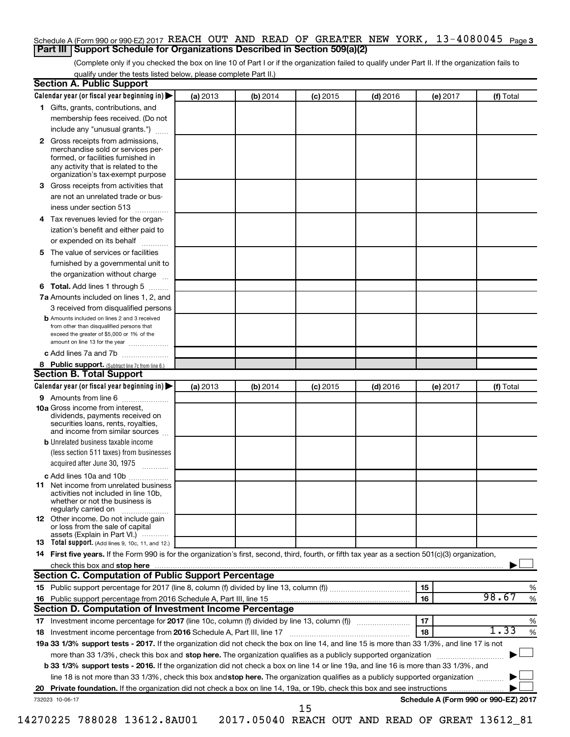Schedule A (Form 990 or 990-EZ) 2017 REACH OUT AND READ OF GREATER NEW YORK, 13-4080045 Page 3

## Part III Support Schedule for Organizations Described in Section 509(a)(2)

(Complete only if you checked the box on line 10 of Part I or if the organization failed to qualify under Part II. If the organization fails to qualify under the tests listed below, please complete Part II.)

### Section A. Public Support

| Calendar year (or fiscal year beginning in) ▶ | (a) 2013 | (b) 2014 | (c) 2015 | (d) 2016 | (e) 2017 | (f) Total |
|---|---|---|---|---|---|---|
| **1** Gifts, grants, contributions, and membership fees received. (Do not include any "unusual grants.") | | | | | | |
| **2** Gross receipts from admissions, merchandise sold or services performed, or facilities furnished in any activity that is related to the organization's tax-exempt purpose | | | | | | |
| **3** Gross receipts from activities that are not an unrelated trade or business under section 513 | | | | | | |
| **4** Tax revenues levied for the organization's benefit and either paid to or expended on its behalf | | | | | | |
| **5** The value of services or facilities furnished by a governmental unit to the organization without charge | | | | | | |
| **6 Total.** Add lines 1 through 5 | | | | | | |
| **7a** Amounts included on lines 1, 2, and 3 received from disqualified persons | | | | | | |
| **b** Amounts included on lines 2 and 3 received from other than disqualified persons that exceed the greater of $5,000 or 1% of the amount on line 13 for the year | | | | | | |
| **c** Add lines 7a and 7b | | | | | | |
| **8 Public support.** (Subtract line 7c from line 6.) | | | | | | |

### Section B. Total Support

| Calendar year (or fiscal year beginning in) ▶ | (a) 2013 | (b) 2014 | (c) 2015 | (d) 2016 | (e) 2017 | (f) Total |
|---|---|---|---|---|---|---|
| **9** Amounts from line 6 | | | | | | |
| **10a** Gross income from interest, dividends, payments received on securities loans, rents, royalties, and income from similar sources | | | | | | |
| **b** Unrelated business taxable income (less section 511 taxes) from businesses acquired after June 30, 1975 | | | | | | |
| **c** Add lines 10a and 10b | | | | | | |
| **11** Net income from unrelated business activities not included in line 10b, whether or not the business is regularly carried on | | | | | | |
| **12** Other income. Do not include gain or loss from the sale of capital assets (Explain in Part VI.) | | | | | | |
| **13 Total support.** (Add lines 9, 10c, 11, and 12.) | | | | | | |

**14 First five years.** If the Form 990 is for the organization's first, second, third, fourth, or fifth tax year as a section 501(c)(3) organization, check this box and **stop here** ▶ ☐

### Section C. Computation of Public Support Percentage

| | | | |
|---|---|---|---|
| **15** Public support percentage for 2017 (line 8, column (f) divided by line 13, column (f)) | 15 | | % |
| **16** Public support percentage from 2016 Schedule A, Part III, line 15 | 16 | 98.67 | % |

### Section D. Computation of Investment Income Percentage

| | | | |
|---|---|---|---|
| **17** Investment income percentage for **2017** (line 10c, column (f) divided by line 13, column (f)) | 17 | | % |
| **18** Investment income percentage from **2016** Schedule A, Part III, line 17 | 18 | 1.33 | % |

**19a 33 1/3% support tests - 2017.** If the organization did not check the box on line 14, and line 15 is more than 33 1/3%, and line 17 is not more than 33 1/3%, check this box and **stop here.** The organization qualifies as a publicly supported organization ▶ ☐

**b 33 1/3% support tests - 2016.** If the organization did not check a box on line 14 or line 19a, and line 16 is more than 33 1/3%, and line 18 is not more than 33 1/3%, check this box and **stop here.** The organization qualifies as a publicly supported organization ▶ ☐

**20 Private foundation.** If the organization did not check a box on line 14, 19a, or 19b, check this box and see instructions ▶ ☐

732023 10-06-17 **Schedule A (Form 990 or 990-EZ) 2017**

14270225 788028 13612.8AU01 2017.05040 REACH OUT AND READ OF GREAT 13612_81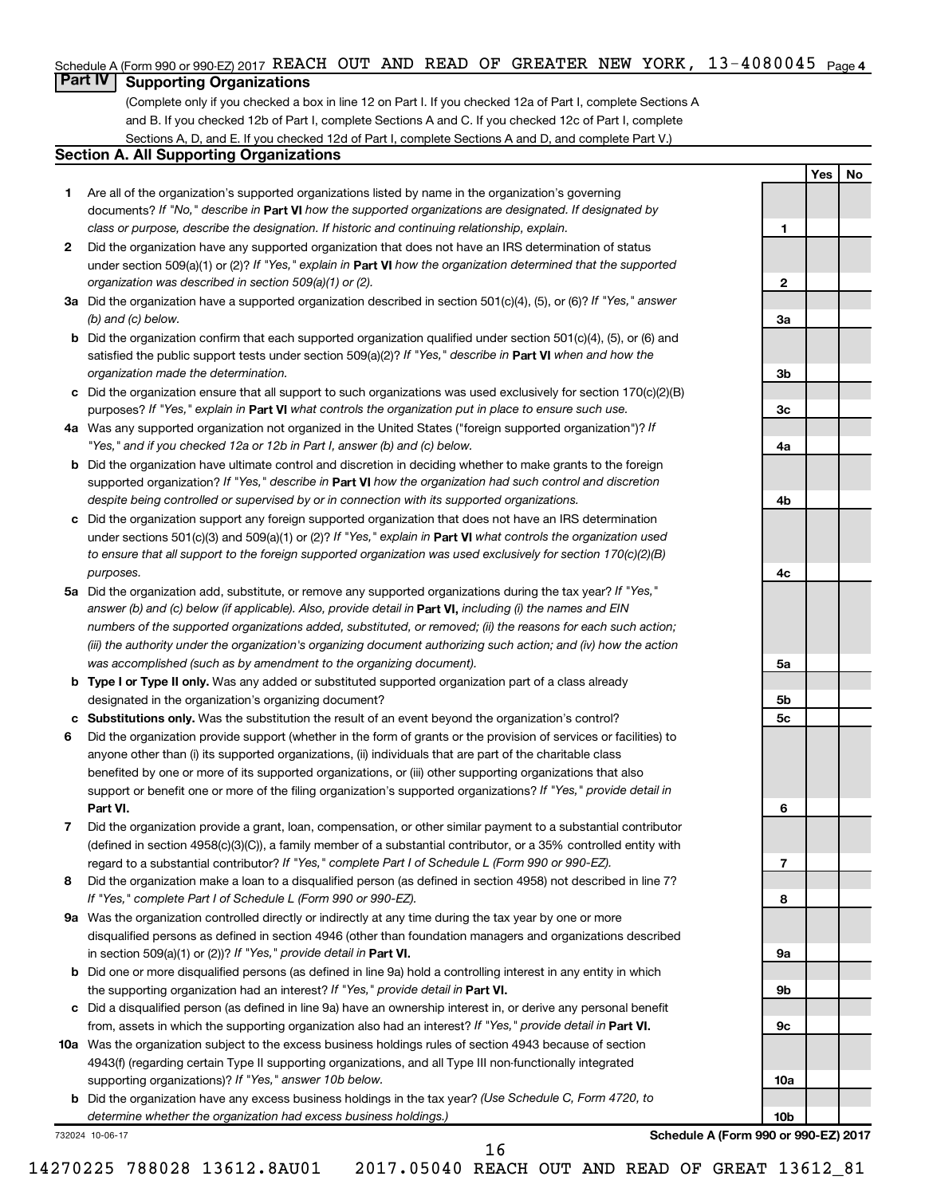Schedule A (Form 990 or 990-EZ) 2017 REACH OUT AND READ OF GREATER NEW YORK, 13-4080045 Page 4

## Part IV Supporting Organizations

(Complete only if you checked a box in line 12 on Part I. If you checked 12a of Part I, complete Sections A and B. If you checked 12b of Part I, complete Sections A and C. If you checked 12c of Part I, complete Sections A, D, and E. If you checked 12d of Part I, complete Sections A and D, and complete Part V.)

### Section A. All Supporting Organizations

| | | | Yes | No |
|---|---|---|---|---|
| 1 | Are all of the organization's supported organizations listed by name in the organization's governing documents? *If "No," describe in* **Part VI** *how the supported organizations are designated. If designated by class or purpose, describe the designation. If historic and continuing relationship, explain.* | 1 | | |
| 2 | Did the organization have any supported organization that does not have an IRS determination of status under section 509(a)(1) or (2)? *If "Yes," explain in* **Part VI** *how the organization determined that the supported organization was described in section 509(a)(1) or (2).* | 2 | | |
| 3a | Did the organization have a supported organization described in section 501(c)(4), (5), or (6)? *If "Yes," answer (b) and (c) below.* | 3a | | |
| b | Did the organization confirm that each supported organization qualified under section 501(c)(4), (5), or (6) and satisfied the public support tests under section 509(a)(2)? *If "Yes," describe in* **Part VI** *when and how the organization made the determination.* | 3b | | |
| c | Did the organization ensure that all support to such organizations was used exclusively for section 170(c)(2)(B) purposes? *If "Yes," explain in* **Part VI** *what controls the organization put in place to ensure such use.* | 3c | | |
| 4a | Was any supported organization not organized in the United States ("foreign supported organization")? *If "Yes," and if you checked 12a or 12b in Part I, answer (b) and (c) below.* | 4a | | |
| b | Did the organization have ultimate control and discretion in deciding whether to make grants to the foreign supported organization? *If "Yes," describe in* **Part VI** *how the organization had such control and discretion despite being controlled or supervised by or in connection with its supported organizations.* | 4b | | |
| c | Did the organization support any foreign supported organization that does not have an IRS determination under sections 501(c)(3) and 509(a)(1) or (2)? *If "Yes," explain in* **Part VI** *what controls the organization used to ensure that all support to the foreign supported organization was used exclusively for section 170(c)(2)(B) purposes.* | 4c | | |
| 5a | Did the organization add, substitute, or remove any supported organizations during the tax year? *If "Yes," answer (b) and (c) below (if applicable). Also, provide detail in* **Part VI,** *including (i) the names and EIN numbers of the supported organizations added, substituted, or removed; (ii) the reasons for each such action; (iii) the authority under the organization's organizing document authorizing such action; and (iv) how the action was accomplished (such as by amendment to the organizing document).* | 5a | | |
| b | **Type I or Type II only.** Was any added or substituted supported organization part of a class already designated in the organization's organizing document? | 5b | | |
| c | **Substitutions only.** Was the substitution the result of an event beyond the organization's control? | 5c | | |
| 6 | Did the organization provide support (whether in the form of grants or the provision of services or facilities) to anyone other than (i) its supported organizations, (ii) individuals that are part of the charitable class benefited by one or more of its supported organizations, or (iii) other supporting organizations that also support or benefit one or more of the filing organization's supported organizations? *If "Yes," provide detail in* **Part VI.** | 6 | | |
| 7 | Did the organization provide a grant, loan, compensation, or other similar payment to a substantial contributor (defined in section 4958(c)(3)(C)), a family member of a substantial contributor, or a 35% controlled entity with regard to a substantial contributor? *If "Yes," complete Part I of Schedule L (Form 990 or 990-EZ).* | 7 | | |
| 8 | Did the organization make a loan to a disqualified person (as defined in section 4958) not described in line 7? *If "Yes," complete Part I of Schedule L (Form 990 or 990-EZ).* | 8 | | |
| 9a | Was the organization controlled directly or indirectly at any time during the tax year by one or more disqualified persons as defined in section 4946 (other than foundation managers and organizations described in section 509(a)(1) or (2))? *If "Yes," provide detail in* **Part VI.** | 9a | | |
| b | Did one or more disqualified persons (as defined in line 9a) hold a controlling interest in any entity in which the supporting organization had an interest? *If "Yes," provide detail in* **Part VI.** | 9b | | |
| c | Did a disqualified person (as defined in line 9a) have an ownership interest in, or derive any personal benefit from, assets in which the supporting organization also had an interest? *If "Yes," provide detail in* **Part VI.** | 9c | | |
| 10a | Was the organization subject to the excess business holdings rules of section 4943 because of section 4943(f) (regarding certain Type II supporting organizations, and all Type III non-functionally integrated supporting organizations)? *If "Yes," answer 10b below.* | 10a | | |
| b | Did the organization have any excess business holdings in the tax year? *(Use Schedule C, Form 4720, to determine whether the organization had excess business holdings.)* | 10b | | |

732024 10-06-17 **Schedule A (Form 990 or 990-EZ) 2017**

14270225 788028 13612.8AU01 2017.05040 REACH OUT AND READ OF GREAT 13612_81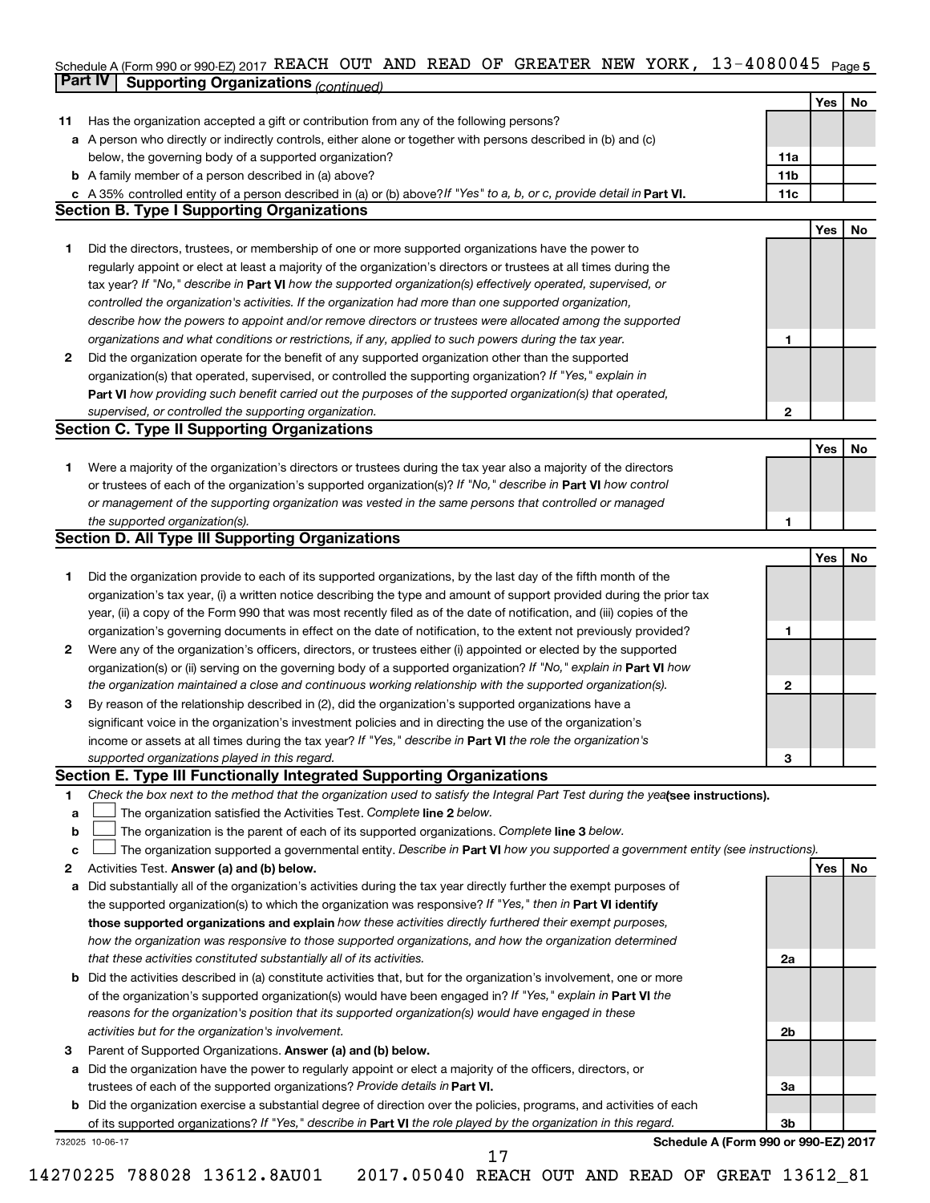Schedule A (Form 990 or 990-EZ) 2017 REACH OUT AND READ OF GREATER NEW YORK, 13-4080045 Page 5

## Part IV Supporting Organizations *(continued)*

| | | | Yes | No |
|---|---|---|---|---|
| **11** | Has the organization accepted a gift or contribution from any of the following persons? | | | |
| **a** | A person who directly or indirectly controls, either alone or together with persons described in (b) and (c) below, the governing body of a supported organization? | 11a | | |
| **b** | A family member of a person described in (a) above? | 11b | | |
| **c** | A 35% controlled entity of a person described in (a) or (b) above? *If "Yes" to a, b, or c, provide detail in* **Part VI.** | 11c | | |

### Section B. Type I Supporting Organizations

| | | | Yes | No |
|---|---|---|---|---|
| **1** | Did the directors, trustees, or membership of one or more supported organizations have the power to regularly appoint or elect at least a majority of the organization's directors or trustees at all times during the tax year? *If "No," describe in* **Part VI** *how the supported organization(s) effectively operated, supervised, or controlled the organization's activities. If the organization had more than one supported organization, describe how the powers to appoint and/or remove directors or trustees were allocated among the supported organizations and what conditions or restrictions, if any, applied to such powers during the tax year.* | 1 | | |
| **2** | Did the organization operate for the benefit of any supported organization other than the supported organization(s) that operated, supervised, or controlled the supporting organization? *If "Yes," explain in* **Part VI** *how providing such benefit carried out the purposes of the supported organization(s) that operated, supervised, or controlled the supporting organization.* | 2 | | |

### Section C. Type II Supporting Organizations

| | | | Yes | No |
|---|---|---|---|---|
| **1** | Were a majority of the organization's directors or trustees during the tax year also a majority of the directors or trustees of each of the organization's supported organization(s)? *If "No," describe in* **Part VI** *how control or management of the supporting organization was vested in the same persons that controlled or managed the supported organization(s).* | 1 | | |

### Section D. All Type III Supporting Organizations

| | | | Yes | No |
|---|---|---|---|---|
| **1** | Did the organization provide to each of its supported organizations, by the last day of the fifth month of the organization's tax year, (i) a written notice describing the type and amount of support provided during the prior tax year, (ii) a copy of the Form 990 that was most recently filed as of the date of notification, and (iii) copies of the organization's governing documents in effect on the date of notification, to the extent not previously provided? | 1 | | |
| **2** | Were any of the organization's officers, directors, or trustees either (i) appointed or elected by the supported organization(s) or (ii) serving on the governing body of a supported organization? *If "No," explain in* **Part VI** *how the organization maintained a close and continuous working relationship with the supported organization(s).* | 2 | | |
| **3** | By reason of the relationship described in (2), did the organization's supported organizations have a significant voice in the organization's investment policies and in directing the use of the organization's income or assets at all times during the tax year? *If "Yes," describe in* **Part VI** *the role the organization's supported organizations played in this regard.* | 3 | | |

### Section E. Type III Functionally Integrated Supporting Organizations

**1** *Check the box next to the method that the organization used to satisfy the Integral Part Test during the year* **(see instructions).**

- **a** ☐ The organization satisfied the Activities Test. *Complete* **line 2** *below.*
- **b** ☐ The organization is the parent of each of its supported organizations. *Complete* **line 3** *below.*
- **c** ☐ The organization supported a governmental entity. *Describe in* **Part VI** *how you supported a government entity (see instructions).*

| | | | Yes | No |
|---|---|---|---|---|
| **2** | Activities Test. **Answer (a) and (b) below.** | | | |
| **a** | Did substantially all of the organization's activities during the tax year directly further the exempt purposes of the supported organization(s) to which the organization was responsive? *If "Yes," then in* **Part VI identify those supported organizations and explain** *how these activities directly furthered their exempt purposes, how the organization was responsive to those supported organizations, and how the organization determined that these activities constituted substantially all of its activities.* | 2a | | |
| **b** | Did the activities described in (a) constitute activities that, but for the organization's involvement, one or more of the organization's supported organization(s) would have been engaged in? *If "Yes," explain in* **Part VI** *the reasons for the organization's position that its supported organization(s) would have engaged in these activities but for the organization's involvement.* | 2b | | |
| **3** | Parent of Supported Organizations. **Answer (a) and (b) below.** | | | |
| **a** | Did the organization have the power to regularly appoint or elect a majority of the officers, directors, or trustees of each of the supported organizations? *Provide details in* **Part VI.** | 3a | | |
| **b** | Did the organization exercise a substantial degree of direction over the policies, programs, and activities of each of its supported organizations? *If "Yes," describe in* **Part VI** *the role played by the organization in this regard.* | 3b | | |

732025 10-06-17 **Schedule A (Form 990 or 990-EZ) 2017**

14270225 788028 13612.8AU01 2017.05040 REACH OUT AND READ OF GREAT 13612_81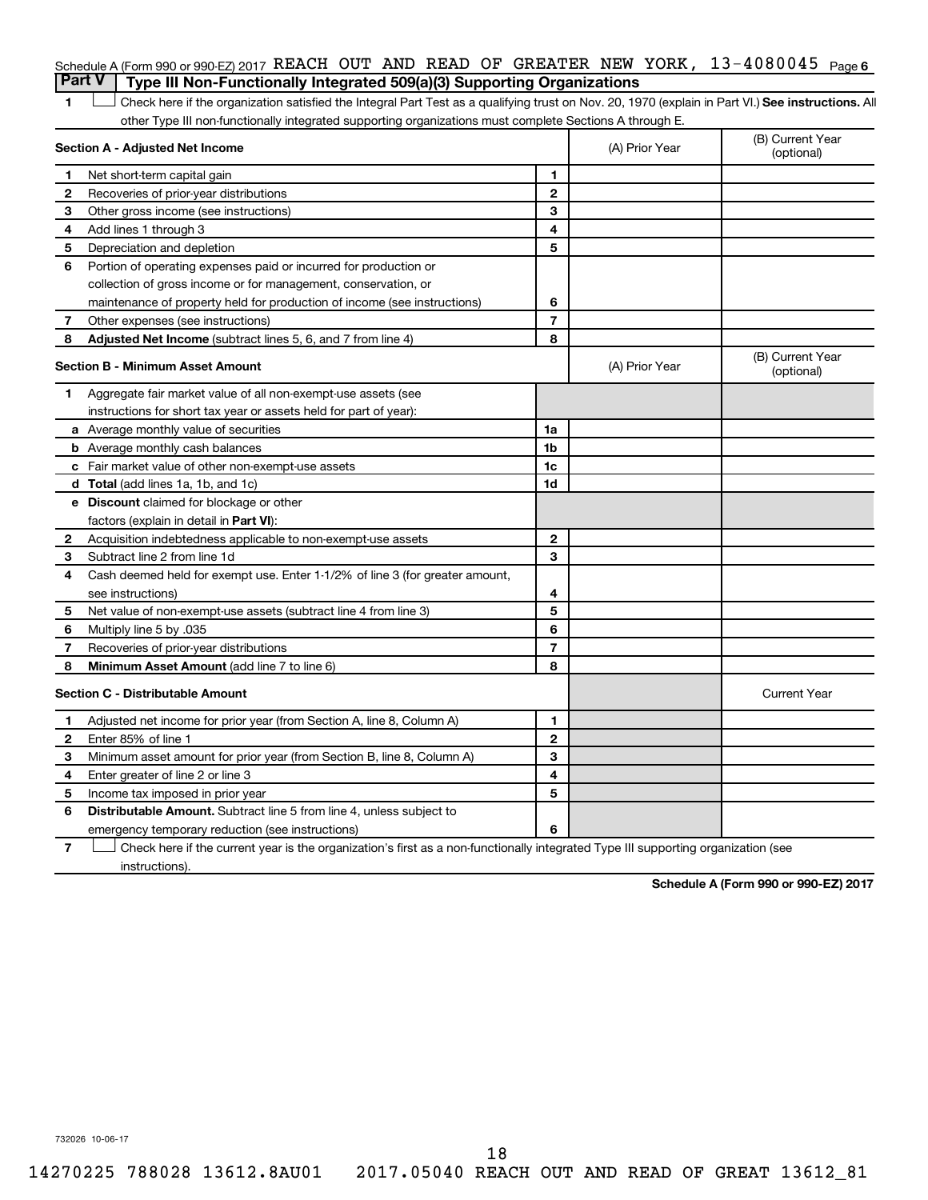Schedule A (Form 990 or 990-EZ) 2017 REACH OUT AND READ OF GREATER NEW YORK, 13-4080045 Page 6

## Part V | Type III Non-Functionally Integrated 509(a)(3) Supporting Organizations

1 ☐ Check here if the organization satisfied the Integral Part Test as a qualifying trust on Nov. 20, 1970 (explain in Part VI.) **See instructions.** All other Type III non-functionally integrated supporting organizations must complete Sections A through E.

| Section A - Adjusted Net Income | | | (A) Prior Year | (B) Current Year (optional) |
|---|---|---|---|---|
| 1 | Net short-term capital gain | 1 | | |
| 2 | Recoveries of prior-year distributions | 2 | | |
| 3 | Other gross income (see instructions) | 3 | | |
| 4 | Add lines 1 through 3 | 4 | | |
| 5 | Depreciation and depletion | 5 | | |
| 6 | Portion of operating expenses paid or incurred for production or collection of gross income or for management, conservation, or maintenance of property held for production of income (see instructions) | 6 | | |
| 7 | Other expenses (see instructions) | 7 | | |
| 8 | **Adjusted Net Income** (subtract lines 5, 6, and 7 from line 4) | 8 | | |

| Section B - Minimum Asset Amount | | | (A) Prior Year | (B) Current Year (optional) |
|---|---|---|---|---|
| 1 | Aggregate fair market value of all non-exempt-use assets (see instructions for short tax year or assets held for part of year): | | | |
| a | Average monthly value of securities | 1a | | |
| b | Average monthly cash balances | 1b | | |
| c | Fair market value of other non-exempt-use assets | 1c | | |
| d | **Total** (add lines 1a, 1b, and 1c) | 1d | | |
| e | **Discount** claimed for blockage or other factors (explain in detail in **Part VI**): | | | |
| 2 | Acquisition indebtedness applicable to non-exempt-use assets | 2 | | |
| 3 | Subtract line 2 from line 1d | 3 | | |
| 4 | Cash deemed held for exempt use. Enter 1-1/2% of line 3 (for greater amount, see instructions) | 4 | | |
| 5 | Net value of non-exempt-use assets (subtract line 4 from line 3) | 5 | | |
| 6 | Multiply line 5 by .035 | 6 | | |
| 7 | Recoveries of prior-year distributions | 7 | | |
| 8 | **Minimum Asset Amount** (add line 7 to line 6) | 8 | | |

| Section C - Distributable Amount | | | | Current Year |
|---|---|---|---|---|
| 1 | Adjusted net income for prior year (from Section A, line 8, Column A) | 1 | | |
| 2 | Enter 85% of line 1 | 2 | | |
| 3 | Minimum asset amount for prior year (from Section B, line 8, Column A) | 3 | | |
| 4 | Enter greater of line 2 or line 3 | 4 | | |
| 5 | Income tax imposed in prior year | 5 | | |
| 6 | **Distributable Amount.** Subtract line 5 from line 4, unless subject to emergency temporary reduction (see instructions) | 6 | | |

7 ☐ Check here if the current year is the organization's first as a non-functionally integrated Type III supporting organization (see instructions).

**Schedule A (Form 990 or 990-EZ) 2017**

732026 10-06-17

14270225 788028 13612.8AU01 2017.05040 REACH OUT AND READ OF GREAT 13612_81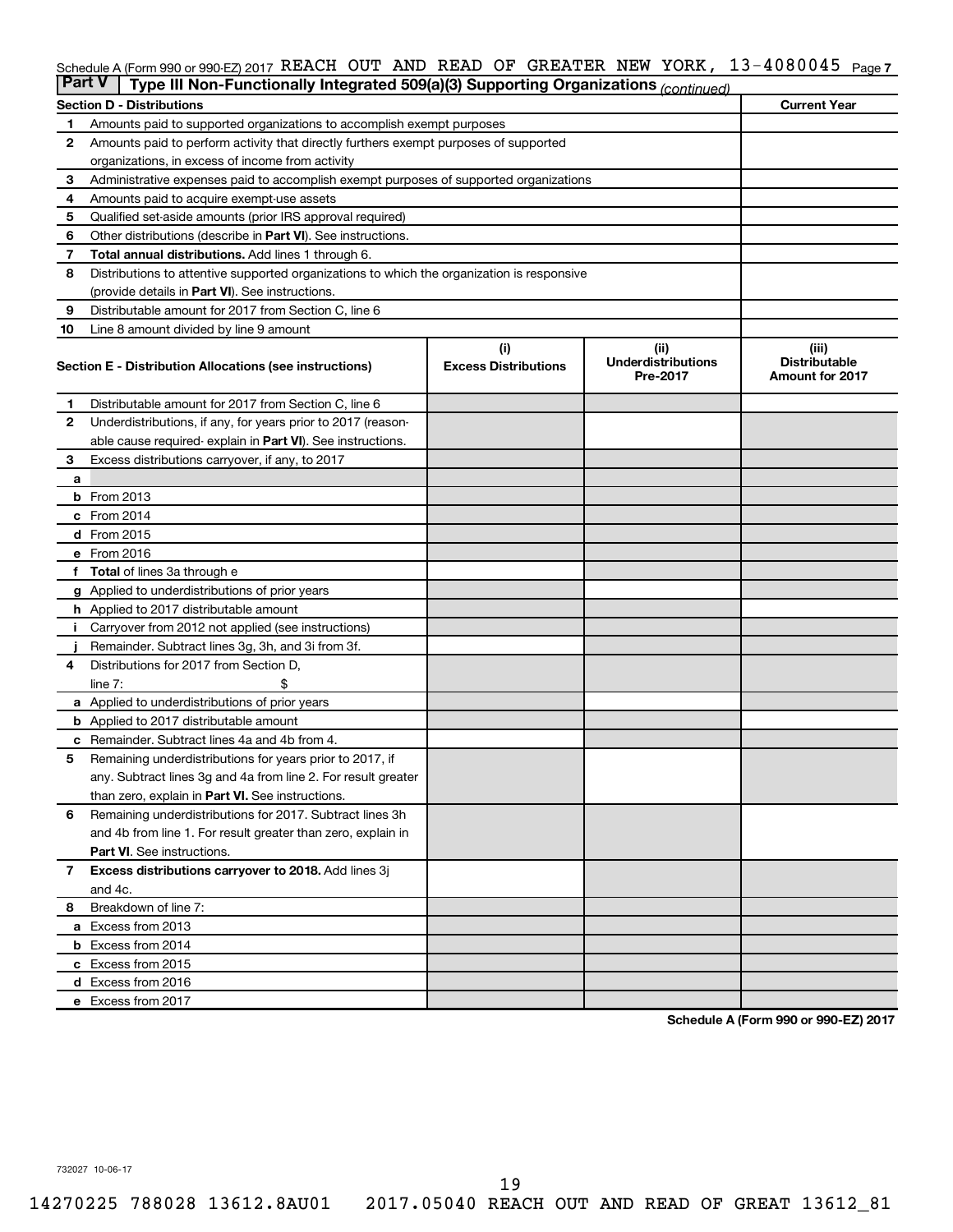Schedule A (Form 990 or 990-EZ) 2017 REACH OUT AND READ OF GREATER NEW YORK, 13-4080045 Page 7

**Part V | Type III Non-Functionally Integrated 509(a)(3) Supporting Organizations** *(continued)*

| Section D - Distributions | | Current Year |
|---|---|---|
| 1 | Amounts paid to supported organizations to accomplish exempt purposes | |
| 2 | Amounts paid to perform activity that directly furthers exempt purposes of supported organizations, in excess of income from activity | |
| 3 | Administrative expenses paid to accomplish exempt purposes of supported organizations | |
| 4 | Amounts paid to acquire exempt-use assets | |
| 5 | Qualified set-aside amounts (prior IRS approval required) | |
| 6 | Other distributions (describe in **Part VI**). See instructions. | |
| 7 | **Total annual distributions.** Add lines 1 through 6. | |
| 8 | Distributions to attentive supported organizations to which the organization is responsive (provide details in **Part VI**). See instructions. | |
| 9 | Distributable amount for 2017 from Section C, line 6 | |
| 10 | Line 8 amount divided by line 9 amount | |

| Section E - Distribution Allocations (see instructions) | | (i) Excess Distributions | (ii) Underdistributions Pre-2017 | (iii) Distributable Amount for 2017 |
|---|---|---|---|---|
| 1 | Distributable amount for 2017 from Section C, line 6 | | | |
| 2 | Underdistributions, if any, for years prior to 2017 (reasonable cause required- explain in **Part VI**). See instructions. | | | |
| 3 | Excess distributions carryover, if any, to 2017 | | | |
| a | | | | |
| b | From 2013 | | | |
| c | From 2014 | | | |
| d | From 2015 | | | |
| e | From 2016 | | | |
| f | **Total** of lines 3a through e | | | |
| g | Applied to underdistributions of prior years | | | |
| h | Applied to 2017 distributable amount | | | |
| i | Carryover from 2012 not applied (see instructions) | | | |
| j | Remainder. Subtract lines 3g, 3h, and 3i from 3f. | | | |
| 4 | Distributions for 2017 from Section D, line 7: $ | | | |
| a | Applied to underdistributions of prior years | | | |
| b | Applied to 2017 distributable amount | | | |
| c | Remainder. Subtract lines 4a and 4b from 4. | | | |
| 5 | Remaining underdistributions for years prior to 2017, if any. Subtract lines 3g and 4a from line 2. For result greater than zero, explain in **Part VI.** See instructions. | | | |
| 6 | Remaining underdistributions for 2017. Subtract lines 3h and 4b from line 1. For result greater than zero, explain in **Part VI**. See instructions. | | | |
| 7 | **Excess distributions carryover to 2018.** Add lines 3j and 4c. | | | |
| 8 | Breakdown of line 7: | | | |
| a | Excess from 2013 | | | |
| b | Excess from 2014 | | | |
| c | Excess from 2015 | | | |
| d | Excess from 2016 | | | |
| e | Excess from 2017 | | | |

**Schedule A (Form 990 or 990-EZ) 2017**

732027 10-06-17

14270225 788028 13612.8AU01 2017.05040 REACH OUT AND READ OF GREAT 13612_81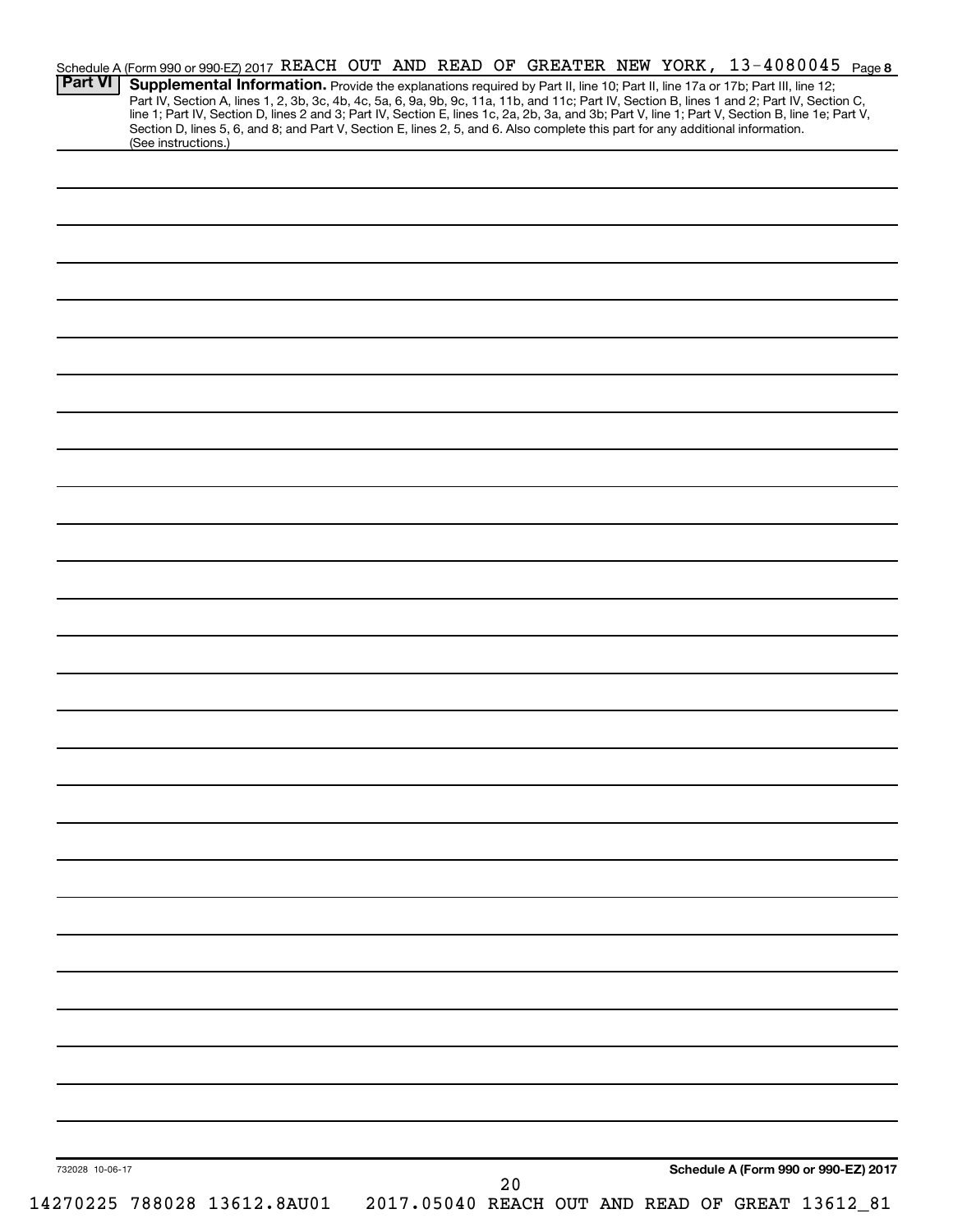Schedule A (Form 990 or 990-EZ) 2017 REACH OUT AND READ OF GREATER NEW YORK, 13-4080045 Page 8

**Part VI** **Supplemental Information.** Provide the explanations required by Part II, line 10; Part II, line 17a or 17b; Part III, line 12; Part IV, Section A, lines 1, 2, 3b, 3c, 4b, 4c, 5a, 6, 9a, 9b, 9c, 11a, 11b, and 11c; Part IV, Section B, lines 1 and 2; Part IV, Section C, line 1; Part IV, Section D, lines 2 and 3; Part IV, Section E, lines 1c, 2a, 2b, 3a, and 3b; Part V, line 1; Part V, Section B, line 1e; Part V, Section D, lines 5, 6, and 8; and Part V, Section E, lines 2, 5, and 6. Also complete this part for any additional information. (See instructions.)

732028 10-06-17

**Schedule A (Form 990 or 990-EZ) 2017**

14270225 788028 13612.8AU01 2017.05040 REACH OUT AND READ OF GREAT 13612_81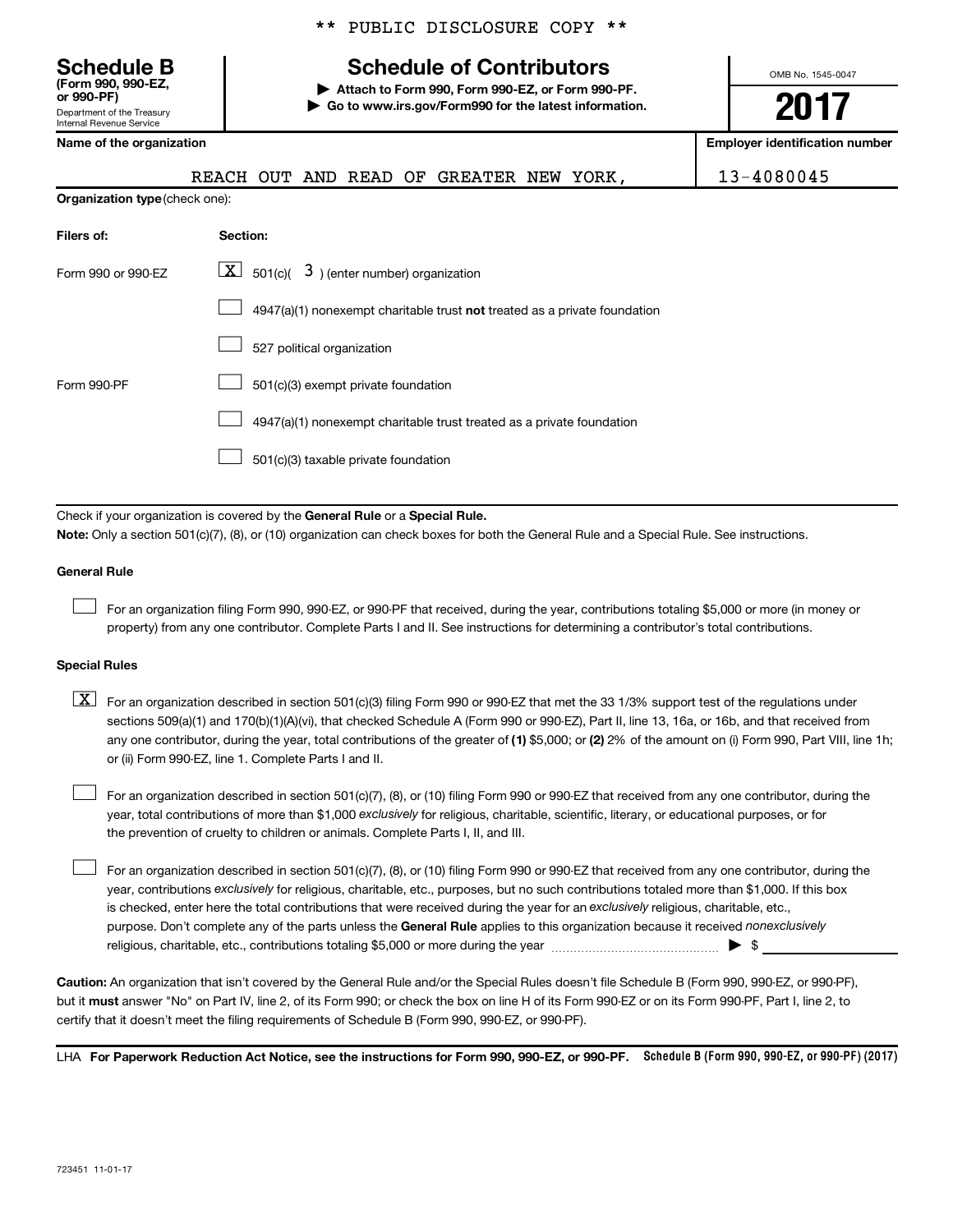** PUBLIC DISCLOSURE COPY **

**Schedule B**
**(Form 990, 990-EZ, or 990-PF)**
Department of the Treasury
Internal Revenue Service

# Schedule of Contributors

▶ **Attach to Form 990, Form 990-EZ, or Form 990-PF.**
▶ **Go to www.irs.gov/Form990 for the latest information.**

OMB No. 1545-0047

**2017**

| Name of the organization | Employer identification number |
|---|---|
| REACH OUT AND READ OF GREATER NEW YORK, | 13-4080045 |

**Organization type** (check one):

| Filers of: | Section: |
|---|---|
| Form 990 or 990-EZ | [X] 501(c)( 3 ) (enter number) organization |
| | [ ] 4947(a)(1) nonexempt charitable trust **not** treated as a private foundation |
| | [ ] 527 political organization |
| Form 990-PF | [ ] 501(c)(3) exempt private foundation |
| | [ ] 4947(a)(1) nonexempt charitable trust treated as a private foundation |
| | [ ] 501(c)(3) taxable private foundation |

Check if your organization is covered by the **General Rule** or a **Special Rule.**

**Note:** Only a section 501(c)(7), (8), or (10) organization can check boxes for both the General Rule and a Special Rule. See instructions.

**General Rule**

[ ] For an organization filing Form 990, 990-EZ, or 990-PF that received, during the year, contributions totaling $5,000 or more (in money or property) from any one contributor. Complete Parts I and II. See instructions for determining a contributor's total contributions.

**Special Rules**

[X] For an organization described in section 501(c)(3) filing Form 990 or 990-EZ that met the 33 1/3% support test of the regulations under sections 509(a)(1) and 170(b)(1)(A)(vi), that checked Schedule A (Form 990 or 990-EZ), Part II, line 13, 16a, or 16b, and that received from any one contributor, during the year, total contributions of the greater of **(1)** $5,000; or **(2)** 2% of the amount on (i) Form 990, Part VIII, line 1h; or (ii) Form 990-EZ, line 1. Complete Parts I and II.

[ ] For an organization described in section 501(c)(7), (8), or (10) filing Form 990 or 990-EZ that received from any one contributor, during the year, total contributions of more than $1,000 *exclusively* for religious, charitable, scientific, literary, or educational purposes, or for the prevention of cruelty to children or animals. Complete Parts I, II, and III.

[ ] For an organization described in section 501(c)(7), (8), or (10) filing Form 990 or 990-EZ that received from any one contributor, during the year, contributions *exclusively* for religious, charitable, etc., purposes, but no such contributions totaled more than $1,000. If this box is checked, enter here the total contributions that were received during the year for an *exclusively* religious, charitable, etc., purpose. Don't complete any of the parts unless the **General Rule** applies to this organization because it received *nonexclusively* religious, charitable, etc., contributions totaling $5,000 or more during the year ▶ $ ____________

**Caution:** An organization that isn't covered by the General Rule and/or the Special Rules doesn't file Schedule B (Form 990, 990-EZ, or 990-PF), but it **must** answer "No" on Part IV, line 2, of its Form 990; or check the box on line H of its Form 990-EZ or on its Form 990-PF, Part I, line 2, to certify that it doesn't meet the filing requirements of Schedule B (Form 990, 990-EZ, or 990-PF).

LHA **For Paperwork Reduction Act Notice, see the instructions for Form 990, 990-EZ, or 990-PF.** **Schedule B (Form 990, 990-EZ, or 990-PF) (2017)**

723451 11-01-17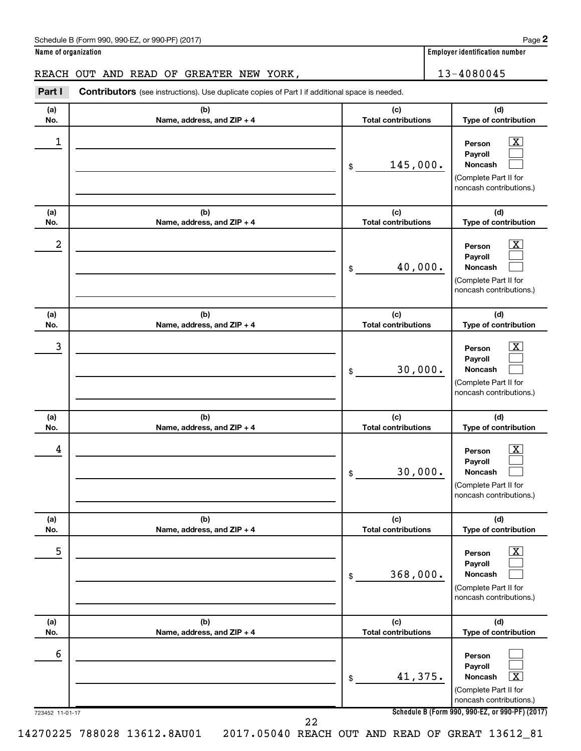Schedule B (Form 990, 990-EZ, or 990-PF) (2017) Page **2**

**Name of organization** | **Employer identification number**

REACH OUT AND READ OF GREATER NEW YORK, | 13-4080045

**Part I** **Contributors** (see instructions). Use duplicate copies of Part I if additional space is needed.

| (a) No. | (b) Name, address, and ZIP + 4 | (c) Total contributions | (d) Type of contribution |
|---|---|---|---|
| 1 | | $ 145,000. | Person [X] Payroll [ ] Noncash [ ] (Complete Part II for noncash contributions.) |
| 2 | | $ 40,000. | Person [X] Payroll [ ] Noncash [ ] (Complete Part II for noncash contributions.) |
| 3 | | $ 30,000. | Person [X] Payroll [ ] Noncash [ ] (Complete Part II for noncash contributions.) |
| 4 | | $ 30,000. | Person [X] Payroll [ ] Noncash [ ] (Complete Part II for noncash contributions.) |
| 5 | | $ 368,000. | Person [X] Payroll [ ] Noncash [ ] (Complete Part II for noncash contributions.) |
| 6 | | $ 41,375. | Person [ ] Payroll [ ] Noncash [X] (Complete Part II for noncash contributions.) |

723452 11-01-17 **Schedule B (Form 990, 990-EZ, or 990-PF) (2017)**

14270225 788028 13612.8AU01 2017.05040 REACH OUT AND READ OF GREAT 13612_81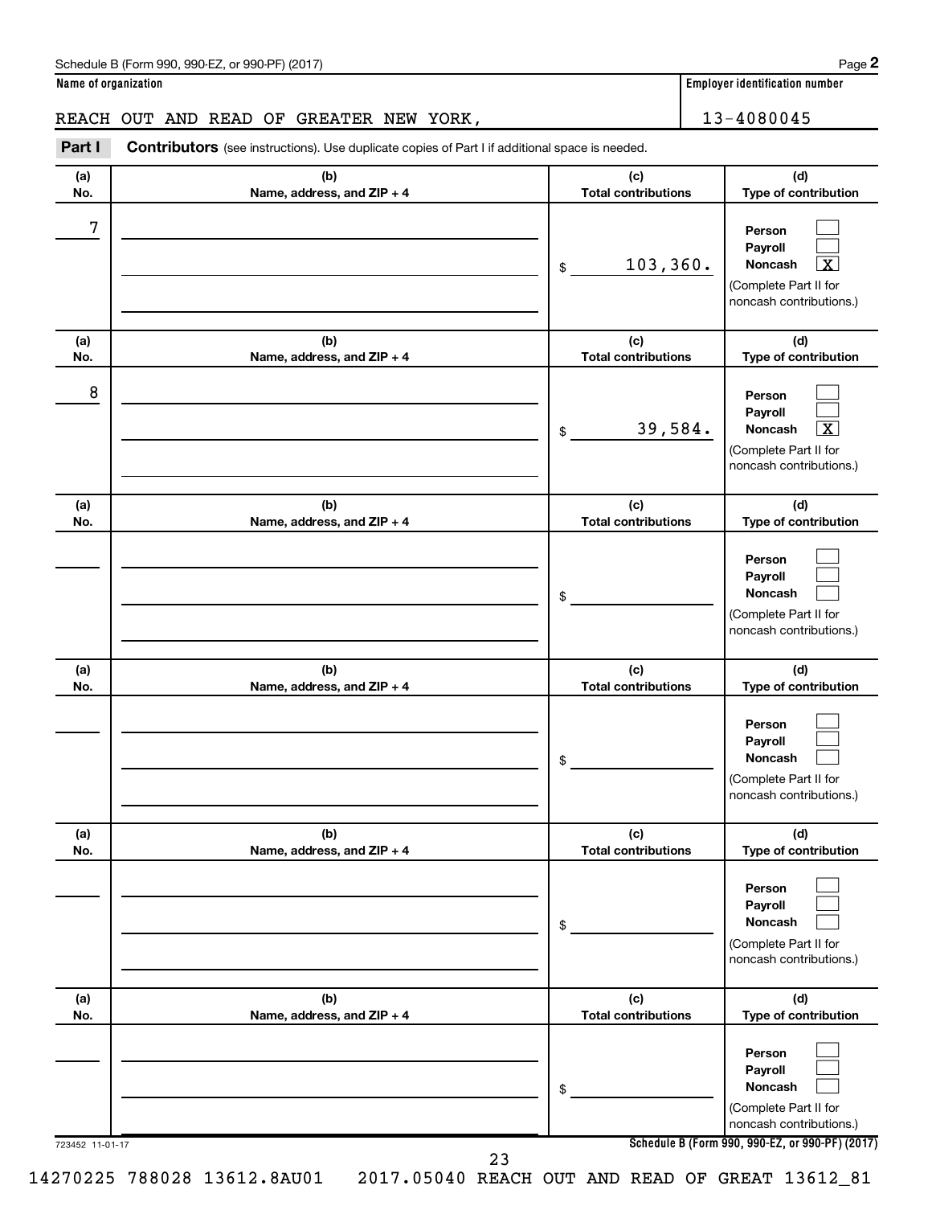Schedule B (Form 990, 990-EZ, or 990-PF) (2017)

**Name of organization**

REACH OUT AND READ OF GREATER NEW YORK,

**Employer identification number**

13-4080045

**Part I** **Contributors** (see instructions). Use duplicate copies of Part I if additional space is needed.

| (a) No. | (b) Name, address, and ZIP + 4 | (c) Total contributions | (d) Type of contribution |
|---|---|---|---|
| 7 | | $ 103,360. | Person [ ] Payroll [ ] Noncash [X] (Complete Part II for noncash contributions.) |
| 8 | | $ 39,584. | Person [ ] Payroll [ ] Noncash [X] (Complete Part II for noncash contributions.) |
| | | $ | Person [ ] Payroll [ ] Noncash [ ] (Complete Part II for noncash contributions.) |
| | | $ | Person [ ] Payroll [ ] Noncash [ ] (Complete Part II for noncash contributions.) |
| | | $ | Person [ ] Payroll [ ] Noncash [ ] (Complete Part II for noncash contributions.) |
| | | $ | Person [ ] Payroll [ ] Noncash [ ] (Complete Part II for noncash contributions.) |

723452 11-01-17

Schedule B (Form 990, 990-EZ, or 990-PF) (2017)

14270225 788028 13612.8AU01 2017.05040 REACH OUT AND READ OF GREAT 13612_81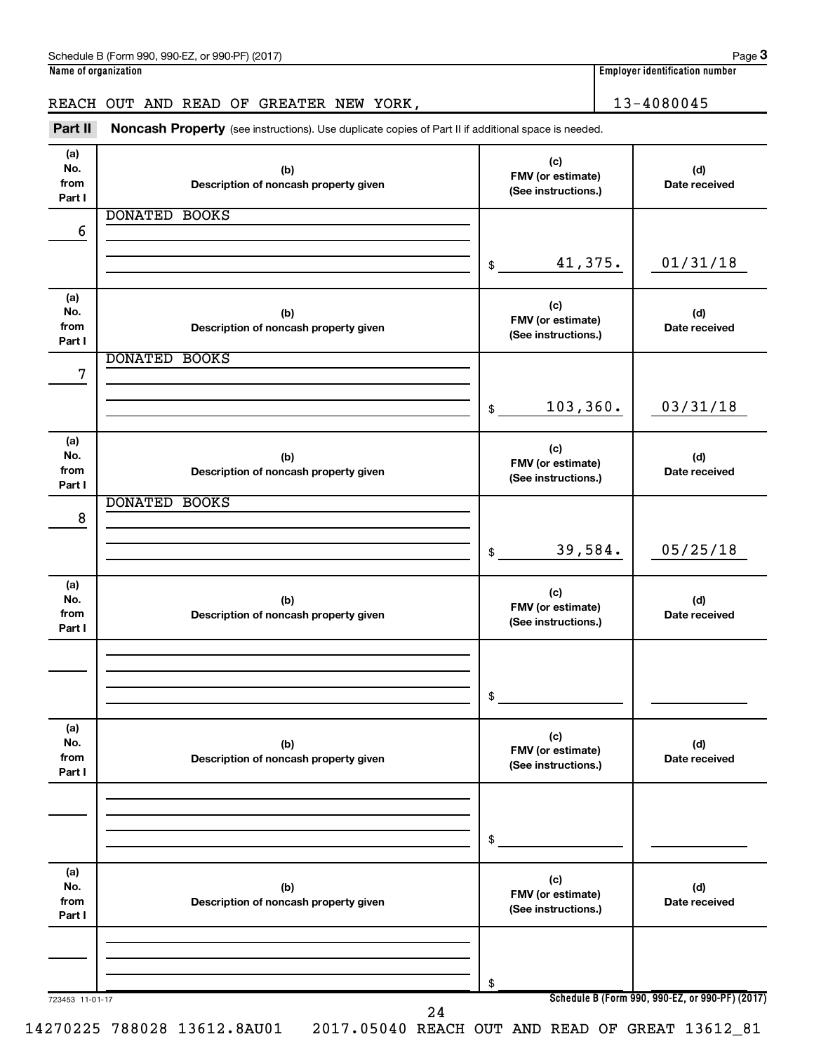Schedule B (Form 990, 990-EZ, or 990-PF) (2017)

**Name of organization**

REACH OUT AND READ OF GREATER NEW YORK,

**Employer identification number**

13-4080045

**Part II** **Noncash Property** (see instructions). Use duplicate copies of Part II if additional space is needed.

| (a) No. from Part I | (b) Description of noncash property given | (c) FMV (or estimate) (See instructions.) | (d) Date received |
|---|---|---|---|
| 6 | DONATED BOOKS | $ 41,375. | 01/31/18 |
| 7 | DONATED BOOKS | $ 103,360. | 03/31/18 |
| 8 | DONATED BOOKS | $ 39,584. | 05/25/18 |
| | | $ | |
| | | $ | |
| | | $ | |

723453 11-01-17

Schedule B (Form 990, 990-EZ, or 990-PF) (2017)

14270225 788028 13612.8AU01 2017.05040 REACH OUT AND READ OF GREAT 13612_81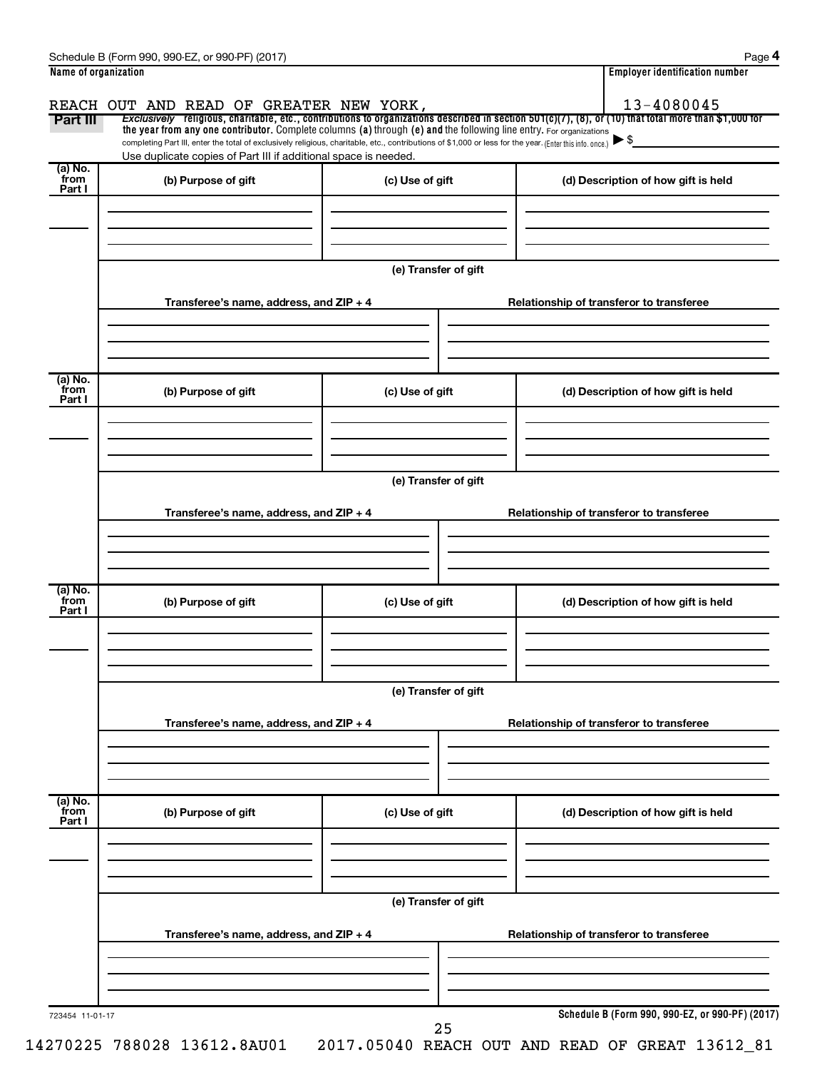Schedule B (Form 990, 990-EZ, or 990-PF) (2017)

**Name of organization**

REACH OUT AND READ OF GREATER NEW YORK,

**Employer identification number**

13-4080045

**Part III** *Exclusively* religious, charitable, etc., contributions to organizations described in section 501(c)(7), (8), or (10) that total more than $1,000 for the year from any one contributor. Complete columns **(a)** through **(e)** and the following line entry. For organizations completing Part III, enter the total of exclusively religious, charitable, etc., contributions of $1,000 or less for the year. (Enter this info. once.) ▶ $

Use duplicate copies of Part III if additional space is needed.

| (a) No. from Part I | (b) Purpose of gift | (c) Use of gift | (d) Description of how gift is held |
|---|---|---|---|
| | | | |

(e) Transfer of gift

| Transferee's name, address, and ZIP + 4 | Relationship of transferor to transferee |
|---|---|
| | |

| (a) No. from Part I | (b) Purpose of gift | (c) Use of gift | (d) Description of how gift is held |
|---|---|---|---|
| | | | |

(e) Transfer of gift

| Transferee's name, address, and ZIP + 4 | Relationship of transferor to transferee |
|---|---|
| | |

| (a) No. from Part I | (b) Purpose of gift | (c) Use of gift | (d) Description of how gift is held |
|---|---|---|---|
| | | | |

(e) Transfer of gift

| Transferee's name, address, and ZIP + 4 | Relationship of transferor to transferee |
|---|---|
| | |

| (a) No. from Part I | (b) Purpose of gift | (c) Use of gift | (d) Description of how gift is held |
|---|---|---|---|
| | | | |

(e) Transfer of gift

| Transferee's name, address, and ZIP + 4 | Relationship of transferor to transferee |
|---|---|
| | |

723454 11-01-17

**Schedule B (Form 990, 990-EZ, or 990-PF) (2017)**

14270225 788028 13612.8AU01 2017.05040 REACH OUT AND READ OF GREAT 13612_81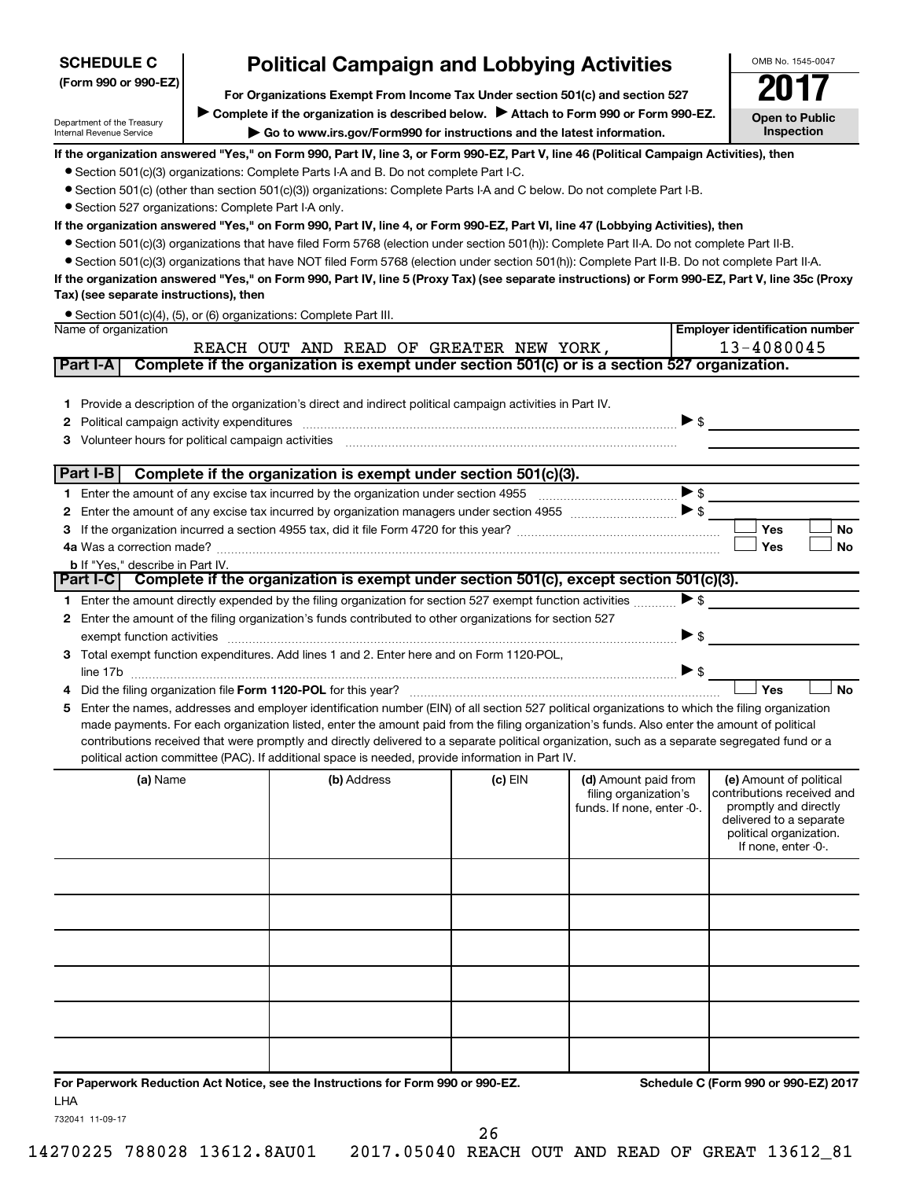**SCHEDULE C**
**(Form 990 or 990-EZ)**

Department of the Treasury
Internal Revenue Service

# Political Campaign and Lobbying Activities

**For Organizations Exempt From Income Tax Under section 501(c) and section 527**

▶ **Complete if the organization is described below.** ▶ **Attach to Form 990 or Form 990-EZ.**

▶ **Go to www.irs.gov/Form990 for instructions and the latest information.**

OMB No. 1545-0047

**2017**

**Open to Public Inspection**

**If the organization answered "Yes," on Form 990, Part IV, line 3, or Form 990-EZ, Part V, line 46 (Political Campaign Activities), then**

- Section 501(c)(3) organizations: Complete Parts I-A and B. Do not complete Part I-C.
- Section 501(c) (other than section 501(c)(3)) organizations: Complete Parts I-A and C below. Do not complete Part I-B.
- Section 527 organizations: Complete Part I-A only.

**If the organization answered "Yes," on Form 990, Part IV, line 4, or Form 990-EZ, Part VI, line 47 (Lobbying Activities), then**

- Section 501(c)(3) organizations that have filed Form 5768 (election under section 501(h)): Complete Part II-A. Do not complete Part II-B.
- Section 501(c)(3) organizations that have NOT filed Form 5768 (election under section 501(h)): Complete Part II-B. Do not complete Part II-A.

**If the organization answered "Yes," on Form 990, Part IV, line 5 (Proxy Tax) (see separate instructions) or Form 990-EZ, Part V, line 35c (Proxy Tax) (see separate instructions), then**

- Section 501(c)(4), (5), or (6) organizations: Complete Part III.

| Name of organization | Employer identification number |
|---|---|
| REACH OUT AND READ OF GREATER NEW YORK, | 13-4080045 |

## Part I-A Complete if the organization is exempt under section 501(c) or is a section 527 organization.

1. Provide a description of the organization's direct and indirect political campaign activities in Part IV.
2. Political campaign activity expenditures ▶ $
3. Volunteer hours for political campaign activities

## Part I-B Complete if the organization is exempt under section 501(c)(3).

1. Enter the amount of any excise tax incurred by the organization under section 4955 ▶ $
2. Enter the amount of any excise tax incurred by organization managers under section 4955 ▶ $
3. If the organization incurred a section 4955 tax, did it file Form 4720 for this year? ☐ Yes ☐ No

4a. Was a correction made? ☐ Yes ☐ No

b. If "Yes," describe in Part IV.

## Part I-C Complete if the organization is exempt under section 501(c), except section 501(c)(3).

1. Enter the amount directly expended by the filing organization for section 527 exempt function activities ▶ $
2. Enter the amount of the filing organization's funds contributed to other organizations for section 527 exempt function activities ▶ $
3. Total exempt function expenditures. Add lines 1 and 2. Enter here and on Form 1120-POL, line 17b ▶ $
4. Did the filing organization file **Form 1120-POL** for this year? ☐ Yes ☐ No
5. Enter the names, addresses and employer identification number (EIN) of all section 527 political organizations to which the filing organization made payments. For each organization listed, enter the amount paid from the filing organization's funds. Also enter the amount of political contributions received that were promptly and directly delivered to a separate political organization, such as a separate segregated fund or a political action committee (PAC). If additional space is needed, provide information in Part IV.

| (a) Name | (b) Address | (c) EIN | (d) Amount paid from filing organization's funds. If none, enter -0-. | (e) Amount of political contributions received and promptly and directly delivered to a separate political organization. If none, enter -0-. |
|---|---|---|---|---|
| | | | | |
| | | | | |
| | | | | |
| | | | | |
| | | | | |
| | | | | |

**For Paperwork Reduction Act Notice, see the Instructions for Form 990 or 990-EZ.** **Schedule C (Form 990 or 990-EZ) 2017**

LHA

732041 11-09-17

14270225 788028 13612.8AU01 2017.05040 REACH OUT AND READ OF GREAT 13612_81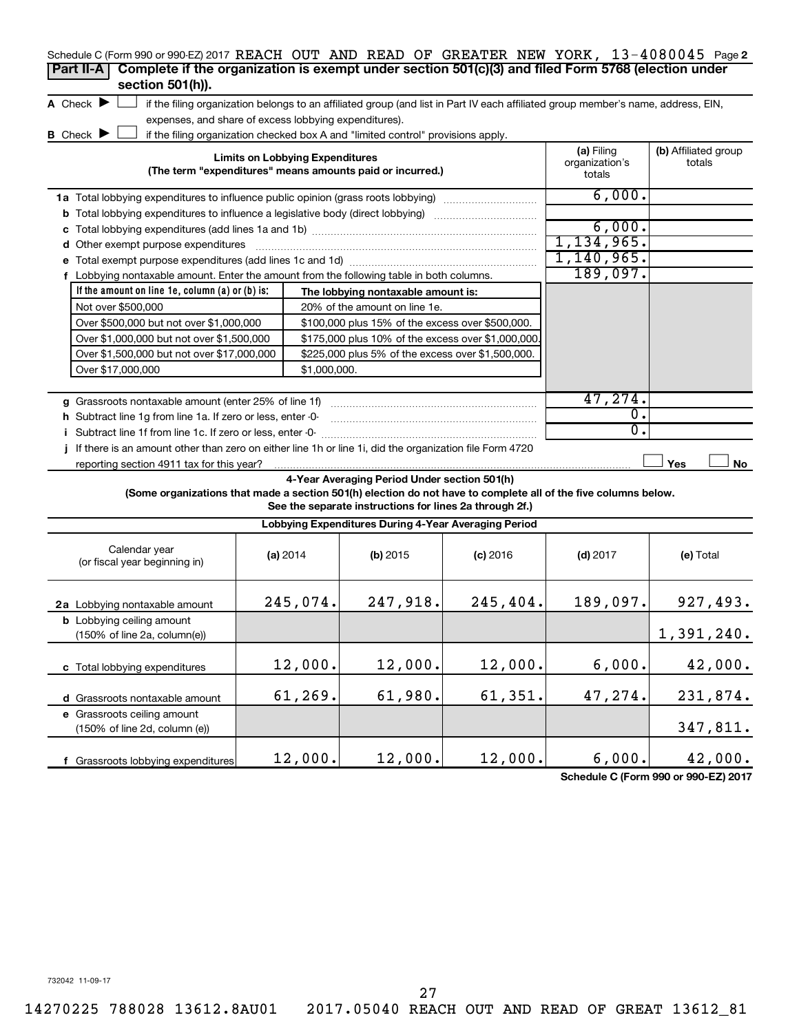Schedule C (Form 990 or 990-EZ) 2017 REACH OUT AND READ OF GREATER NEW YORK, 13-4080045 Page 2

## Part II-A Complete if the organization is exempt under section 501(c)(3) and filed Form 5768 (election under section 501(h)).

**A** Check ▶ ☐ if the filing organization belongs to an affiliated group (and list in Part IV each affiliated group member's name, address, EIN, expenses, and share of excess lobbying expenditures).

**B** Check ▶ ☐ if the filing organization checked box A and "limited control" provisions apply.

| Limits on Lobbying Expenditures (The term "expenditures" means amounts paid or incurred.) | (a) Filing organization's totals | (b) Affiliated group totals |
|---|---|---|
| **1a** Total lobbying expenditures to influence public opinion (grass roots lobbying) | 6,000. | |
| **b** Total lobbying expenditures to influence a legislative body (direct lobbying) | | |
| **c** Total lobbying expenditures (add lines 1a and 1b) | 6,000. | |
| **d** Other exempt purpose expenditures | 1,134,965. | |
| **e** Total exempt purpose expenditures (add lines 1c and 1d) | 1,140,965. | |
| **f** Lobbying nontaxable amount. Enter the amount from the following table in both columns. | 189,097. | |

| If the amount on line 1e, column (a) or (b) is: | The lobbying nontaxable amount is: |
|---|---|
| Not over $500,000 | 20% of the amount on line 1e. |
| Over $500,000 but not over $1,000,000 | $100,000 plus 15% of the excess over $500,000. |
| Over $1,000,000 but not over $1,500,000 | $175,000 plus 10% of the excess over $1,000,000. |
| Over $1,500,000 but not over $17,000,000 | $225,000 plus 5% of the excess over $1,500,000. |
| Over $17,000,000 | $1,000,000. |

| | (a) Filing organization's totals | (b) Affiliated group totals |
|---|---|---|
| **g** Grassroots nontaxable amount (enter 25% of line 1f) | 47,274. | |
| **h** Subtract line 1g from line 1a. If zero or less, enter -0- | 0. | |
| **i** Subtract line 1f from line 1c. If zero or less, enter -0- | 0. | |
| **j** If there is an amount other than zero on either line 1h or line 1i, did the organization file Form 4720 reporting section 4911 tax for this year? | ☐ Yes | ☐ No |

### 4-Year Averaging Period Under section 501(h)

**(Some organizations that made a section 501(h) election do not have to complete all of the five columns below. See the separate instructions for lines 2a through 2f.)**

**Lobbying Expenditures During 4-Year Averaging Period**

| Calendar year (or fiscal year beginning in) | (a) 2014 | (b) 2015 | (c) 2016 | (d) 2017 | (e) Total |
|---|---|---|---|---|---|
| **2a** Lobbying nontaxable amount | 245,074. | 247,918. | 245,404. | 189,097. | 927,493. |
| **b** Lobbying ceiling amount (150% of line 2a, column(e)) | | | | | 1,391,240. |
| **c** Total lobbying expenditures | 12,000. | 12,000. | 12,000. | 6,000. | 42,000. |
| **d** Grassroots nontaxable amount | 61,269. | 61,980. | 61,351. | 47,274. | 231,874. |
| **e** Grassroots ceiling amount (150% of line 2d, column (e)) | | | | | 347,811. |
| **f** Grassroots lobbying expenditures | 12,000. | 12,000. | 12,000. | 6,000. | 42,000. |

Schedule C (Form 990 or 990-EZ) 2017

732042 11-09-17

14270225 788028 13612.8AU01 2017.05040 REACH OUT AND READ OF GREAT 13612_81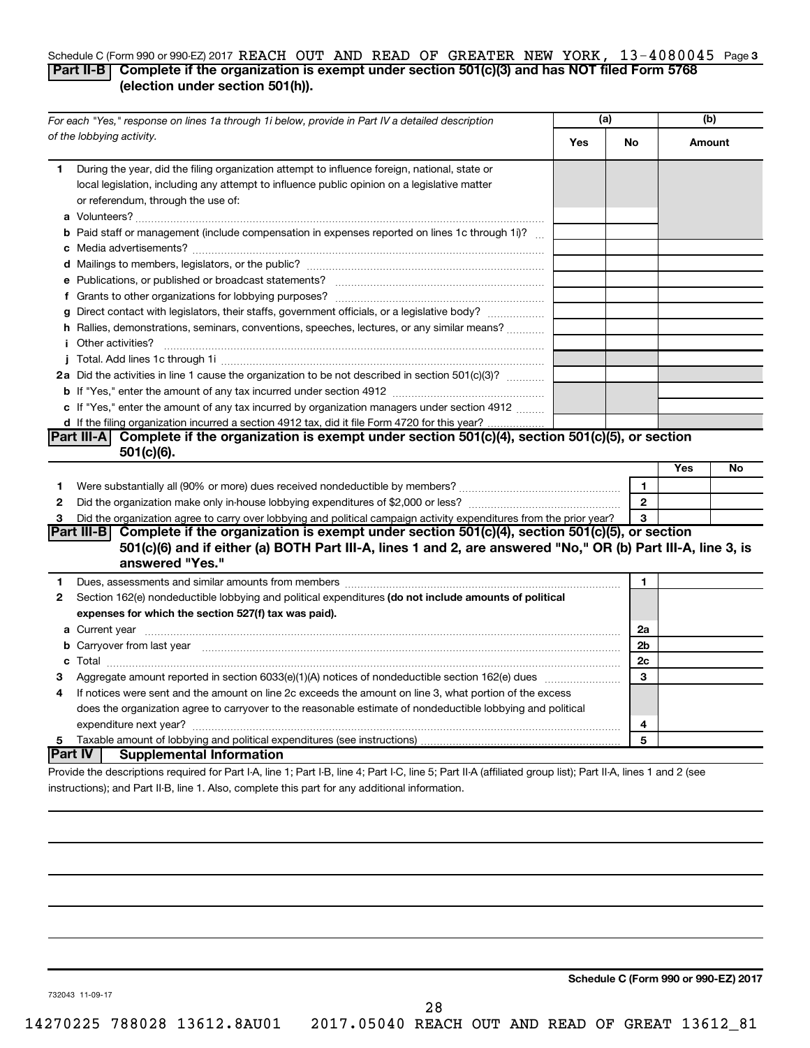Schedule C (Form 990 or 990-EZ) 2017 REACH OUT AND READ OF GREATER NEW YORK, 13-4080045 Page 3

## Part II-B Complete if the organization is exempt under section 501(c)(3) and has NOT filed Form 5768 (election under section 501(h)).

| For each "Yes," response on lines 1a through 1i below, provide in Part IV a detailed description of the lobbying activity. | (a) Yes | (a) No | (b) Amount |
|---|---|---|---|
| **1** During the year, did the filing organization attempt to influence foreign, national, state or local legislation, including any attempt to influence public opinion on a legislative matter or referendum, through the use of: | | | |
| **a** Volunteers? | | | |
| **b** Paid staff or management (include compensation in expenses reported on lines 1c through 1i)? | | | |
| **c** Media advertisements? | | | |
| **d** Mailings to members, legislators, or the public? | | | |
| **e** Publications, or published or broadcast statements? | | | |
| **f** Grants to other organizations for lobbying purposes? | | | |
| **g** Direct contact with legislators, their staffs, government officials, or a legislative body? | | | |
| **h** Rallies, demonstrations, seminars, conventions, speeches, lectures, or any similar means? | | | |
| **i** Other activities? | | | |
| **j** Total. Add lines 1c through 1i | | | |
| **2a** Did the activities in line 1 cause the organization to be not described in section 501(c)(3)? | | | |
| **b** If "Yes," enter the amount of any tax incurred under section 4912 | | | |
| **c** If "Yes," enter the amount of any tax incurred by organization managers under section 4912 | | | |
| **d** If the filing organization incurred a section 4912 tax, did it file Form 4720 for this year? | | | |

## Part III-A Complete if the organization is exempt under section 501(c)(4), section 501(c)(5), or section 501(c)(6).

| | | | Yes | No |
|---|---|---|---|---|
| **1** | Were substantially all (90% or more) dues received nondeductible by members? | 1 | | |
| **2** | Did the organization make only in-house lobbying expenditures of $2,000 or less? | 2 | | |
| **3** | Did the organization agree to carry over lobbying and political campaign activity expenditures from the prior year? | 3 | | |

## Part III-B Complete if the organization is exempt under section 501(c)(4), section 501(c)(5), or section 501(c)(6) and if either (a) BOTH Part III-A, lines 1 and 2, are answered "No," OR (b) Part III-A, line 3, is answered "Yes."

| | | | |
|---|---|---|---|
| **1** | Dues, assessments and similar amounts from members | 1 | |
| **2** | Section 162(e) nondeductible lobbying and political expenditures **(do not include amounts of political expenses for which the section 527(f) tax was paid).** | | |
| **a** | Current year | 2a | |
| **b** | Carryover from last year | 2b | |
| **c** | Total | 2c | |
| **3** | Aggregate amount reported in section 6033(e)(1)(A) notices of nondeductible section 162(e) dues | 3 | |
| **4** | If notices were sent and the amount on line 2c exceeds the amount on line 3, what portion of the excess does the organization agree to carryover to the reasonable estimate of nondeductible lobbying and political expenditure next year? | 4 | |
| **5** | Taxable amount of lobbying and political expenditures (see instructions) | 5 | |

## Part IV Supplemental Information

Provide the descriptions required for Part I-A, line 1; Part I-B, line 4; Part I-C, line 5; Part II-A (affiliated group list); Part II-A, lines 1 and 2 (see instructions); and Part II-B, line 1. Also, complete this part for any additional information.

**Schedule C (Form 990 or 990-EZ) 2017**

732043 11-09-17

14270225 788028 13612.8AU01 2017.05040 REACH OUT AND READ OF GREAT 13612_81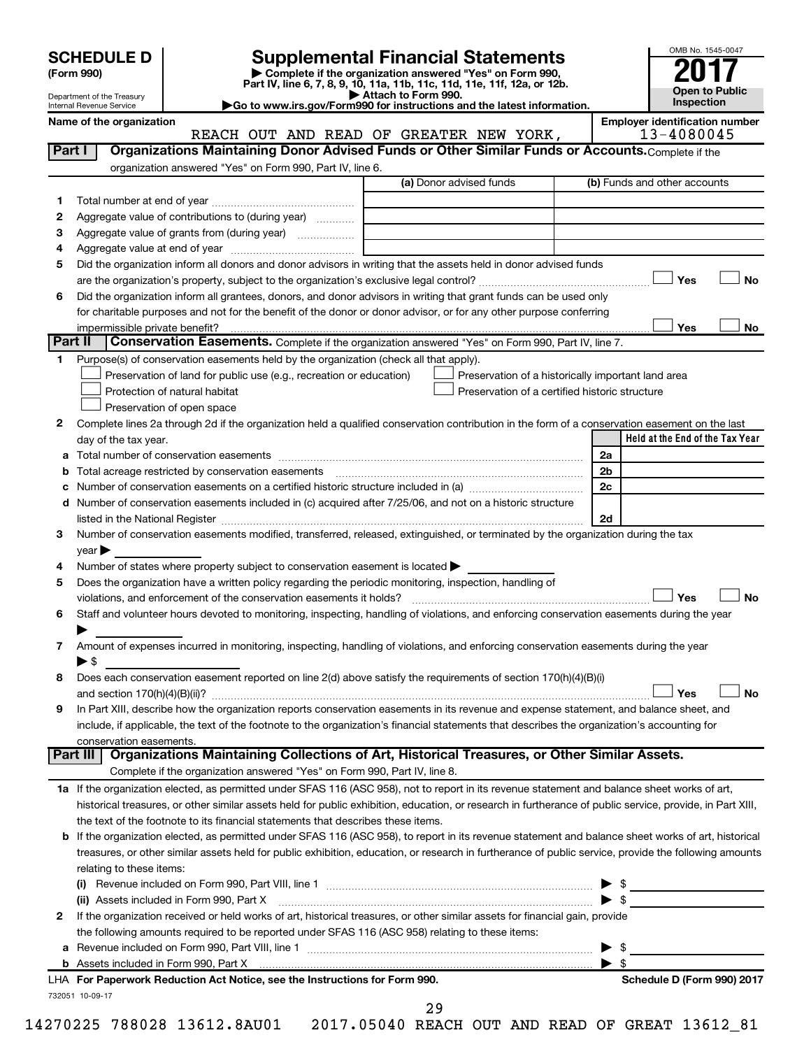# SCHEDULE D (Form 990)

Department of the Treasury
Internal Revenue Service

## Supplemental Financial Statements

▶ Complete if the organization answered "Yes" on Form 990, Part IV, line 6, 7, 8, 9, 10, 11a, 11b, 11c, 11d, 11e, 11f, 12a, or 12b.
▶ Attach to Form 990.
▶Go to www.irs.gov/Form990 for instructions and the latest information.

OMB No. 1545-0047

**2017**

**Open to Public Inspection**

**Name of the organization:** REACH OUT AND READ OF GREATER NEW YORK,

**Employer identification number:** 13-4080045

### Part I Organizations Maintaining Donor Advised Funds or Other Similar Funds or Accounts. Complete if the organization answered "Yes" on Form 990, Part IV, line 6.

| | | (a) Donor advised funds | (b) Funds and other accounts |
|---|---|---|---|
| 1 | Total number at end of year | | |
| 2 | Aggregate value of contributions to (during year) | | |
| 3 | Aggregate value of grants from (during year) | | |
| 4 | Aggregate value at end of year | | |

5 Did the organization inform all donors and donor advisors in writing that the assets held in donor advised funds are the organization's property, subject to the organization's exclusive legal control? ☐ Yes ☐ No

6 Did the organization inform all grantees, donors, and donor advisors in writing that grant funds can be used only for charitable purposes and not for the benefit of the donor or donor advisor, or for any other purpose conferring impermissible private benefit? ☐ Yes ☐ No

### Part II Conservation Easements. Complete if the organization answered "Yes" on Form 990, Part IV, line 7.

1 Purpose(s) of conservation easements held by the organization (check all that apply).

- ☐ Preservation of land for public use (e.g., recreation or education)
- ☐ Protection of natural habitat
- ☐ Preservation of open space
- ☐ Preservation of a historically important land area
- ☐ Preservation of a certified historic structure

2 Complete lines 2a through 2d if the organization held a qualified conservation contribution in the form of a conservation easement on the last day of the tax year.

| | | | Held at the End of the Tax Year |
|---|---|---|---|
| a | Total number of conservation easements | 2a | |
| b | Total acreage restricted by conservation easements | 2b | |
| c | Number of conservation easements on a certified historic structure included in (a) | 2c | |
| d | Number of conservation easements included in (c) acquired after 7/25/06, and not on a historic structure listed in the National Register | 2d | |

3 Number of conservation easements modified, transferred, released, extinguished, or terminated by the organization during the tax year ▶

4 Number of states where property subject to conservation easement is located ▶

5 Does the organization have a written policy regarding the periodic monitoring, inspection, handling of violations, and enforcement of the conservation easements it holds? ☐ Yes ☐ No

6 Staff and volunteer hours devoted to monitoring, inspecting, handling of violations, and enforcing conservation easements during the year ▶

7 Amount of expenses incurred in monitoring, inspecting, handling of violations, and enforcing conservation easements during the year ▶ $

8 Does each conservation easement reported on line 2(d) above satisfy the requirements of section 170(h)(4)(B)(i) and section 170(h)(4)(B)(ii)? ☐ Yes ☐ No

9 In Part XIII, describe how the organization reports conservation easements in its revenue and expense statement, and balance sheet, and include, if applicable, the text of the footnote to the organization's financial statements that describes the organization's accounting for conservation easements.

### Part III Organizations Maintaining Collections of Art, Historical Treasures, or Other Similar Assets. Complete if the organization answered "Yes" on Form 990, Part IV, line 8.

1a If the organization elected, as permitted under SFAS 116 (ASC 958), not to report in its revenue statement and balance sheet works of art, historical treasures, or other similar assets held for public exhibition, education, or research in furtherance of public service, provide, in Part XIII, the text of the footnote to its financial statements that describes these items.

b If the organization elected, as permitted under SFAS 116 (ASC 958), to report in its revenue statement and balance sheet works of art, historical treasures, or other similar assets held for public exhibition, education, or research in furtherance of public service, provide the following amounts relating to these items:

(i) Revenue included on Form 990, Part VIII, line 1 ▶ $

(ii) Assets included in Form 990, Part X ▶ $

2 If the organization received or held works of art, historical treasures, or other similar assets for financial gain, provide the following amounts required to be reported under SFAS 116 (ASC 958) relating to these items:

a Revenue included on Form 990, Part VIII, line 1 ▶ $

b Assets included in Form 990, Part X ▶ $

LHA For Paperwork Reduction Act Notice, see the Instructions for Form 990. Schedule D (Form 990) 2017

732051 10-09-17

14270225 788028 13612.8AU01 2017.05040 REACH OUT AND READ OF GREAT 13612_81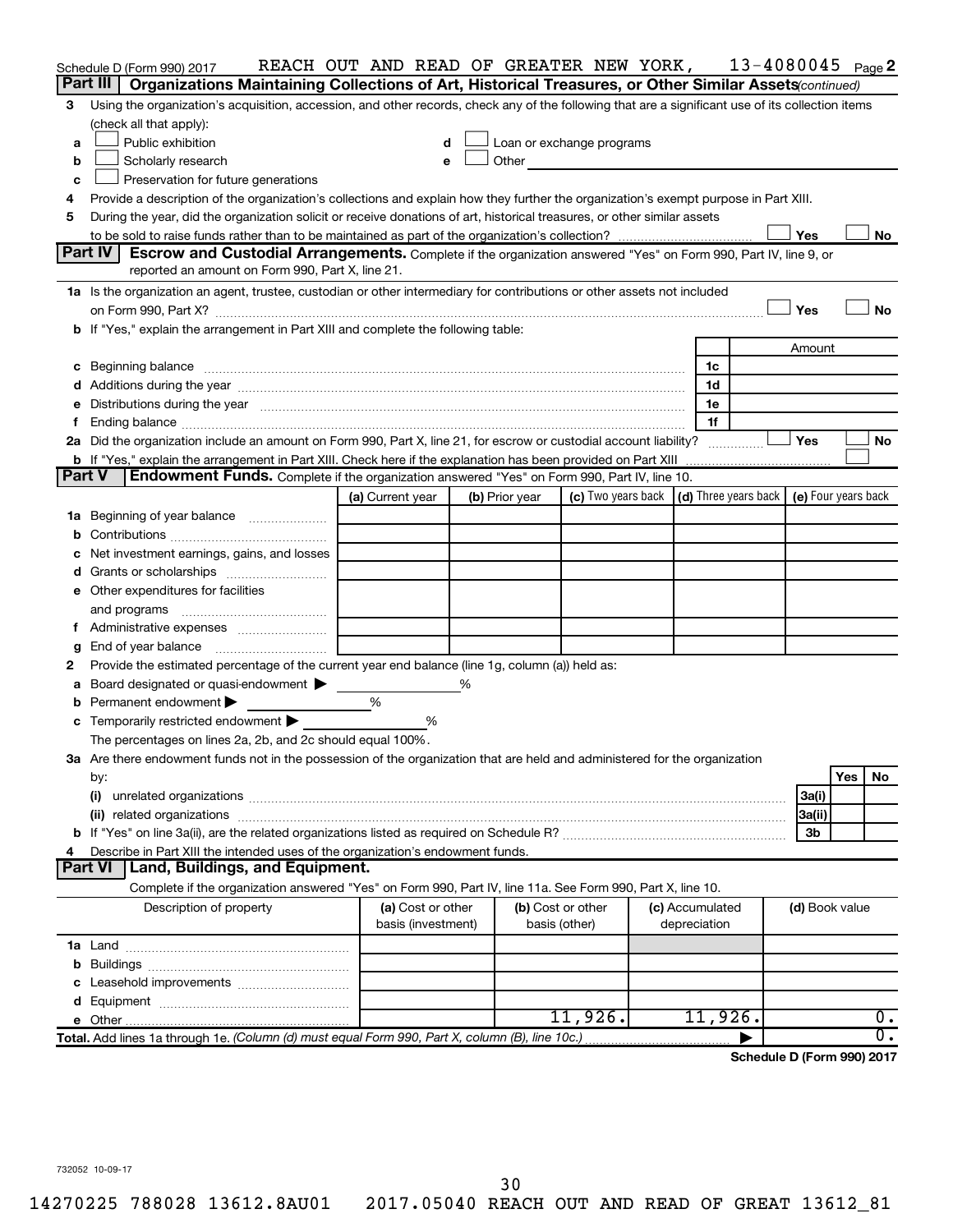Schedule D (Form 990) 2017 REACH OUT AND READ OF GREATER NEW YORK, 13-4080045 Page 2

## Part III Organizations Maintaining Collections of Art, Historical Treasures, or Other Similar Assets *(continued)*

**3** Using the organization's acquisition, accession, and other records, check any of the following that are a significant use of its collection items (check all that apply):

**a** ☐ Public exhibition

**b** ☐ Scholarly research

**c** ☐ Preservation for future generations

**d** ☐ Loan or exchange programs

**e** ☐ Other

**4** Provide a description of the organization's collections and explain how they further the organization's exempt purpose in Part XIII.

**5** During the year, did the organization solicit or receive donations of art, historical treasures, or other similar assets to be sold to raise funds rather than to be maintained as part of the organization's collection? ☐ Yes ☐ No

## Part IV Escrow and Custodial Arrangements.

Complete if the organization answered "Yes" on Form 990, Part IV, line 9, or reported an amount on Form 990, Part X, line 21.

**1a** Is the organization an agent, trustee, custodian or other intermediary for contributions or other assets not included on Form 990, Part X? ☐ Yes ☐ No

**b** If "Yes," explain the arrangement in Part XIII and complete the following table:

| | | Amount |
|---|---|---|
| **c** Beginning balance | 1c | |
| **d** Additions during the year | 1d | |
| **e** Distributions during the year | 1e | |
| **f** Ending balance | 1f | |

**2a** Did the organization include an amount on Form 990, Part X, line 21, for escrow or custodial account liability? ☐ Yes ☐ No

**b** If "Yes," explain the arrangement in Part XIII. Check here if the explanation has been provided on Part XIII ☐

## Part V Endowment Funds.

Complete if the organization answered "Yes" on Form 990, Part IV, line 10.

| | (a) Current year | (b) Prior year | (c) Two years back | (d) Three years back | (e) Four years back |
|---|---|---|---|---|---|
| **1a** Beginning of year balance | | | | | |
| **b** Contributions | | | | | |
| **c** Net investment earnings, gains, and losses | | | | | |
| **d** Grants or scholarships | | | | | |
| **e** Other expenditures for facilities and programs | | | | | |
| **f** Administrative expenses | | | | | |
| **g** End of year balance | | | | | |

**2** Provide the estimated percentage of the current year end balance (line 1g, column (a)) held as:

**a** Board designated or quasi-endowment ▶ %

**b** Permanent endowment ▶ %

**c** Temporarily restricted endowment ▶ %

The percentages on lines 2a, 2b, and 2c should equal 100%.

**3a** Are there endowment funds not in the possession of the organization that are held and administered for the organization by:

| | | Yes | No |
|---|---|---|---|
| **(i)** unrelated organizations | 3a(i) | | |
| **(ii)** related organizations | 3a(ii) | | |
| **b** If "Yes" on line 3a(ii), are the related organizations listed as required on Schedule R? | 3b | | |

**4** Describe in Part XIII the intended uses of the organization's endowment funds.

## Part VI Land, Buildings, and Equipment.

Complete if the organization answered "Yes" on Form 990, Part IV, line 11a. See Form 990, Part X, line 10.

| Description of property | (a) Cost or other basis (investment) | (b) Cost or other basis (other) | (c) Accumulated depreciation | (d) Book value |
|---|---|---|---|---|
| **1a** Land | | | | |
| **b** Buildings | | | | |
| **c** Leasehold improvements | | | | |
| **d** Equipment | | | | |
| **e** Other | | 11,926. | 11,926. | 0. |
| **Total.** Add lines 1a through 1e. *(Column (d) must equal Form 990, Part X, column (B), line 10c.)* | | | ▶ | 0. |

**Schedule D (Form 990) 2017**

732052 10-09-17

14270225 788028 13612.8AU01 2017.05040 REACH OUT AND READ OF GREAT 13612_81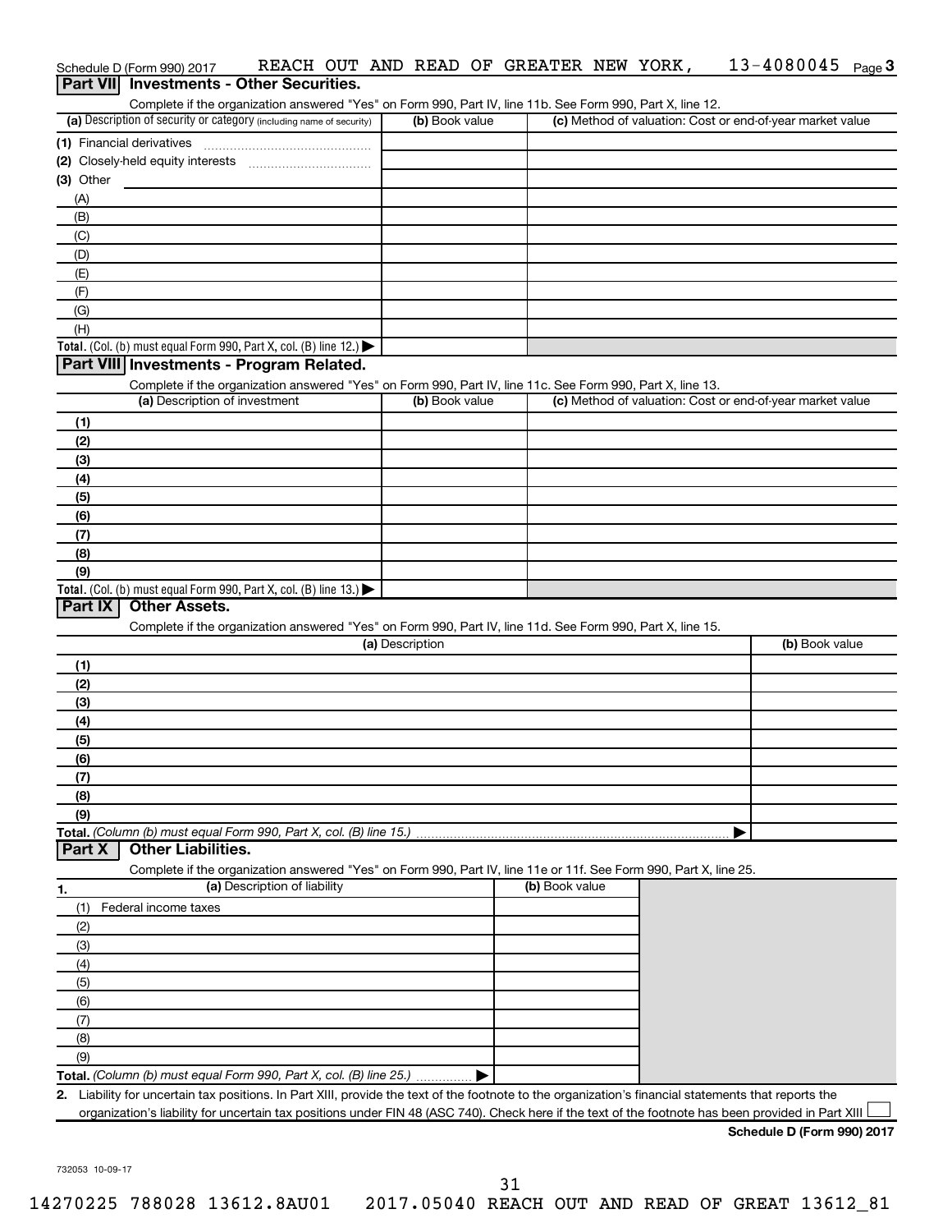Schedule D (Form 990) 2017 REACH OUT AND READ OF GREATER NEW YORK, 13-4080045 Page 3

## Part VII Investments - Other Securities.

Complete if the organization answered "Yes" on Form 990, Part IV, line 11b. See Form 990, Part X, line 12.

| (a) Description of security or category (including name of security) | (b) Book value | (c) Method of valuation: Cost or end-of-year market value |
|---|---|---|
| (1) Financial derivatives | | |
| (2) Closely-held equity interests | | |
| (3) Other | | |
| (A) | | |
| (B) | | |
| (C) | | |
| (D) | | |
| (E) | | |
| (F) | | |
| (G) | | |
| (H) | | |
| **Total.** (Col. (b) must equal Form 990, Part X, col. (B) line 12.) ▶ | | |

## Part VIII Investments - Program Related.

Complete if the organization answered "Yes" on Form 990, Part IV, line 11c. See Form 990, Part X, line 13.

| (a) Description of investment | (b) Book value | (c) Method of valuation: Cost or end-of-year market value |
|---|---|---|
| (1) | | |
| (2) | | |
| (3) | | |
| (4) | | |
| (5) | | |
| (6) | | |
| (7) | | |
| (8) | | |
| (9) | | |
| **Total.** (Col. (b) must equal Form 990, Part X, col. (B) line 13.) ▶ | | |

## Part IX Other Assets.

Complete if the organization answered "Yes" on Form 990, Part IV, line 11d. See Form 990, Part X, line 15.

| (a) Description | (b) Book value |
|---|---|
| (1) | |
| (2) | |
| (3) | |
| (4) | |
| (5) | |
| (6) | |
| (7) | |
| (8) | |
| (9) | |
| **Total.** *(Column (b) must equal Form 990, Part X, col. (B) line 15.)* ▶ | |

## Part X Other Liabilities.

Complete if the organization answered "Yes" on Form 990, Part IV, line 11e or 11f. See Form 990, Part X, line 25.

| 1. (a) Description of liability | (b) Book value |
|---|---|
| (1) Federal income taxes | |
| (2) | |
| (3) | |
| (4) | |
| (5) | |
| (6) | |
| (7) | |
| (8) | |
| (9) | |
| **Total.** *(Column (b) must equal Form 990, Part X, col. (B) line 25.)* ▶ | |

**2.** Liability for uncertain tax positions. In Part XIII, provide the text of the footnote to the organization's financial statements that reports the organization's liability for uncertain tax positions under FIN 48 (ASC 740). Check here if the text of the footnote has been provided in Part XIII ☐

**Schedule D (Form 990) 2017**

732053 10-09-17

14270225 788028 13612.8AU01 2017.05040 REACH OUT AND READ OF GREAT 13612_81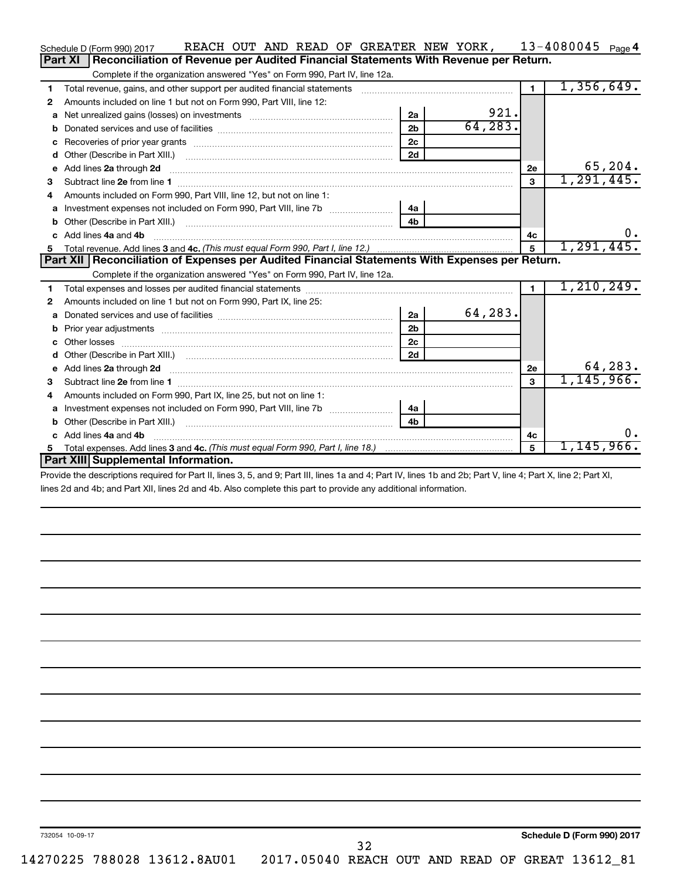Schedule D (Form 990) 2017 REACH OUT AND READ OF GREATER NEW YORK, 13-4080045 Page 4

## Part XI Reconciliation of Revenue per Audited Financial Statements With Revenue per Return.

Complete if the organization answered "Yes" on Form 990, Part IV, line 12a.

| | | | | | |
|---|---|---|---|---|---|
| 1 | Total revenue, gains, and other support per audited financial statements | | | 1 | 1,356,649. |
| 2 | Amounts included on line 1 but not on Form 990, Part VIII, line 12: | | | | |
| a | Net unrealized gains (losses) on investments | 2a | 921. | | |
| b | Donated services and use of facilities | 2b | 64,283. | | |
| c | Recoveries of prior year grants | 2c | | | |
| d | Other (Describe in Part XIII.) | 2d | | | |
| e | Add lines 2a through 2d | | | 2e | 65,204. |
| 3 | Subtract line 2e from line 1 | | | 3 | 1,291,445. |
| 4 | Amounts included on Form 990, Part VIII, line 12, but not on line 1: | | | | |
| a | Investment expenses not included on Form 990, Part VIII, line 7b | 4a | | | |
| b | Other (Describe in Part XIII.) | 4b | | | |
| c | Add lines 4a and 4b | | | 4c | 0. |
| 5 | Total revenue. Add lines 3 and 4c. *(This must equal Form 990, Part I, line 12.)* | | | 5 | 1,291,445. |

## Part XII Reconciliation of Expenses per Audited Financial Statements With Expenses per Return.

Complete if the organization answered "Yes" on Form 990, Part IV, line 12a.

| | | | | | |
|---|---|---|---|---|---|
| 1 | Total expenses and losses per audited financial statements | | | 1 | 1,210,249. |
| 2 | Amounts included on line 1 but not on Form 990, Part IX, line 25: | | | | |
| a | Donated services and use of facilities | 2a | 64,283. | | |
| b | Prior year adjustments | 2b | | | |
| c | Other losses | 2c | | | |
| d | Other (Describe in Part XIII.) | 2d | | | |
| e | Add lines 2a through 2d | | | 2e | 64,283. |
| 3 | Subtract line 2e from line 1 | | | 3 | 1,145,966. |
| 4 | Amounts included on Form 990, Part IX, line 25, but not on line 1: | | | | |
| a | Investment expenses not included on Form 990, Part VIII, line 7b | 4a | | | |
| b | Other (Describe in Part XIII.) | 4b | | | |
| c | Add lines 4a and 4b | | | 4c | 0. |
| 5 | Total expenses. Add lines 3 and 4c. *(This must equal Form 990, Part I, line 18.)* | | | 5 | 1,145,966. |

## Part XIII Supplemental Information.

Provide the descriptions required for Part II, lines 3, 5, and 9; Part III, lines 1a and 4; Part IV, lines 1b and 2b; Part V, line 4; Part X, line 2; Part XI, lines 2d and 4b; and Part XII, lines 2d and 4b. Also complete this part to provide any additional information.

732054 10-09-17 **Schedule D (Form 990) 2017**

14270225 788028 13612.8AU01 2017.05040 REACH OUT AND READ OF GREAT 13612_81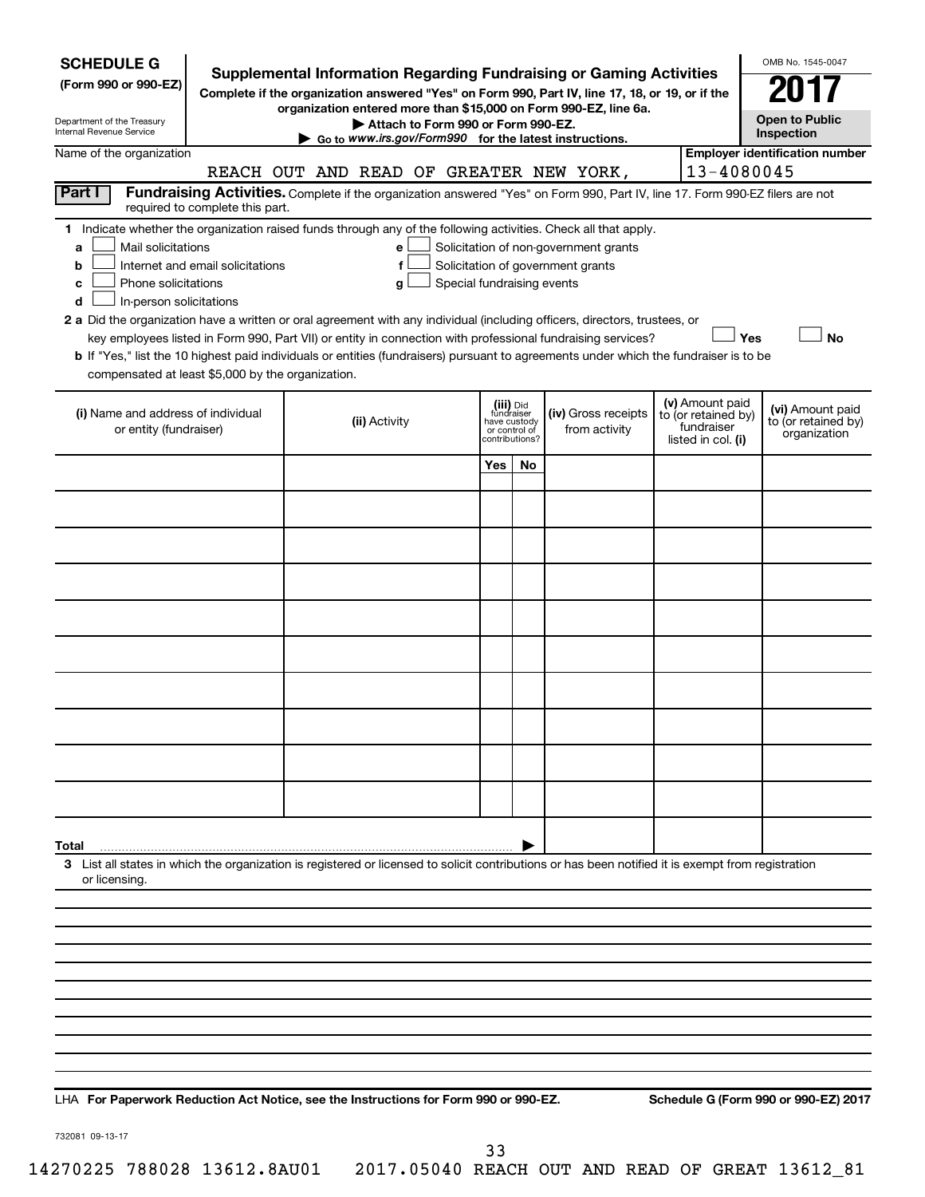**SCHEDULE G**
**(Form 990 or 990-EZ)**

Department of the Treasury
Internal Revenue Service

# Supplemental Information Regarding Fundraising or Gaming Activities

**Complete if the organization answered "Yes" on Form 990, Part IV, line 17, 18, or 19, or if the organization entered more than $15,000 on Form 990-EZ, line 6a.**

**▶ Attach to Form 990 or Form 990-EZ.**

**▶ Go to www.irs.gov/Form990 for the latest instructions.**

OMB No. 1545-0047

**2017**

**Open to Public Inspection**

Name of the organization: REACH OUT AND READ OF GREATER NEW YORK,

**Employer identification number:** 13-4080045

**Part I** **Fundraising Activities.** Complete if the organization answered "Yes" on Form 990, Part IV, line 17. Form 990-EZ filers are not required to complete this part.

**1** Indicate whether the organization raised funds through any of the following activities. Check all that apply.

- **a** ☐ Mail solicitations
- **b** ☐ Internet and email solicitations
- **c** ☐ Phone solicitations
- **d** ☐ In-person solicitations
- **e** ☐ Solicitation of non-government grants
- **f** ☐ Solicitation of government grants
- **g** ☐ Special fundraising events

**2 a** Did the organization have a written or oral agreement with any individual (including officers, directors, trustees, or key employees listed in Form 990, Part VII) or entity in connection with professional fundraising services? ☐ **Yes** ☐ **No**

**b** If "Yes," list the 10 highest paid individuals or entities (fundraisers) pursuant to agreements under which the fundraiser is to be compensated at least $5,000 by the organization.

| (i) Name and address of individual or entity (fundraiser) | (ii) Activity | (iii) Did fundraiser have custody or control of contributions? | | (iv) Gross receipts from activity | (v) Amount paid to (or retained by) fundraiser listed in col. (i) | (vi) Amount paid to (or retained by) organization |
|---|---|---|---|---|---|---|
| | | Yes | No | | | |
| | | | | | | |
| | | | | | | |
| | | | | | | |
| | | | | | | |
| | | | | | | |
| | | | | | | |
| | | | | | | |
| | | | | | | |
| | | | | | | |
| | | | | | | |
| **Total** ▶ | | | | | | |

**3** List all states in which the organization is registered or licensed to solicit contributions or has been notified it is exempt from registration or licensing.

LHA **For Paperwork Reduction Act Notice, see the Instructions for Form 990 or 990-EZ.** **Schedule G (Form 990 or 990-EZ) 2017**

732081 09-13-17

14270225 788028 13612.8AU01 2017.05040 REACH OUT AND READ OF GREAT 13612_81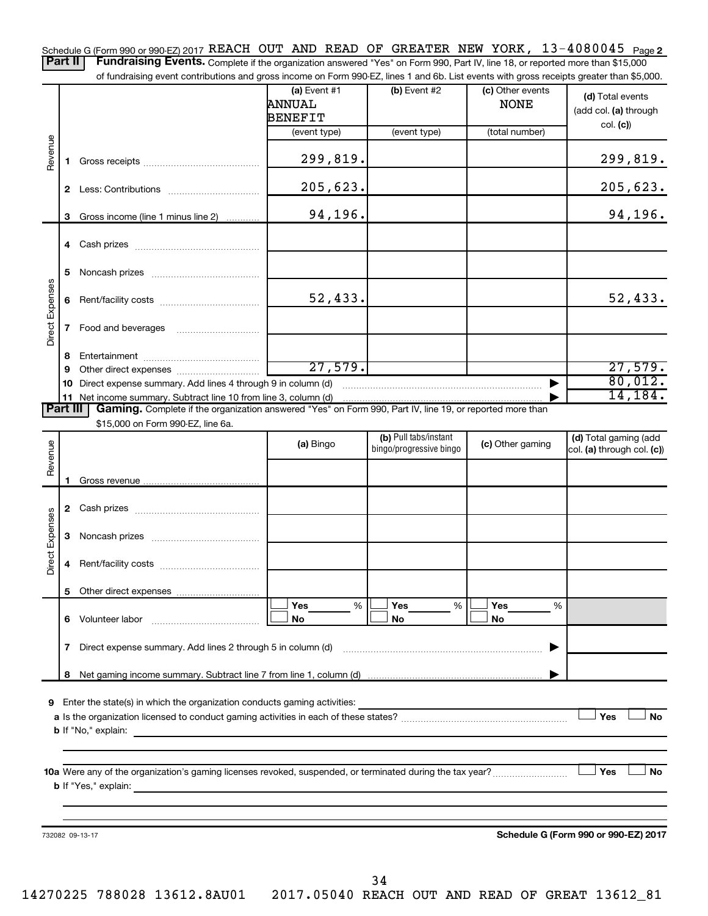Schedule G (Form 990 or 990-EZ) 2017 REACH OUT AND READ OF GREATER NEW YORK, 13-4080045 Page 2

**Part II** **Fundraising Events.** Complete if the organization answered "Yes" on Form 990, Part IV, line 18, or reported more than $15,000 of fundraising event contributions and gross income on Form 990-EZ, lines 1 and 6b. List events with gross receipts greater than $5,000.

| | | (a) Event #1 ANNUAL BENEFIT (event type) | (b) Event #2 (event type) | (c) Other events NONE (total number) | (d) Total events (add col. (a) through col. (c)) |
|---|---|---|---|---|---|
| Revenue | 1 Gross receipts | 299,819. | | | 299,819. |
| | 2 Less: Contributions | 205,623. | | | 205,623. |
| | 3 Gross income (line 1 minus line 2) | 94,196. | | | 94,196. |
| Direct Expenses | 4 Cash prizes | | | | |
| | 5 Noncash prizes | | | | |
| | 6 Rent/facility costs | 52,433. | | | 52,433. |
| | 7 Food and beverages | | | | |
| | 8 Entertainment | | | | |
| | 9 Other direct expenses | 27,579. | | | 27,579. |
| | 10 Direct expense summary. Add lines 4 through 9 in column (d) | | | | 80,012. |
| | 11 Net income summary. Subtract line 10 from line 3, column (d) | | | | 14,184. |

**Part III** **Gaming.** Complete if the organization answered "Yes" on Form 990, Part IV, line 19, or reported more than $15,000 on Form 990-EZ, line 6a.

| | | (a) Bingo | (b) Pull tabs/instant bingo/progressive bingo | (c) Other gaming | (d) Total gaming (add col. (a) through col. (c)) |
|---|---|---|---|---|---|
| Revenue | 1 Gross revenue | | | | |
| Direct Expenses | 2 Cash prizes | | | | |
| | 3 Noncash prizes | | | | |
| | 4 Rent/facility costs | | | | |
| | 5 Other direct expenses | | | | |
| | 6 Volunteer labor | ☐ Yes ___ % ☐ No | ☐ Yes ___ % ☐ No | ☐ Yes ___ % ☐ No | |
| | 7 Direct expense summary. Add lines 2 through 5 in column (d) | | | | |
| | 8 Net gaming income summary. Subtract line 7 from line 1, column (d) | | | | |

9 Enter the state(s) in which the organization conducts gaming activities:

a Is the organization licensed to conduct gaming activities in each of these states? ☐ Yes ☐ No

b If "No," explain:

10a Were any of the organization's gaming licenses revoked, suspended, or terminated during the tax year? ☐ Yes ☐ No

b If "Yes," explain:

732082 09-13-17 **Schedule G (Form 990 or 990-EZ) 2017**

14270225 788028 13612.8AU01 2017.05040 REACH OUT AND READ OF GREAT 13612_81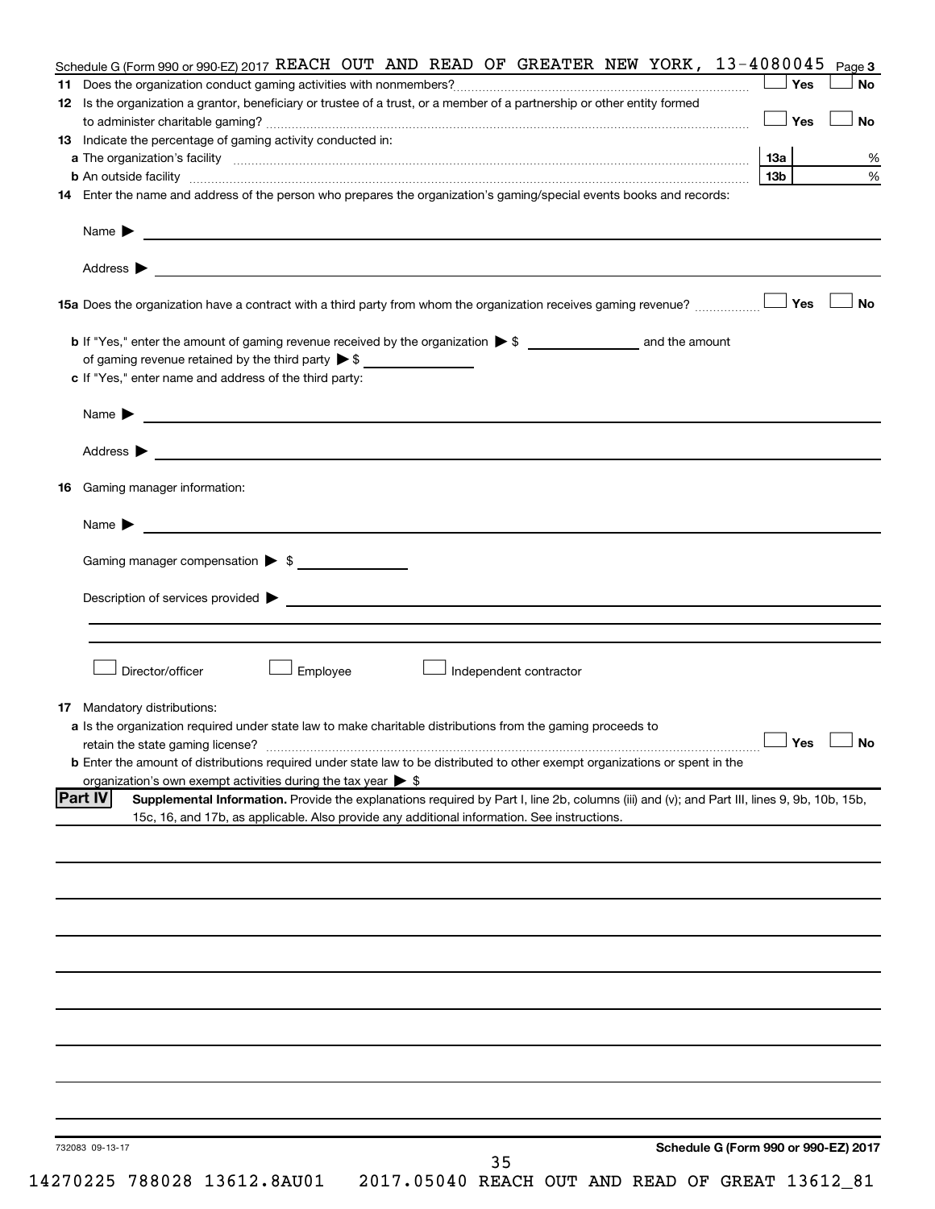Schedule G (Form 990 or 990-EZ) 2017 REACH OUT AND READ OF GREATER NEW YORK, 13-4080045 Page 3

**11** Does the organization conduct gaming activities with nonmembers? ☐ Yes ☐ No

**12** Is the organization a grantor, beneficiary or trustee of a trust, or a member of a partnership or other entity formed to administer charitable gaming? ☐ Yes ☐ No

**13** Indicate the percentage of gaming activity conducted in:

**a** The organization's facility **13a** %

**b** An outside facility **13b** %

**14** Enter the name and address of the person who prepares the organization's gaming/special events books and records:

Name ▶

Address ▶

**15a** Does the organization have a contract with a third party from whom the organization receives gaming revenue? ☐ Yes ☐ No

**b** If "Yes," enter the amount of gaming revenue received by the organization ▶ $ ______ and the amount of gaming revenue retained by the third party ▶ $ ______

**c** If "Yes," enter name and address of the third party:

Name ▶

Address ▶

**16** Gaming manager information:

Name ▶

Gaming manager compensation ▶ $

Description of services provided ▶

☐ Director/officer ☐ Employee ☐ Independent contractor

**17** Mandatory distributions:

**a** Is the organization required under state law to make charitable distributions from the gaming proceeds to retain the state gaming license? ☐ Yes ☐ No

**b** Enter the amount of distributions required under state law to be distributed to other exempt organizations or spent in the organization's own exempt activities during the tax year ▶ $

**Part IV** **Supplemental Information.** Provide the explanations required by Part I, line 2b, columns (iii) and (v); and Part III, lines 9, 9b, 10b, 15b, 15c, 16, and 17b, as applicable. Also provide any additional information. See instructions.

732083 09-13-17 **Schedule G (Form 990 or 990-EZ) 2017**

14270225 788028 13612.8AU01 2017.05040 REACH OUT AND READ OF GREAT 13612_81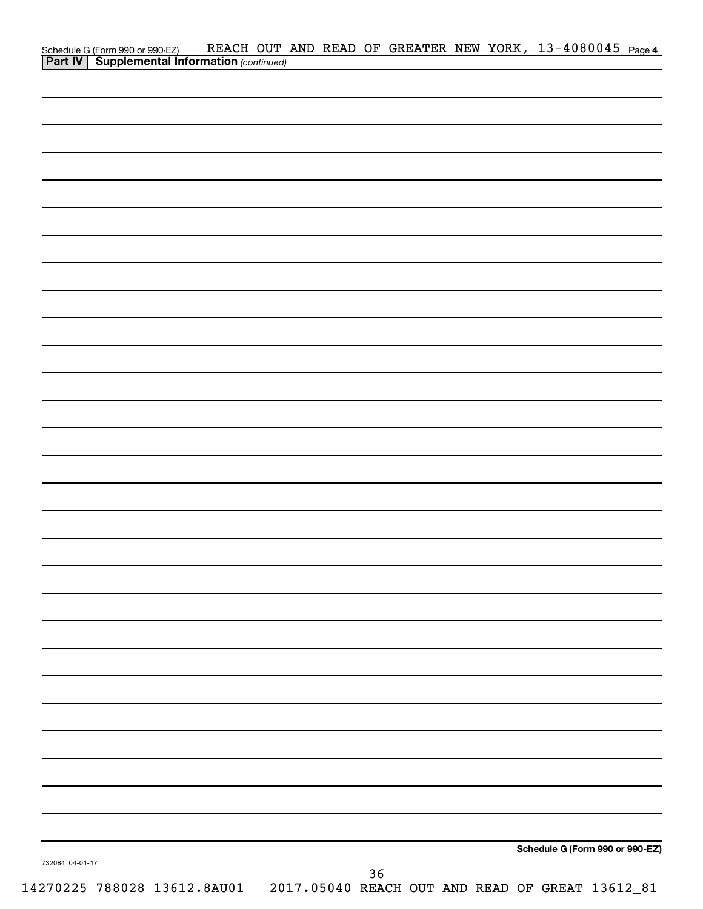Schedule G (Form 990 or 990-EZ) REACH OUT AND READ OF GREATER NEW YORK, 13-4080045 Page **4**

**Part IV** **Supplemental Information** *(continued)*

**Schedule G (Form 990 or 990-EZ)**

732084 04-01-17

14270225 788028 13612.8AU01 2017.05040 REACH OUT AND READ OF GREAT 13612_81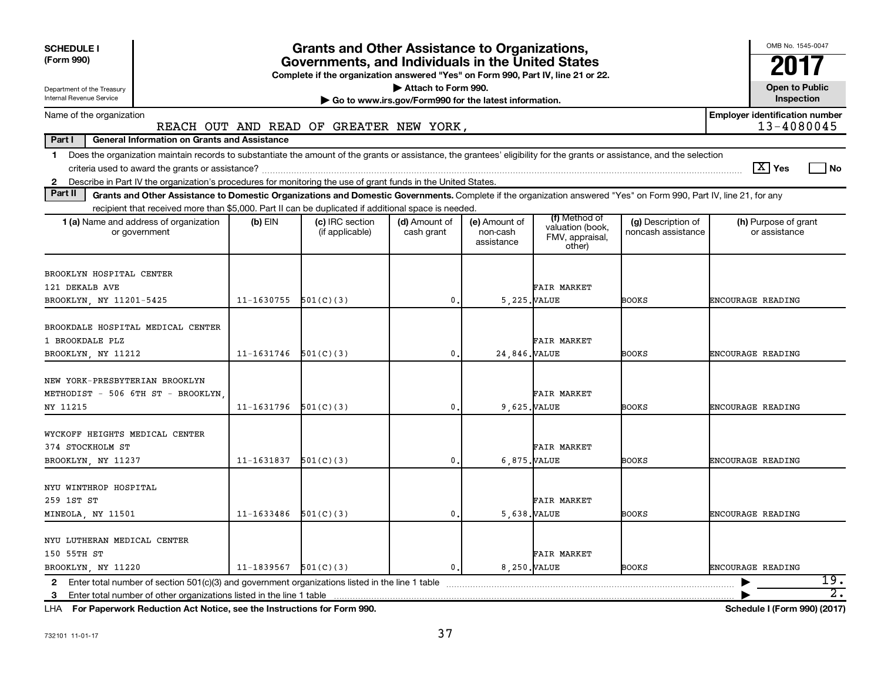**SCHEDULE I**
**(Form 990)**

Department of the Treasury
Internal Revenue Service

# Grants and Other Assistance to Organizations, Governments, and Individuals in the United States

**Complete if the organization answered "Yes" on Form 990, Part IV, line 21 or 22.**
**▶ Attach to Form 990.**
**▶ Go to www.irs.gov/Form990 for the latest information.**

OMB No. 1545-0047

**2017**

**Open to Public Inspection**

Name of the organization: REACH OUT AND READ OF GREATER NEW YORK,

**Employer identification number** 13-4080045

**Part I — General Information on Grants and Assistance**

1 Does the organization maintain records to substantiate the amount of the grants or assistance, the grantees' eligibility for the grants or assistance, and the selection criteria used to award the grants or assistance? [X] Yes [ ] No

2 Describe in Part IV the organization's procedures for monitoring the use of grant funds in the United States.

**Part II — Grants and Other Assistance to Domestic Organizations and Domestic Governments.** Complete if the organization answered "Yes" on Form 990, Part IV, line 21, for any recipient that received more than $5,000. Part II can be duplicated if additional space is needed.

| 1 (a) Name and address of organization or government | (b) EIN | (c) IRC section (if applicable) | (d) Amount of cash grant | (e) Amount of non-cash assistance | (f) Method of valuation (book, FMV, appraisal, other) | (g) Description of noncash assistance | (h) Purpose of grant or assistance |
|---|---|---|---|---|---|---|---|
| BROOKLYN HOSPITAL CENTER<br>121 DEKALB AVE<br>BROOKLYN, NY 11201-5425 | 11-1630755 | 501(C)(3) | 0. | 5,225. | FAIR MARKET VALUE | BOOKS | ENCOURAGE READING |
| BROOKDALE HOSPITAL MEDICAL CENTER<br>1 BROOKDALE PLZ<br>BROOKLYN, NY 11212 | 11-1631746 | 501(C)(3) | 0. | 24,846. | FAIR MARKET VALUE | BOOKS | ENCOURAGE READING |
| NEW YORK-PRESBYTERIAN BROOKLYN METHODIST - 506 6TH ST - BROOKLYN, NY 11215 | 11-1631796 | 501(C)(3) | 0. | 9,625. | FAIR MARKET VALUE | BOOKS | ENCOURAGE READING |
| WYCKOFF HEIGHTS MEDICAL CENTER<br>374 STOCKHOLM ST<br>BROOKLYN, NY 11237 | 11-1631837 | 501(C)(3) | 0. | 6,875. | FAIR MARKET VALUE | BOOKS | ENCOURAGE READING |
| NYU WINTHROP HOSPITAL<br>259 1ST ST<br>MINEOLA, NY 11501 | 11-1633486 | 501(C)(3) | 0. | 5,638. | FAIR MARKET VALUE | BOOKS | ENCOURAGE READING |
| NYU LUTHERAN MEDICAL CENTER<br>150 55TH ST<br>BROOKLYN, NY 11220 | 11-1839567 | 501(C)(3) | 0. | 8,250. | FAIR MARKET VALUE | BOOKS | ENCOURAGE READING |

2 Enter total number of section 501(c)(3) and government organizations listed in the line 1 table ▶ 19.

3 Enter total number of other organizations listed in the line 1 table ▶ 2.

LHA **For Paperwork Reduction Act Notice, see the Instructions for Form 990.** **Schedule I (Form 990) (2017)**

732101 11-01-17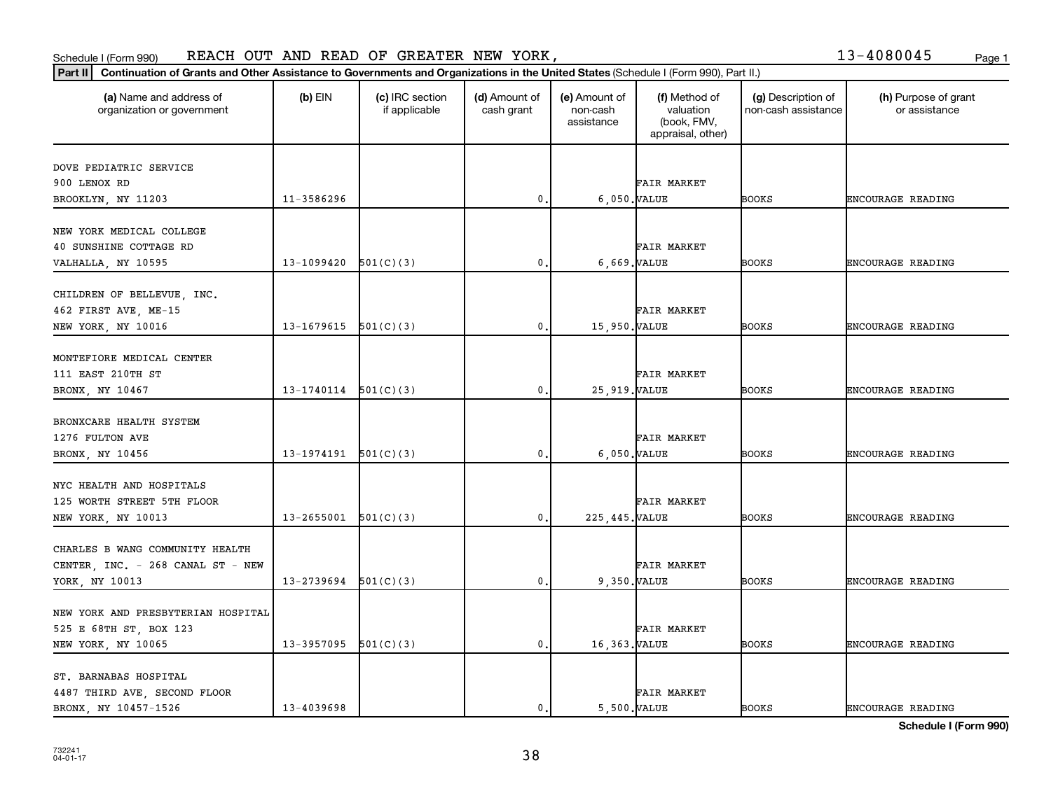Schedule I (Form 990) REACH OUT AND READ OF GREATER NEW YORK, 13-4080045

**Part II** **Continuation of Grants and Other Assistance to Governments and Organizations in the United States** (Schedule I (Form 990), Part II.)

| (a) Name and address of organization or government | (b) EIN | (c) IRC section if applicable | (d) Amount of cash grant | (e) Amount of non-cash assistance | (f) Method of valuation (book, FMV, appraisal, other) | (g) Description of non-cash assistance | (h) Purpose of grant or assistance |
|---|---|---|---|---|---|---|---|
| DOVE PEDIATRIC SERVICE 900 LENOX RD BROOKLYN, NY 11203 | 11-3586296 | | 0. | 6,050. | FAIR MARKET VALUE | BOOKS | ENCOURAGE READING |
| NEW YORK MEDICAL COLLEGE 40 SUNSHINE COTTAGE RD VALHALLA, NY 10595 | 13-1099420 | 501(C)(3) | 0. | 6,669. | FAIR MARKET VALUE | BOOKS | ENCOURAGE READING |
| CHILDREN OF BELLEVUE, INC. 462 FIRST AVE, ME-15 NEW YORK, NY 10016 | 13-1679615 | 501(C)(3) | 0. | 15,950. | FAIR MARKET VALUE | BOOKS | ENCOURAGE READING |
| MONTEFIORE MEDICAL CENTER 111 EAST 210TH ST BRONX, NY 10467 | 13-1740114 | 501(C)(3) | 0. | 25,919. | FAIR MARKET VALUE | BOOKS | ENCOURAGE READING |
| BRONXCARE HEALTH SYSTEM 1276 FULTON AVE BRONX, NY 10456 | 13-1974191 | 501(C)(3) | 0. | 6,050. | FAIR MARKET VALUE | BOOKS | ENCOURAGE READING |
| NYC HEALTH AND HOSPITALS 125 WORTH STREET 5TH FLOOR NEW YORK, NY 10013 | 13-2655001 | 501(C)(3) | 0. | 225,445. | FAIR MARKET VALUE | BOOKS | ENCOURAGE READING |
| CHARLES B WANG COMMUNITY HEALTH CENTER, INC. - 268 CANAL ST - NEW YORK, NY 10013 | 13-2739694 | 501(C)(3) | 0. | 9,350. | FAIR MARKET VALUE | BOOKS | ENCOURAGE READING |
| NEW YORK AND PRESBYTERIAN HOSPITAL 525 E 68TH ST, BOX 123 NEW YORK, NY 10065 | 13-3957095 | 501(C)(3) | 0. | 16,363. | FAIR MARKET VALUE | BOOKS | ENCOURAGE READING |
| ST. BARNABAS HOSPITAL 4487 THIRD AVE, SECOND FLOOR BRONX, NY 10457-1526 | 13-4039698 | | 0. | 5,500. | FAIR MARKET VALUE | BOOKS | ENCOURAGE READING |

**Schedule I (Form 990)**

732241 04-01-17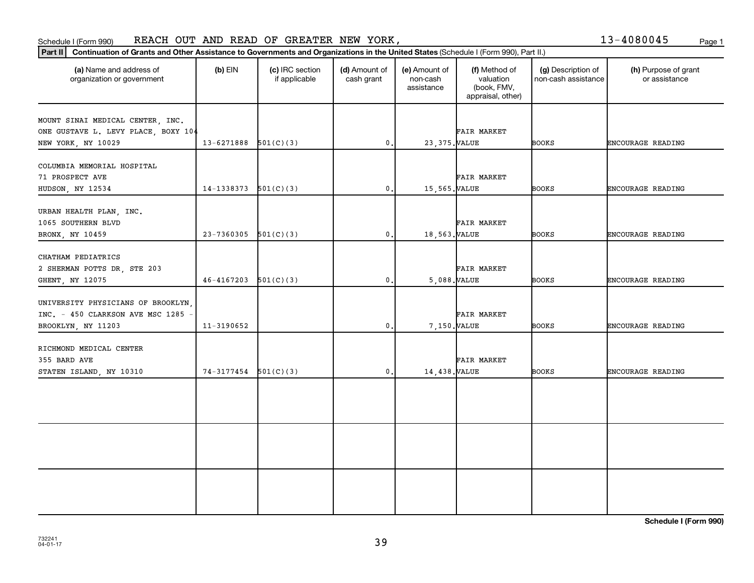Schedule I (Form 990) REACH OUT AND READ OF GREATER NEW YORK, 13-4080045

**Part II** **Continuation of Grants and Other Assistance to Governments and Organizations in the United States** (Schedule I (Form 990), Part II.)

| (a) Name and address of organization or government | (b) EIN | (c) IRC section if applicable | (d) Amount of cash grant | (e) Amount of non-cash assistance | (f) Method of valuation (book, FMV, appraisal, other) | (g) Description of non-cash assistance | (h) Purpose of grant or assistance |
|---|---|---|---|---|---|---|---|
| MOUNT SINAI MEDICAL CENTER, INC. ONE GUSTAVE L. LEVY PLACE, BOXY 104 NEW YORK, NY 10029 | 13-6271888 | 501(C)(3) | 0. | 23,375. | FAIR MARKET VALUE | BOOKS | ENCOURAGE READING |
| COLUMBIA MEMORIAL HOSPITAL 71 PROSPECT AVE HUDSON, NY 12534 | 14-1338373 | 501(C)(3) | 0. | 15,565. | FAIR MARKET VALUE | BOOKS | ENCOURAGE READING |
| URBAN HEALTH PLAN, INC. 1065 SOUTHERN BLVD BRONX, NY 10459 | 23-7360305 | 501(C)(3) | 0. | 18,563. | FAIR MARKET VALUE | BOOKS | ENCOURAGE READING |
| CHATHAM PEDIATRICS 2 SHERMAN POTTS DR, STE 203 GHENT, NY 12075 | 46-4167203 | 501(C)(3) | 0. | 5,088. | FAIR MARKET VALUE | BOOKS | ENCOURAGE READING |
| UNIVERSITY PHYSICIANS OF BROOKLYN, INC. - 450 CLARKSON AVE MSC 1285 - BROOKLYN, NY 11203 | 11-3190652 | | 0. | 7,150. | FAIR MARKET VALUE | BOOKS | ENCOURAGE READING |
| RICHMOND MEDICAL CENTER 355 BARD AVE STATEN ISLAND, NY 10310 | 74-3177454 | 501(C)(3) | 0. | 14,438. | FAIR MARKET VALUE | BOOKS | ENCOURAGE READING |
| | | | | | | | |
| | | | | | | | |
| | | | | | | | |

Schedule I (Form 990)

732241
04-01-17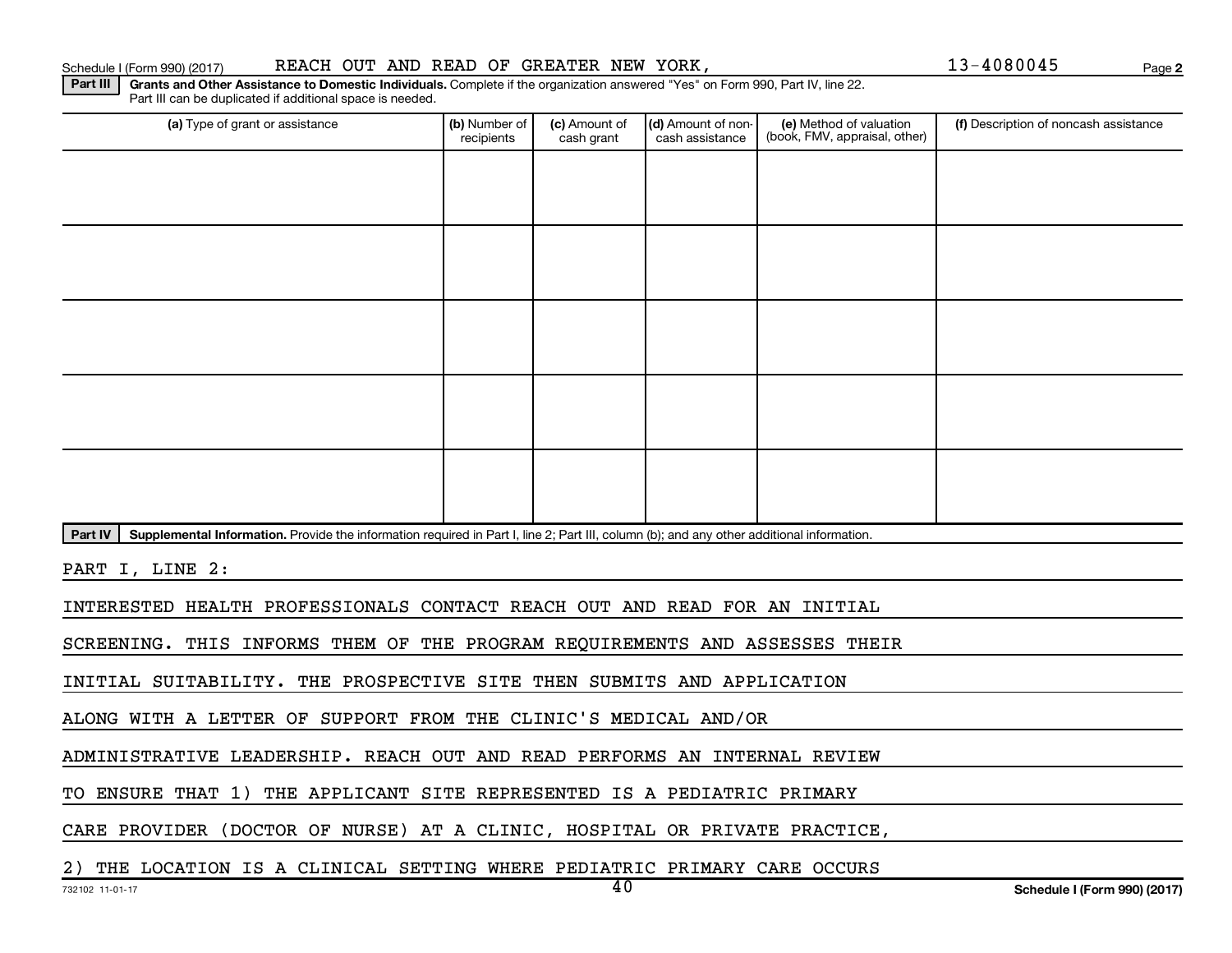Schedule I (Form 990) (2017) REACH OUT AND READ OF GREATER NEW YORK, 13-4080045

**Part III** **Grants and Other Assistance to Domestic Individuals.** Complete if the organization answered "Yes" on Form 990, Part IV, line 22. Part III can be duplicated if additional space is needed.

| (a) Type of grant or assistance | (b) Number of recipients | (c) Amount of cash grant | (d) Amount of non-cash assistance | (e) Method of valuation (book, FMV, appraisal, other) | (f) Description of noncash assistance |
|---|---|---|---|---|---|
| | | | | | |
| | | | | | |
| | | | | | |
| | | | | | |
| | | | | | |

**Part IV** **Supplemental Information.** Provide the information required in Part I, line 2; Part III, column (b); and any other additional information.

PART I, LINE 2:

INTERESTED HEALTH PROFESSIONALS CONTACT REACH OUT AND READ FOR AN INITIAL SCREENING. THIS INFORMS THEM OF THE PROGRAM REQUIREMENTS AND ASSESSES THEIR INITIAL SUITABILITY. THE PROSPECTIVE SITE THEN SUBMITS AND APPLICATION ALONG WITH A LETTER OF SUPPORT FROM THE CLINIC'S MEDICAL AND/OR ADMINISTRATIVE LEADERSHIP. REACH OUT AND READ PERFORMS AN INTERNAL REVIEW TO ENSURE THAT 1) THE APPLICANT SITE REPRESENTED IS A PEDIATRIC PRIMARY CARE PROVIDER (DOCTOR OF NURSE) AT A CLINIC, HOSPITAL OR PRIVATE PRACTICE, 2) THE LOCATION IS A CLINICAL SETTING WHERE PEDIATRIC PRIMARY CARE OCCURS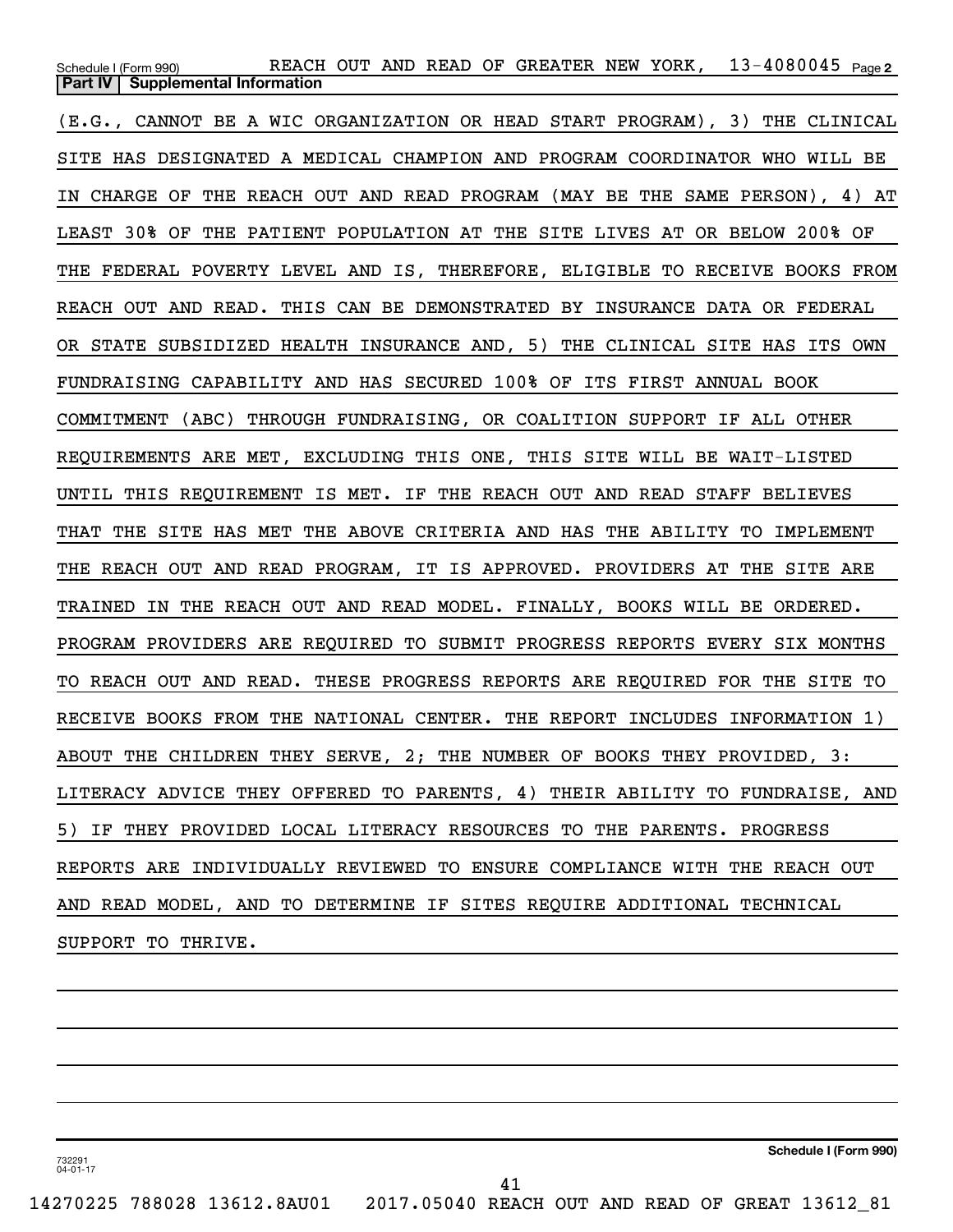Schedule I (Form 990) REACH OUT AND READ OF GREATER NEW YORK, 13-4080045 Page 2

**Part IV | Supplemental Information**

(E.G., CANNOT BE A WIC ORGANIZATION OR HEAD START PROGRAM), 3) THE CLINICAL SITE HAS DESIGNATED A MEDICAL CHAMPION AND PROGRAM COORDINATOR WHO WILL BE IN CHARGE OF THE REACH OUT AND READ PROGRAM (MAY BE THE SAME PERSON), 4) AT LEAST 30% OF THE PATIENT POPULATION AT THE SITE LIVES AT OR BELOW 200% OF THE FEDERAL POVERTY LEVEL AND IS, THEREFORE, ELIGIBLE TO RECEIVE BOOKS FROM REACH OUT AND READ. THIS CAN BE DEMONSTRATED BY INSURANCE DATA OR FEDERAL OR STATE SUBSIDIZED HEALTH INSURANCE AND, 5) THE CLINICAL SITE HAS ITS OWN FUNDRAISING CAPABILITY AND HAS SECURED 100% OF ITS FIRST ANNUAL BOOK COMMITMENT (ABC) THROUGH FUNDRAISING, OR COALITION SUPPORT IF ALL OTHER REQUIREMENTS ARE MET, EXCLUDING THIS ONE, THIS SITE WILL BE WAIT-LISTED UNTIL THIS REQUIREMENT IS MET. IF THE REACH OUT AND READ STAFF BELIEVES THAT THE SITE HAS MET THE ABOVE CRITERIA AND HAS THE ABILITY TO IMPLEMENT THE REACH OUT AND READ PROGRAM, IT IS APPROVED. PROVIDERS AT THE SITE ARE TRAINED IN THE REACH OUT AND READ MODEL. FINALLY, BOOKS WILL BE ORDERED. PROGRAM PROVIDERS ARE REQUIRED TO SUBMIT PROGRESS REPORTS EVERY SIX MONTHS TO REACH OUT AND READ. THESE PROGRESS REPORTS ARE REQUIRED FOR THE SITE TO RECEIVE BOOKS FROM THE NATIONAL CENTER. THE REPORT INCLUDES INFORMATION 1) ABOUT THE CHILDREN THEY SERVE, 2; THE NUMBER OF BOOKS THEY PROVIDED, 3: LITERACY ADVICE THEY OFFERED TO PARENTS, 4) THEIR ABILITY TO FUNDRAISE, AND 5) IF THEY PROVIDED LOCAL LITERACY RESOURCES TO THE PARENTS. PROGRESS REPORTS ARE INDIVIDUALLY REVIEWED TO ENSURE COMPLIANCE WITH THE REACH OUT AND READ MODEL, AND TO DETERMINE IF SITES REQUIRE ADDITIONAL TECHNICAL SUPPORT TO THRIVE.

732291 04-01-17

**Schedule I (Form 990)**

14270225 788028 13612.8AU01 2017.05040 REACH OUT AND READ OF GREAT 13612_81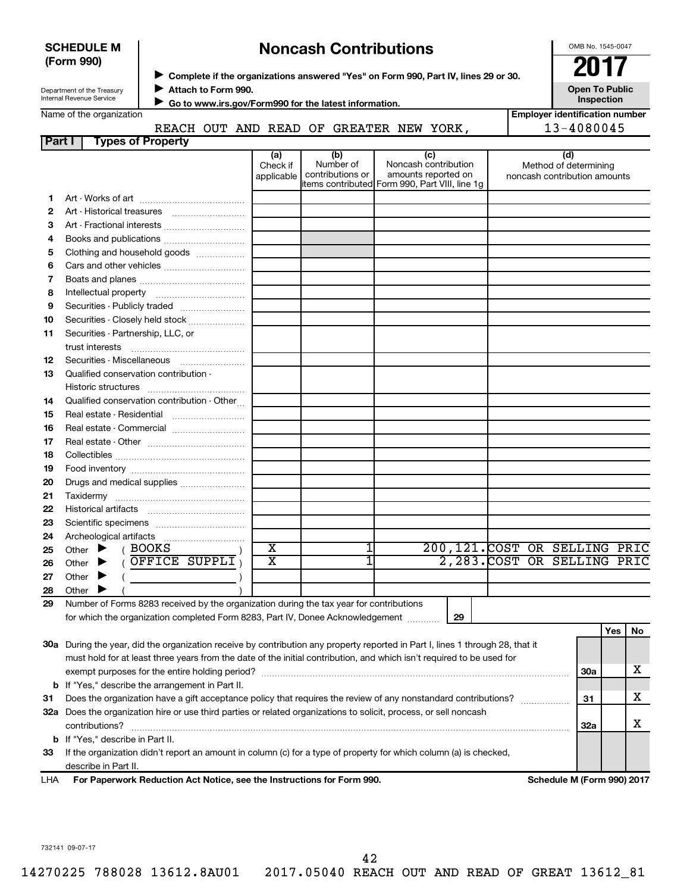**SCHEDULE M (Form 990)**

Department of the Treasury
Internal Revenue Service

# Noncash Contributions

▶ Complete if the organizations answered "Yes" on Form 990, Part IV, lines 29 or 30.
▶ Attach to Form 990.
▶ Go to www.irs.gov/Form990 for the latest information.

OMB No. 1545-0047

**2017**

**Open To Public Inspection**

Name of the organization: REACH OUT AND READ OF GREATER NEW YORK,

Employer identification number: 13-4080045

## Part I Types of Property

| | | (a) Check if applicable | (b) Number of contributions or items contributed | (c) Noncash contribution amounts reported on Form 990, Part VIII, line 1g | (d) Method of determining noncash contribution amounts |
|---|---|---|---|---|---|
| 1 | Art - Works of art | | | | |
| 2 | Art - Historical treasures | | | | |
| 3 | Art - Fractional interests | | | | |
| 4 | Books and publications | | | | |
| 5 | Clothing and household goods | | | | |
| 6 | Cars and other vehicles | | | | |
| 7 | Boats and planes | | | | |
| 8 | Intellectual property | | | | |
| 9 | Securities - Publicly traded | | | | |
| 10 | Securities - Closely held stock | | | | |
| 11 | Securities - Partnership, LLC, or trust interests | | | | |
| 12 | Securities - Miscellaneous | | | | |
| 13 | Qualified conservation contribution - Historic structures | | | | |
| 14 | Qualified conservation contribution - Other | | | | |
| 15 | Real estate - Residential | | | | |
| 16 | Real estate - Commercial | | | | |
| 17 | Real estate - Other | | | | |
| 18 | Collectibles | | | | |
| 19 | Food inventory | | | | |
| 20 | Drugs and medical supplies | | | | |
| 21 | Taxidermy | | | | |
| 22 | Historical artifacts | | | | |
| 23 | Scientific specimens | | | | |
| 24 | Archeological artifacts | | | | |
| 25 | Other ▶ ( BOOKS ) | X | 1 | 200,121. | COST OR SELLING PRIC |
| 26 | Other ▶ ( OFFICE SUPPLI ) | X | 1 | 2,283. | COST OR SELLING PRIC |
| 27 | Other ▶ ( ) | | | | |
| 28 | Other ▶ ( ) | | | | |

29 Number of Forms 8283 received by the organization during the tax year for contributions for which the organization completed Form 8283, Part IV, Donee Acknowledgement ..... **29**

| | | | Yes | No |
|---|---|---|---|---|
| 30a | During the year, did the organization receive by contribution any property reported in Part I, lines 1 through 28, that it must hold for at least three years from the date of the initial contribution, and which isn't required to be used for exempt purposes for the entire holding period? | 30a | | X |
| b | If "Yes," describe the arrangement in Part II. | | | |
| 31 | Does the organization have a gift acceptance policy that requires the review of any nonstandard contributions? | 31 | | X |
| 32a | Does the organization hire or use third parties or related organizations to solicit, process, or sell noncash contributions? | 32a | | X |
| b | If "Yes," describe in Part II. | | | |
| 33 | If the organization didn't report an amount in column (c) for a type of property for which column (a) is checked, describe in Part II. | | | |

LHA **For Paperwork Reduction Act Notice, see the Instructions for Form 990.** **Schedule M (Form 990) 2017**

732141 09-07-17

14270225 788028 13612.8AU01 2017.05040 REACH OUT AND READ OF GREAT 13612_81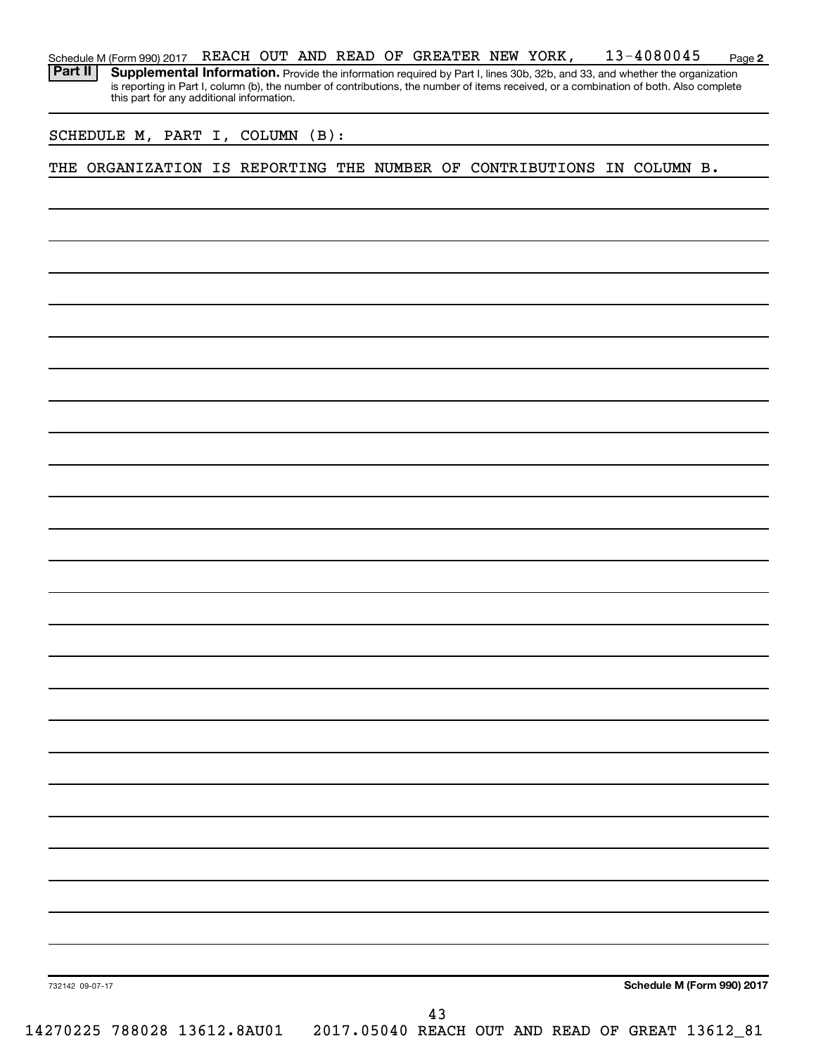Schedule M (Form 990) 2017 REACH OUT AND READ OF GREATER NEW YORK, 13-4080045 Page 2

**Part II** **Supplemental Information.** Provide the information required by Part I, lines 30b, 32b, and 33, and whether the organization is reporting in Part I, column (b), the number of contributions, the number of items received, or a combination of both. Also complete this part for any additional information.

SCHEDULE M, PART I, COLUMN (B):

THE ORGANIZATION IS REPORTING THE NUMBER OF CONTRIBUTIONS IN COLUMN B.

732142 09-07-17 **Schedule M (Form 990) 2017**

14270225 788028 13612.8AU01 2017.05040 REACH OUT AND READ OF GREAT 13612_81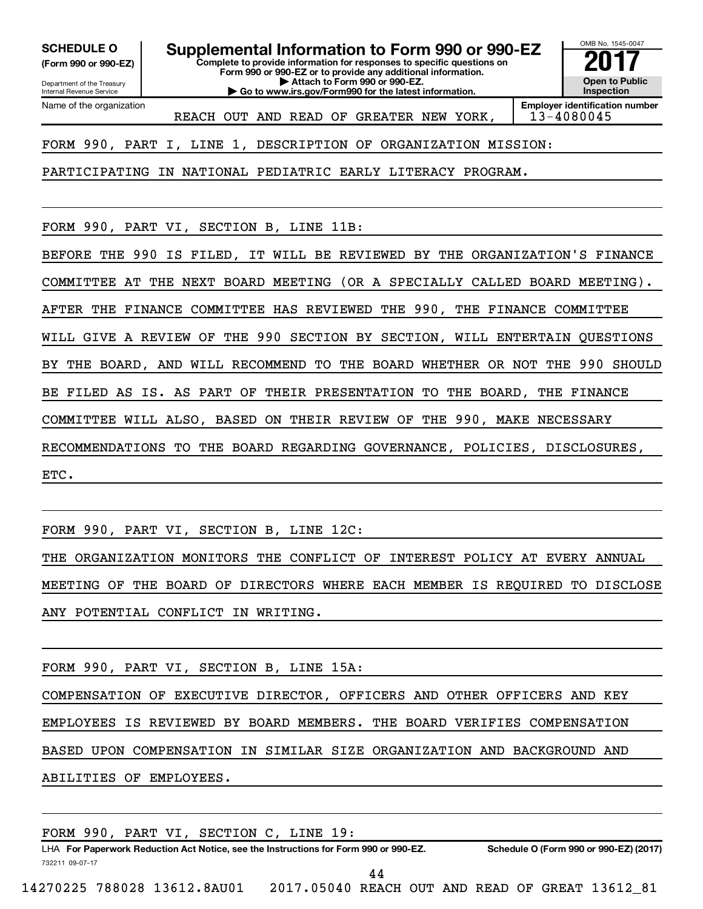**SCHEDULE O**
**(Form 990 or 990-EZ)**

Department of the Treasury
Internal Revenue Service

# Supplemental Information to Form 990 or 990-EZ

**Complete to provide information for responses to specific questions on Form 990 or 990-EZ or to provide any additional information.**
**▶ Attach to Form 990 or 990-EZ.**
**▶ Go to www.irs.gov/Form990 for the latest information.**

OMB No. 1545-0047
**2017**
**Open to Public Inspection**

| Name of the organization | Employer identification number |
|---|---|
| REACH OUT AND READ OF GREATER NEW YORK, | 13-4080045 |

FORM 990, PART I, LINE 1, DESCRIPTION OF ORGANIZATION MISSION:

PARTICIPATING IN NATIONAL PEDIATRIC EARLY LITERACY PROGRAM.

FORM 990, PART VI, SECTION B, LINE 11B:

BEFORE THE 990 IS FILED, IT WILL BE REVIEWED BY THE ORGANIZATION'S FINANCE COMMITTEE AT THE NEXT BOARD MEETING (OR A SPECIALLY CALLED BOARD MEETING). AFTER THE FINANCE COMMITTEE HAS REVIEWED THE 990, THE FINANCE COMMITTEE WILL GIVE A REVIEW OF THE 990 SECTION BY SECTION, WILL ENTERTAIN QUESTIONS BY THE BOARD, AND WILL RECOMMEND TO THE BOARD WHETHER OR NOT THE 990 SHOULD BE FILED AS IS. AS PART OF THEIR PRESENTATION TO THE BOARD, THE FINANCE COMMITTEE WILL ALSO, BASED ON THEIR REVIEW OF THE 990, MAKE NECESSARY RECOMMENDATIONS TO THE BOARD REGARDING GOVERNANCE, POLICIES, DISCLOSURES, ETC.

FORM 990, PART VI, SECTION B, LINE 12C:

THE ORGANIZATION MONITORS THE CONFLICT OF INTEREST POLICY AT EVERY ANNUAL MEETING OF THE BOARD OF DIRECTORS WHERE EACH MEMBER IS REQUIRED TO DISCLOSE ANY POTENTIAL CONFLICT IN WRITING.

FORM 990, PART VI, SECTION B, LINE 15A:

COMPENSATION OF EXECUTIVE DIRECTOR, OFFICERS AND OTHER OFFICERS AND KEY EMPLOYEES IS REVIEWED BY BOARD MEMBERS. THE BOARD VERIFIES COMPENSATION BASED UPON COMPENSATION IN SIMILAR SIZE ORGANIZATION AND BACKGROUND AND ABILITIES OF EMPLOYEES.

FORM 990, PART VI, SECTION C, LINE 19:

LHA **For Paperwork Reduction Act Notice, see the Instructions for Form 990 or 990-EZ.** **Schedule O (Form 990 or 990-EZ) (2017)**

732211 09-07-17

14270225 788028 13612.8AU01 2017.05040 REACH OUT AND READ OF GREAT 13612_81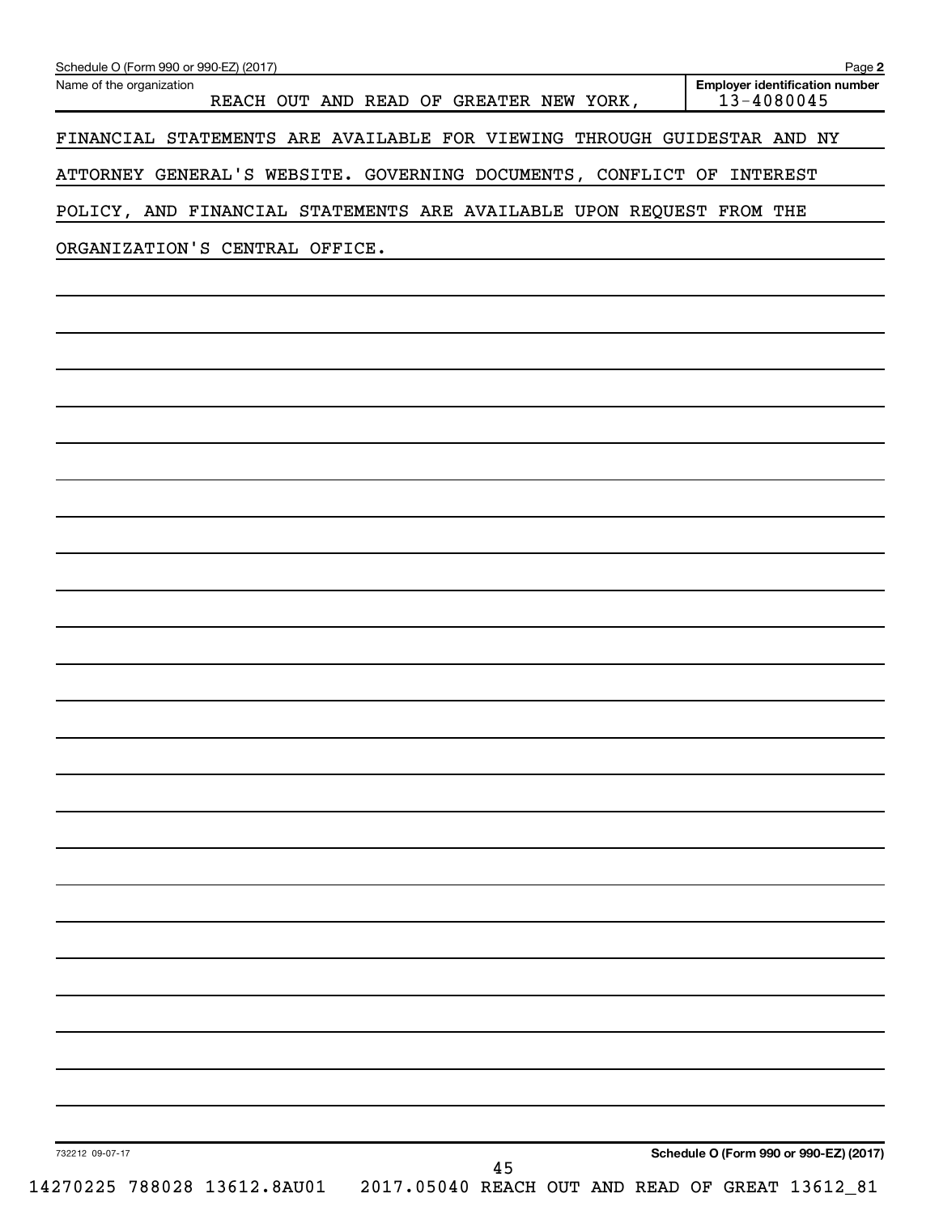Schedule O (Form 990 or 990-EZ) (2017)

Name of the organization: REACH OUT AND READ OF GREATER NEW YORK,

Employer identification number: 13-4080045

FINANCIAL STATEMENTS ARE AVAILABLE FOR VIEWING THROUGH GUIDESTAR AND NY ATTORNEY GENERAL'S WEBSITE. GOVERNING DOCUMENTS, CONFLICT OF INTEREST POLICY, AND FINANCIAL STATEMENTS ARE AVAILABLE UPON REQUEST FROM THE ORGANIZATION'S CENTRAL OFFICE.